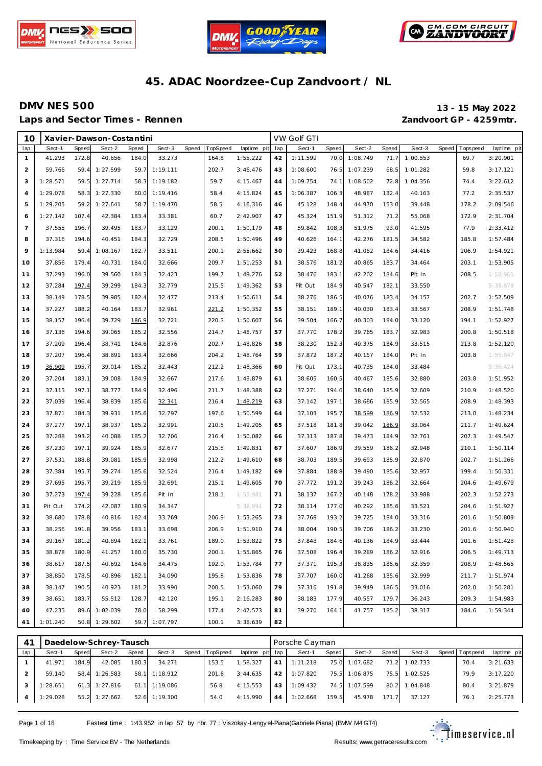# 45. ADAC Noordzee-Cup Zandvoort / NL

## DMV NES 500

**Laps and Sector Times - Rennen**

**13 - 15 May 2022**

**Zandvoort GP - 4259mtr.**

| 10 | Xavier-Dawson-Costantini | | | | | | | | VW Golf GTI | | | | | | | | |
|---|---|---|---|---|---|---|---|---|---|---|---|---|---|---|---|---|---|
| lap | Sect-1 | Speed | Sect-2 | Speed | Sect-3 | Speed | TopSpeed | laptime pit | lap | Sect-1 | Speed | Sect-2 | Speed | Sect-3 | Speed | Topspeed | laptime pit |
| 1 | 41.293 | 172.8 | 40.656 | 184.0 | 33.273 | | 164.8 | 1:55.222 | 42 | 1:11.599 | 70.0 | 1:08.749 | 71.7 | 1:00.553 | | 69.7 | 3:20.901 |
| 2 | 59.766 | 59.4 | 1:27.599 | 59.7 | 1:19.111 | | 202.7 | 3:46.476 | 43 | 1:08.600 | 76.5 | 1:07.239 | 68.5 | 1:01.282 | | 59.8 | 3:17.121 |
| 3 | 1:28.571 | 59.5 | 1:27.714 | 58.3 | 1:19.182 | | 59.7 | 4:15.467 | 44 | 1:09.754 | 74.1 | 1:08.502 | 72.8 | 1:04.356 | | 74.4 | 3:22.612 |
| 4 | 1:29.078 | 58.3 | 1:27.330 | 60.0 | 1:19.416 | | 58.4 | 4:15.824 | 45 | 1:06.387 | 106.3 | 48.987 | 132.4 | 40.163 | | 77.2 | 2:35.537 |
| 5 | 1:29.205 | 59.2 | 1:27.641 | 58.7 | 1:19.470 | | 58.5 | 4:16.316 | 46 | 45.128 | 148.4 | 44.970 | 153.0 | 39.448 | | 178.2 | 2:09.546 |
| 6 | 1:27.142 | 107.4 | 42.384 | 183.4 | 33.381 | | 60.7 | 2:42.907 | 47 | 45.324 | 151.9 | 51.312 | 71.2 | 55.068 | | 172.9 | 2:31.704 |
| 7 | 37.555 | 196.7 | 39.495 | 183.7 | 33.129 | | 200.1 | 1:50.179 | 48 | 59.842 | 108.3 | 51.975 | 93.0 | 41.595 | | 77.9 | 2:33.412 |
| 8 | 37.316 | 194.6 | 40.451 | 184.3 | 32.729 | | 208.5 | 1:50.496 | 49 | 40.626 | 164.1 | 42.276 | 181.5 | 34.582 | | 185.8 | 1:57.484 |
| 9 | 1:13.984 | 59.4 | 1:08.167 | 182.7 | 33.511 | | 200.1 | 2:55.662 | 50 | 39.423 | 168.8 | 41.082 | 184.6 | 34.416 | | 206.9 | 1:54.921 |
| 10 | 37.856 | 179.4 | 40.731 | 184.0 | 32.666 | | 209.7 | 1:51.253 | 51 | 38.576 | 181.2 | 40.865 | 183.7 | 34.464 | | 203.1 | 1:53.905 |
| 11 | 37.293 | 196.0 | 39.560 | 184.3 | 32.423 | | 199.7 | 1:49.276 | 52 | 38.476 | 183.1 | 42.202 | 184.6 | Pit In | | 208.5 | 1:58.961 |
| 12 | 37.284 | 197.4 | 39.299 | 184.3 | 32.779 | | 215.5 | 1:49.362 | 53 | Pit Out | 184.9 | 40.547 | 182.1 | 33.550 | | | 5:38.878 |
| 13 | 38.149 | 178.5 | 39.985 | 182.4 | 32.477 | | 213.4 | 1:50.611 | 54 | 38.276 | 186.5 | 40.076 | 183.4 | 34.157 | | 202.7 | 1:52.509 |
| 14 | 37.227 | 188.2 | 40.164 | 183.7 | 32.961 | | 221.2 | 1:50.352 | 55 | 38.151 | 189.1 | 40.030 | 183.4 | 33.567 | | 208.9 | 1:51.748 |
| 15 | 38.157 | 196.4 | 39.729 | 186.9 | 32.721 | | 220.3 | 1:50.607 | 56 | 39.504 | 166.7 | 40.303 | 184.0 | 33.120 | | 194.1 | 1:52.927 |
| 16 | 37.136 | 194.6 | 39.065 | 185.2 | 32.556 | | 214.7 | 1:48.757 | 57 | 37.770 | 178.2 | 39.765 | 183.7 | 32.983 | | 200.8 | 1:50.518 |
| 17 | 37.209 | 196.4 | 38.741 | 184.6 | 32.876 | | 202.7 | 1:48.826 | 58 | 38.230 | 152.3 | 40.375 | 184.9 | 33.515 | | 213.8 | 1:52.120 |
| 18 | 37.207 | 196.4 | 38.891 | 183.4 | 32.666 | | 204.2 | 1:48.764 | 59 | 37.872 | 187.2 | 40.157 | 184.0 | Pit In | | 203.8 | 1:55.847 |
| 19 | 36.909 | 195.7 | 39.014 | 185.2 | 32.443 | | 212.2 | 1:48.366 | 60 | Pit Out | 173.1 | 40.735 | 184.0 | 33.484 | | | 5:36.424 |
| 20 | 37.204 | 183.1 | 39.008 | 184.9 | 32.667 | | 217.6 | 1:48.879 | 61 | 38.605 | 160.5 | 40.467 | 185.6 | 32.880 | | 203.8 | 1:51.952 |
| 21 | 37.115 | 197.1 | 38.777 | 184.9 | 32.496 | | 211.7 | 1:48.388 | 62 | 37.271 | 194.6 | 38.640 | 185.9 | 32.609 | | 210.9 | 1:48.520 |
| 22 | 37.039 | 196.4 | 38.839 | 185.6 | 32.341 | | 216.4 | 1:48.219 | 63 | 37.142 | 197.1 | 38.686 | 185.9 | 32.565 | | 208.9 | 1:48.393 |
| 23 | 37.871 | 184.3 | 39.931 | 185.6 | 32.797 | | 197.6 | 1:50.599 | 64 | 37.103 | 195.7 | 38.599 | 186.9 | 32.532 | | 213.0 | 1:48.234 |
| 24 | 37.277 | 197.1 | 38.937 | 185.2 | 32.991 | | 210.5 | 1:49.205 | 65 | 37.518 | 181.8 | 39.042 | 186.9 | 33.064 | | 211.7 | 1:49.624 |
| 25 | 37.288 | 193.2 | 40.088 | 185.2 | 32.706 | | 216.4 | 1:50.082 | 66 | 37.313 | 187.8 | 39.473 | 184.9 | 32.761 | | 207.3 | 1:49.547 |
| 26 | 37.230 | 197.1 | 39.924 | 185.9 | 32.677 | | 215.5 | 1:49.831 | 67 | 37.607 | 186.9 | 39.559 | 186.2 | 32.948 | | 210.1 | 1:50.114 |
| 27 | 37.531 | 188.8 | 39.081 | 185.9 | 32.998 | | 212.2 | 1:49.610 | 68 | 38.703 | 189.5 | 39.693 | 185.9 | 32.870 | | 202.7 | 1:51.266 |
| 28 | 37.384 | 195.7 | 39.274 | 185.6 | 32.524 | | 216.4 | 1:49.182 | 69 | 37.884 | 188.8 | 39.490 | 185.6 | 32.957 | | 199.4 | 1:50.331 |
| 29 | 37.695 | 195.7 | 39.219 | 185.9 | 32.691 | | 215.1 | 1:49.605 | 70 | 37.772 | 191.2 | 39.243 | 186.2 | 32.664 | | 204.6 | 1:49.679 |
| 30 | 37.273 | 197.4 | 39.228 | 185.6 | Pit In | | 218.1 | 1:53.981 | 71 | 38.137 | 167.2 | 40.148 | 178.2 | 33.988 | | 202.3 | 1:52.273 |
| 31 | Pit Out | 174.2 | 42.087 | 180.9 | 34.347 | | | 5:38.991 | 72 | 38.114 | 177.0 | 40.292 | 185.6 | 33.521 | | 204.6 | 1:51.927 |
| 32 | 38.680 | 178.8 | 40.816 | 182.4 | 33.769 | | 206.9 | 1:53.265 | 73 | 37.768 | 193.2 | 39.725 | 184.0 | 33.316 | | 201.6 | 1:50.809 |
| 33 | 38.256 | 191.8 | 39.956 | 183.1 | 33.698 | | 206.9 | 1:51.910 | 74 | 38.004 | 190.5 | 39.706 | 186.2 | 33.230 | | 201.6 | 1:50.940 |
| 34 | 39.167 | 181.2 | 40.894 | 182.1 | 33.761 | | 189.0 | 1:53.822 | 75 | 37.848 | 184.6 | 40.136 | 184.9 | 33.444 | | 201.6 | 1:51.428 |
| 35 | 38.878 | 180.9 | 41.257 | 180.0 | 35.730 | | 200.1 | 1:55.865 | 76 | 37.508 | 196.4 | 39.289 | 186.2 | 32.916 | | 206.5 | 1:49.713 |
| 36 | 38.617 | 187.5 | 40.692 | 184.6 | 34.475 | | 192.0 | 1:53.784 | 77 | 37.371 | 195.3 | 38.835 | 185.6 | 32.359 | | 208.9 | 1:48.565 |
| 37 | 38.850 | 178.5 | 40.896 | 182.1 | 34.090 | | 195.8 | 1:53.836 | 78 | 37.707 | 160.0 | 41.268 | 185.6 | 32.999 | | 211.7 | 1:51.974 |
| 38 | 38.147 | 190.5 | 40.923 | 181.2 | 33.990 | | 200.5 | 1:53.060 | 79 | 37.316 | 191.8 | 39.949 | 186.5 | 33.016 | | 202.0 | 1:50.281 |
| 39 | 38.651 | 183.7 | 55.512 | 128.7 | 42.120 | | 195.1 | 2:16.283 | 80 | 38.183 | 177.9 | 40.557 | 179.7 | 36.243 | | 209.3 | 1:54.983 |
| 40 | 47.235 | 89.6 | 1:02.039 | 78.0 | 58.299 | | 177.4 | 2:47.573 | 81 | 39.270 | 164.1 | 41.757 | 185.2 | 38.317 | | 184.6 | 1:59.344 |
| 41 | 1:01.240 | 50.8 | 1:29.602 | 59.7 | 1:07.797 | | 100.1 | 3:38.639 | 82 | | | | | | | | |

| 41 | Daedelow-Schrey-Tausch | | | | | | | | Porsche Cayman | | | | | | | | |
|---|---|---|---|---|---|---|---|---|---|---|---|---|---|---|---|---|---|
| lap | Sect-1 | Speed | Sect-2 | Speed | Sect-3 | Speed | TopSpeed | laptime pit | lap | Sect-1 | Speed | Sect-2 | Speed | Sect-3 | Speed | Topspeed | laptime pit |
| 1 | 41.971 | 184.9 | 42.085 | 180.3 | 34.271 | | 153.5 | 1:58.327 | 41 | 1:11.218 | 75.0 | 1:07.682 | 71.2 | 1:02.733 | | 70.4 | 3:21.633 |
| 2 | 59.140 | 58.4 | 1:26.583 | 58.1 | 1:18.912 | | 201.6 | 3:44.635 | 42 | 1:07.820 | 75.5 | 1:06.875 | 75.5 | 1:02.525 | | 79.9 | 3:17.220 |
| 3 | 1:28.651 | 61.3 | 1:27.816 | 61.1 | 1:19.086 | | 56.8 | 4:15.553 | 43 | 1:09.432 | 74.5 | 1:07.599 | 80.2 | 1:04.848 | | 80.4 | 3:21.879 |
| 4 | 1:29.028 | 55.2 | 1:27.662 | 52.6 | 1:19.300 | | 54.0 | 4:15.990 | 44 | 1:02.668 | 159.5 | 45.978 | 171.7 | 37.127 | | 76.1 | 2:25.773 |

Fastest time : 1:43.952 in lap 57 by nbr. 77 : Viszokay-Lengyel-Piana(Gabriele Piana) (BMW M4 GT4)

Timekeeping by : Time Service BV - The Netherlands

Results: www.getraceresults.com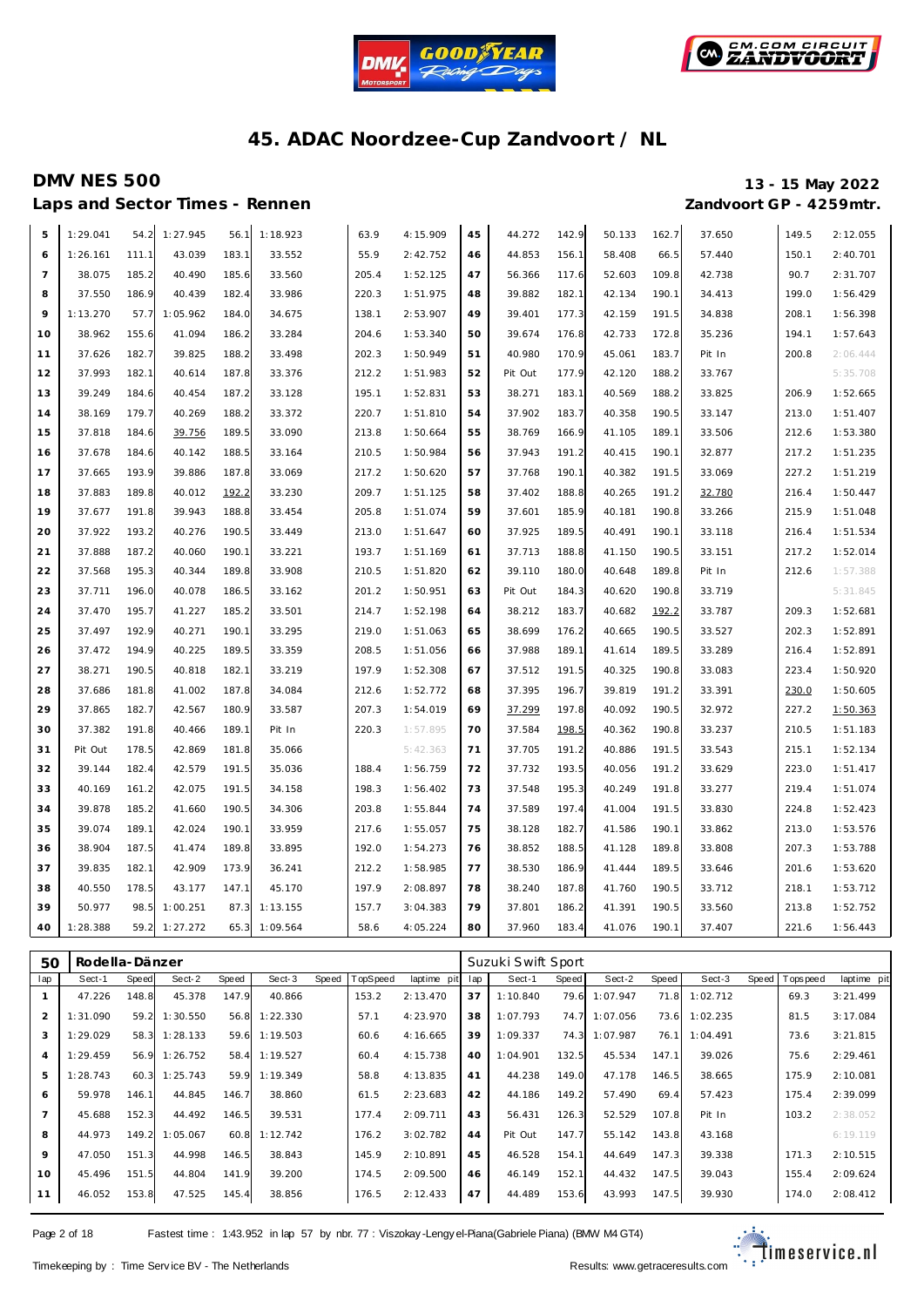# 45. ADAC Noordzee-Cup Zandvoort / NL

## DMV NES 500

**13 - 15 May 2022**

### Laps and Sector Times - Rennen

**Zandvoort GP - 4259mtr.**

| lap | Sect-1 | Speed | Sect-2 | Speed | Sect-3 | Speed | TopSpeed | laptime pit | lap | Sect-1 | Speed | Sect-2 | Speed | Sect-3 | Speed | Topspeed | laptime pit |
|---|---|---|---|---|---|---|---|---|---|---|---|---|---|---|---|---|---|
| 5 | 1:29.041 | 54.2 | 1:27.945 | 56.1 | 1:18.923 | | 63.9 | 4:15.909 | 45 | 44.272 | 142.9 | 50.133 | 162.7 | 37.650 | | 149.5 | 2:12.055 |
| 6 | 1:26.161 | 111.1 | 43.039 | 183.1 | 33.552 | | 55.9 | 2:42.752 | 46 | 44.853 | 156.1 | 58.408 | 66.5 | 57.440 | | 150.1 | 2:40.701 |
| 7 | 38.075 | 185.2 | 40.490 | 185.6 | 33.560 | | 205.4 | 1:52.125 | 47 | 56.366 | 117.6 | 52.603 | 109.8 | 42.738 | | 90.7 | 2:31.707 |
| 8 | 37.550 | 186.9 | 40.439 | 182.4 | 33.986 | | 220.3 | 1:51.975 | 48 | 39.882 | 182.1 | 42.134 | 190.1 | 34.413 | | 199.0 | 1:56.429 |
| 9 | 1:13.270 | 57.7 | 1:05.962 | 184.0 | 34.675 | | 138.1 | 2:53.907 | 49 | 39.401 | 177.3 | 42.159 | 191.5 | 34.838 | | 208.1 | 1:56.398 |
| 10 | 38.962 | 155.6 | 41.094 | 186.2 | 33.284 | | 204.6 | 1:53.340 | 50 | 39.674 | 176.8 | 42.733 | 172.8 | 35.236 | | 194.1 | 1:57.643 |
| 11 | 37.626 | 182.7 | 39.825 | 188.2 | 33.498 | | 202.3 | 1:50.949 | 51 | 40.980 | 170.9 | 45.061 | 183.7 | Pit In | | 200.8 | 2:06.444 |
| 12 | 37.993 | 182.1 | 40.614 | 187.8 | 33.376 | | 212.2 | 1:51.983 | 52 | Pit Out | 177.9 | 42.120 | 188.2 | 33.767 | | | 5:35.708 |
| 13 | 39.249 | 184.6 | 40.454 | 187.2 | 33.128 | | 195.1 | 1:52.831 | 53 | 38.271 | 183.1 | 40.569 | 188.2 | 33.825 | | 206.9 | 1:52.665 |
| 14 | 38.169 | 179.7 | 40.269 | 188.2 | 33.372 | | 220.7 | 1:51.810 | 54 | 37.902 | 183.7 | 40.358 | 190.5 | 33.147 | | 213.0 | 1:51.407 |
| 15 | 37.818 | 184.6 | 39.756 | 189.5 | 33.090 | | 213.8 | 1:50.664 | 55 | 38.769 | 166.9 | 41.105 | 189.1 | 33.506 | | 212.6 | 1:53.380 |
| 16 | 37.678 | 184.6 | 40.142 | 188.5 | 33.164 | | 210.5 | 1:50.984 | 56 | 37.943 | 191.2 | 40.415 | 190.1 | 32.877 | | 217.2 | 1:51.235 |
| 17 | 37.665 | 193.9 | 39.886 | 187.8 | 33.069 | | 217.2 | 1:50.620 | 57 | 37.768 | 190.1 | 40.382 | 191.5 | 33.069 | | 227.2 | 1:51.219 |
| 18 | 37.883 | 189.8 | 40.012 | 192.2 | 33.230 | | 209.7 | 1:51.125 | 58 | 37.402 | 188.8 | 40.265 | 191.2 | 32.780 | | 216.4 | 1:50.447 |
| 19 | 37.677 | 191.8 | 39.943 | 188.8 | 33.454 | | 205.8 | 1:51.074 | 59 | 37.601 | 185.9 | 40.181 | 190.8 | 33.266 | | 215.9 | 1:51.048 |
| 20 | 37.922 | 193.2 | 40.276 | 190.5 | 33.449 | | 213.0 | 1:51.647 | 60 | 37.925 | 189.5 | 40.491 | 190.1 | 33.118 | | 216.4 | 1:51.534 |
| 21 | 37.888 | 187.2 | 40.060 | 190.1 | 33.221 | | 193.7 | 1:51.169 | 61 | 37.713 | 188.8 | 41.150 | 190.5 | 33.151 | | 217.2 | 1:52.014 |
| 22 | 37.568 | 195.3 | 40.344 | 189.8 | 33.908 | | 210.5 | 1:51.820 | 62 | 39.110 | 180.0 | 40.648 | 189.8 | Pit In | | 212.6 | 1:57.388 |
| 23 | 37.711 | 196.0 | 40.078 | 186.5 | 33.162 | | 201.2 | 1:50.951 | 63 | Pit Out | 184.3 | 40.620 | 190.8 | 33.719 | | | 5:31.845 |
| 24 | 37.470 | 195.7 | 41.227 | 185.2 | 33.501 | | 214.7 | 1:52.198 | 64 | 38.212 | 183.7 | 40.682 | 192.2 | 33.787 | | 209.3 | 1:52.681 |
| 25 | 37.497 | 192.9 | 40.271 | 190.1 | 33.295 | | 219.0 | 1:51.063 | 65 | 38.699 | 176.2 | 40.665 | 190.5 | 33.527 | | 202.3 | 1:52.891 |
| 26 | 37.472 | 194.9 | 40.225 | 189.5 | 33.359 | | 208.5 | 1:51.056 | 66 | 37.988 | 189.1 | 41.614 | 189.5 | 33.289 | | 216.4 | 1:52.891 |
| 27 | 38.271 | 190.5 | 40.818 | 182.1 | 33.219 | | 197.9 | 1:52.308 | 67 | 37.512 | 191.5 | 40.325 | 190.8 | 33.083 | | 223.4 | 1:50.920 |
| 28 | 37.686 | 181.8 | 41.002 | 187.8 | 34.084 | | 212.6 | 1:52.772 | 68 | 37.395 | 196.7 | 39.819 | 191.2 | 33.391 | | 230.0 | 1:50.605 |
| 29 | 37.865 | 182.7 | 42.567 | 180.9 | 33.587 | | 207.3 | 1:54.019 | 69 | 37.299 | 197.8 | 40.092 | 190.5 | 32.972 | | 227.2 | 1:50.363 |
| 30 | 37.382 | 191.8 | 40.466 | 189.1 | Pit In | | 220.3 | 1:57.895 | 70 | 37.584 | 198.5 | 40.362 | 190.8 | 33.237 | | 210.5 | 1:51.183 |
| 31 | Pit Out | 178.5 | 42.869 | 181.8 | 35.066 | | | 5:42.363 | 71 | 37.705 | 191.2 | 40.886 | 191.5 | 33.543 | | 215.1 | 1:52.134 |
| 32 | 39.144 | 182.4 | 42.579 | 191.5 | 35.036 | | 188.4 | 1:56.759 | 72 | 37.732 | 193.5 | 40.056 | 191.2 | 33.629 | | 223.0 | 1:51.417 |
| 33 | 40.169 | 161.2 | 42.075 | 191.5 | 34.158 | | 198.3 | 1:56.402 | 73 | 37.548 | 195.3 | 40.249 | 191.8 | 33.277 | | 219.4 | 1:51.074 |
| 34 | 39.878 | 185.2 | 41.660 | 190.5 | 34.306 | | 203.8 | 1:55.844 | 74 | 37.589 | 197.4 | 41.004 | 191.5 | 33.830 | | 224.8 | 1:52.423 |
| 35 | 39.074 | 189.1 | 42.024 | 190.1 | 33.959 | | 217.6 | 1:55.057 | 75 | 38.128 | 182.7 | 41.586 | 190.1 | 33.862 | | 213.0 | 1:53.576 |
| 36 | 38.904 | 187.5 | 41.474 | 189.8 | 33.895 | | 192.0 | 1:54.273 | 76 | 38.852 | 188.5 | 41.128 | 189.8 | 33.808 | | 207.3 | 1:53.788 |
| 37 | 39.835 | 182.1 | 42.909 | 173.9 | 36.241 | | 212.2 | 1:58.985 | 77 | 38.530 | 186.9 | 41.444 | 189.5 | 33.646 | | 201.6 | 1:53.620 |
| 38 | 40.550 | 178.5 | 43.177 | 147.1 | 45.170 | | 197.9 | 2:08.897 | 78 | 38.240 | 187.8 | 41.760 | 190.5 | 33.712 | | 218.1 | 1:53.712 |
| 39 | 50.977 | 98.5 | 1:00.251 | 87.3 | 1:13.155 | | 157.7 | 3:04.383 | 79 | 37.801 | 186.2 | 41.391 | 190.5 | 33.560 | | 213.8 | 1:52.752 |
| 40 | 1:28.388 | 59.2 | 1:27.272 | 65.3 | 1:09.564 | | 58.6 | 4:05.224 | 80 | 37.960 | 183.4 | 41.076 | 190.1 | 37.407 | | 221.6 | 1:56.443 |

**50 Rodella-Dänzer — Suzuki Swift Sport**

| lap | Sect-1 | Speed | Sect-2 | Speed | Sect-3 | Speed | TopSpeed | laptime pit | lap | Sect-1 | Speed | Sect-2 | Speed | Sect-3 | Speed | Topspeed | laptime pit |
|---|---|---|---|---|---|---|---|---|---|---|---|---|---|---|---|---|---|
| 1 | 47.226 | 148.8 | 45.378 | 147.9 | 40.866 | | 153.2 | 2:13.470 | 37 | 1:10.840 | 79.6 | 1:07.947 | 71.8 | 1:02.712 | | 69.3 | 3:21.499 |
| 2 | 1:31.090 | 59.2 | 1:30.550 | 56.8 | 1:22.330 | | 57.1 | 4:23.970 | 38 | 1:07.793 | 74.7 | 1:07.056 | 73.6 | 1:02.235 | | 81.5 | 3:17.084 |
| 3 | 1:29.029 | 58.3 | 1:28.133 | 59.6 | 1:19.503 | | 60.6 | 4:16.665 | 39 | 1:09.337 | 74.3 | 1:07.987 | 76.1 | 1:04.491 | | 73.6 | 3:21.815 |
| 4 | 1:29.459 | 56.9 | 1:26.752 | 58.4 | 1:19.527 | | 60.4 | 4:15.738 | 40 | 1:04.901 | 132.5 | 45.534 | 147.1 | 39.026 | | 75.6 | 2:29.461 |
| 5 | 1:28.743 | 60.3 | 1:25.743 | 59.9 | 1:19.349 | | 58.8 | 4:13.835 | 41 | 44.238 | 149.0 | 47.178 | 146.5 | 38.665 | | 175.9 | 2:10.081 |
| 6 | 59.978 | 146.1 | 44.845 | 146.7 | 38.860 | | 61.5 | 2:23.683 | 42 | 44.186 | 149.2 | 57.490 | 69.4 | 57.423 | | 175.4 | 2:39.099 |
| 7 | 45.688 | 152.3 | 44.492 | 146.5 | 39.531 | | 177.4 | 2:09.711 | 43 | 56.431 | 126.3 | 52.529 | 107.8 | Pit In | | 103.2 | 2:38.052 |
| 8 | 44.973 | 149.2 | 1:05.067 | 60.8 | 1:12.742 | | 176.2 | 3:02.782 | 44 | Pit Out | 147.7 | 55.142 | 143.8 | 43.168 | | | 6:19.119 |
| 9 | 47.050 | 151.3 | 44.998 | 146.5 | 38.843 | | 145.9 | 2:10.891 | 45 | 46.528 | 154.1 | 44.649 | 147.3 | 39.338 | | 171.3 | 2:10.515 |
| 10 | 45.496 | 151.5 | 44.804 | 141.9 | 39.200 | | 174.5 | 2:09.500 | 46 | 46.149 | 152.1 | 44.432 | 147.5 | 39.043 | | 155.4 | 2:09.624 |
| 11 | 46.052 | 153.8 | 47.525 | 145.4 | 38.856 | | 176.5 | 2:12.433 | 47 | 44.489 | 153.6 | 43.993 | 147.5 | 39.930 | | 174.0 | 2:08.412 |

Fastest time : 1:43.952 in lap 57 by nbr. 77 : Viszokay-Lengyel-Piana(Gabriele Piana) (BMW M4 GT4)

Timekeeping by : Time Service BV - The Netherlands

Results: www.getraceresults.com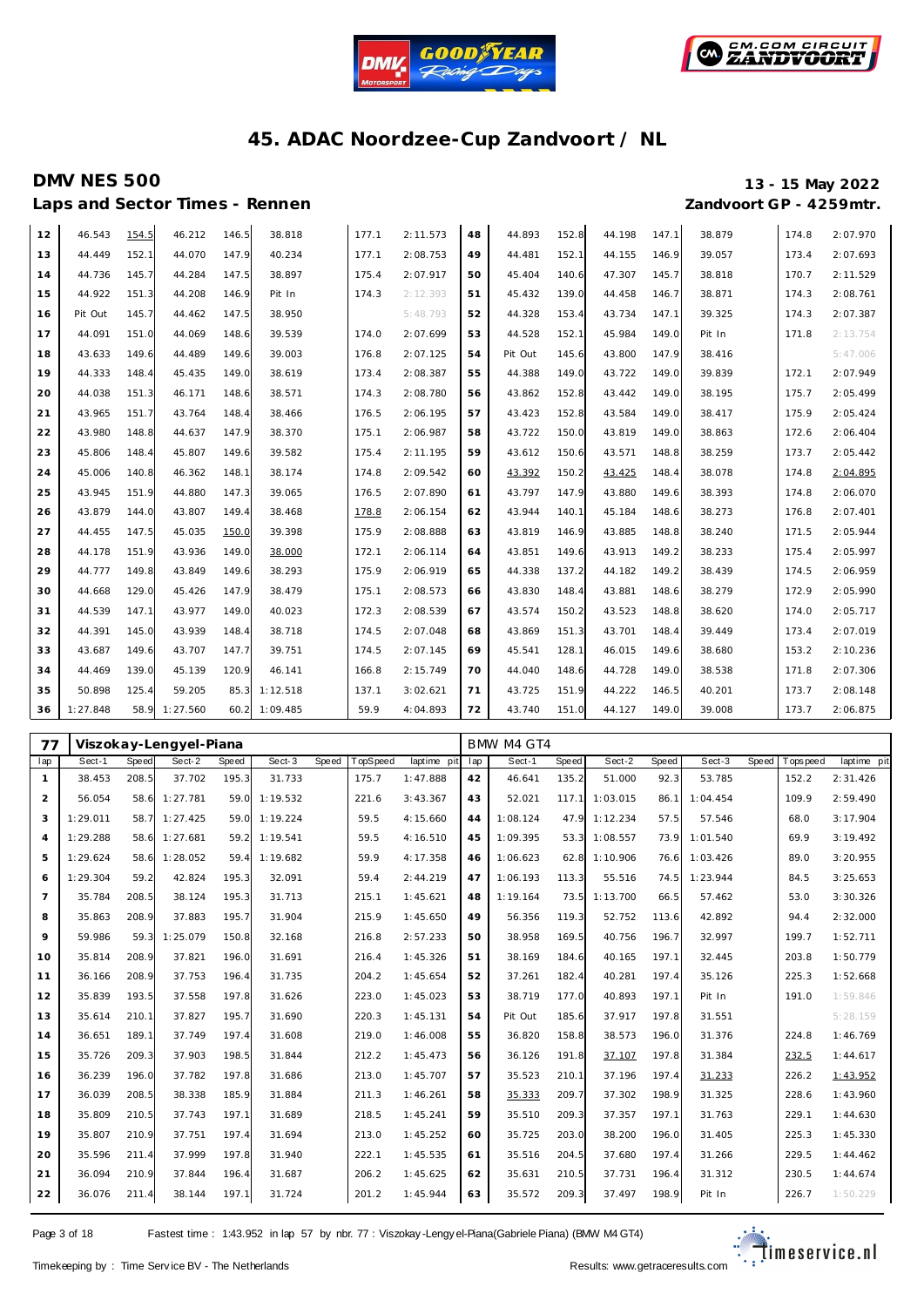# 45. ADAC Noordzee-Cup Zandvoort / NL

## DMV NES 500

**13 - 15 May 2022**

### Laps and Sector Times - Rennen

**Zandvoort GP - 4259mtr.**

| lap | Sect-1 | Speed | Sect-2 | Speed | Sect-3 | Speed | TopSpeed | laptime pit | lap | Sect-1 | Speed | Sect-2 | Speed | Sect-3 | Speed | Topspeed | laptime pit |
|---|---|---|---|---|---|---|---|---|---|---|---|---|---|---|---|---|---|
| 12 | 46.543 | 154.5 | 46.212 | 146.5 | 38.818 | | 177.1 | 2:11.573 | 48 | 44.893 | 152.8 | 44.198 | 147.1 | 38.879 | | 174.8 | 2:07.970 |
| 13 | 44.449 | 152.1 | 44.070 | 147.9 | 40.234 | | 177.1 | 2:08.753 | 49 | 44.481 | 152.1 | 44.155 | 146.9 | 39.057 | | 173.4 | 2:07.693 |
| 14 | 44.736 | 145.7 | 44.284 | 147.5 | 38.897 | | 175.4 | 2:07.917 | 50 | 45.404 | 140.6 | 47.307 | 145.7 | 38.818 | | 170.7 | 2:11.529 |
| 15 | 44.922 | 151.3 | 44.208 | 146.9 | Pit In | | 174.3 | 2:12.393 | 51 | 45.432 | 139.0 | 44.458 | 146.7 | 38.871 | | 174.3 | 2:08.761 |
| 16 | Pit Out | 145.7 | 44.462 | 147.5 | 38.950 | | | 5:48.793 | 52 | 44.328 | 153.4 | 43.734 | 147.1 | 39.325 | | 174.3 | 2:07.387 |
| 17 | 44.091 | 151.0 | 44.069 | 148.6 | 39.539 | | 174.0 | 2:07.699 | 53 | 44.528 | 152.1 | 45.984 | 149.0 | Pit In | | 171.8 | 2:13.754 |
| 18 | 43.633 | 149.6 | 44.489 | 149.6 | 39.003 | | 176.8 | 2:07.125 | 54 | Pit Out | 145.6 | 43.800 | 147.9 | 38.416 | | | 5:47.006 |
| 19 | 44.333 | 148.4 | 45.435 | 149.0 | 38.619 | | 173.4 | 2:08.387 | 55 | 44.388 | 149.0 | 43.722 | 149.0 | 39.839 | | 172.1 | 2:07.949 |
| 20 | 44.038 | 151.3 | 46.171 | 148.6 | 38.571 | | 174.3 | 2:08.780 | 56 | 43.862 | 152.8 | 43.442 | 149.0 | 38.195 | | 175.7 | 2:05.499 |
| 21 | 43.965 | 151.7 | 43.764 | 148.4 | 38.466 | | 176.5 | 2:06.195 | 57 | 43.423 | 152.8 | 43.584 | 149.0 | 38.417 | | 175.9 | 2:05.424 |
| 22 | 43.980 | 148.8 | 44.637 | 147.9 | 38.370 | | 175.1 | 2:06.987 | 58 | 43.722 | 150.0 | 43.819 | 149.0 | 38.863 | | 172.6 | 2:06.404 |
| 23 | 45.806 | 148.4 | 45.807 | 149.6 | 39.582 | | 175.4 | 2:11.195 | 59 | 43.612 | 150.6 | 43.571 | 148.8 | 38.259 | | 173.7 | 2:05.442 |
| 24 | 45.006 | 140.8 | 46.362 | 148.1 | 38.174 | | 174.8 | 2:09.542 | 60 | 43.392 | 150.2 | 43.425 | 148.4 | 38.078 | | 174.8 | 2:04.895 |
| 25 | 43.945 | 151.9 | 44.880 | 147.3 | 39.065 | | 176.5 | 2:07.890 | 61 | 43.797 | 147.9 | 43.880 | 149.6 | 38.393 | | 174.8 | 2:06.070 |
| 26 | 43.879 | 144.0 | 43.807 | 149.4 | 38.468 | | 178.8 | 2:06.154 | 62 | 43.944 | 140.1 | 45.184 | 148.6 | 38.273 | | 176.8 | 2:07.401 |
| 27 | 44.455 | 147.5 | 45.035 | 150.0 | 39.398 | | 175.9 | 2:08.888 | 63 | 43.819 | 146.9 | 43.885 | 148.8 | 38.240 | | 171.5 | 2:05.944 |
| 28 | 44.178 | 151.9 | 43.936 | 149.0 | 38.000 | | 172.1 | 2:06.114 | 64 | 43.851 | 149.6 | 43.913 | 149.2 | 38.233 | | 175.4 | 2:05.997 |
| 29 | 44.777 | 149.8 | 43.849 | 149.6 | 38.293 | | 175.9 | 2:06.919 | 65 | 44.338 | 137.2 | 44.182 | 149.2 | 38.439 | | 174.5 | 2:06.959 |
| 30 | 44.668 | 129.0 | 45.426 | 147.9 | 38.479 | | 175.1 | 2:08.573 | 66 | 43.830 | 148.4 | 43.881 | 148.6 | 38.279 | | 172.9 | 2:05.990 |
| 31 | 44.539 | 147.1 | 43.977 | 149.0 | 40.023 | | 172.3 | 2:08.539 | 67 | 43.574 | 150.2 | 43.523 | 148.8 | 38.620 | | 174.0 | 2:05.717 |
| 32 | 44.391 | 145.0 | 43.939 | 148.4 | 38.718 | | 174.5 | 2:07.048 | 68 | 43.869 | 151.3 | 43.701 | 148.4 | 39.449 | | 173.4 | 2:07.019 |
| 33 | 43.687 | 149.6 | 43.707 | 147.7 | 39.751 | | 174.5 | 2:07.145 | 69 | 45.541 | 128.1 | 46.015 | 149.6 | 38.680 | | 153.2 | 2:10.236 |
| 34 | 44.469 | 139.0 | 45.139 | 120.9 | 46.141 | | 166.8 | 2:15.749 | 70 | 44.040 | 148.6 | 44.728 | 149.0 | 38.538 | | 171.8 | 2:07.306 |
| 35 | 50.898 | 125.4 | 59.205 | 85.3 | 1:12.518 | | 137.1 | 3:02.621 | 71 | 43.725 | 151.9 | 44.222 | 146.5 | 40.201 | | 173.7 | 2:08.148 |
| 36 | 1:27.848 | 58.9 | 1:27.560 | 60.2 | 1:09.485 | | 59.9 | 4:04.893 | 72 | 43.740 | 151.0 | 44.127 | 149.0 | 39.008 | | 173.7 | 2:06.875 |

**77 Viszokay-Lengyel-Piana — BMW M4 GT4**

| lap | Sect-1 | Speed | Sect-2 | Speed | Sect-3 | Speed | TopSpeed | laptime pit | lap | Sect-1 | Speed | Sect-2 | Speed | Sect-3 | Speed | Topspeed | laptime pit |
|---|---|---|---|---|---|---|---|---|---|---|---|---|---|---|---|---|---|
| 1 | 38.453 | 208.5 | 37.702 | 195.3 | 31.733 | | 175.7 | 1:47.888 | 42 | 46.641 | 135.2 | 51.000 | 92.3 | 53.785 | | 152.2 | 2:31.426 |
| 2 | 56.054 | 58.6 | 1:27.781 | 59.0 | 1:19.532 | | 221.6 | 3:43.367 | 43 | 52.021 | 117.1 | 1:03.015 | 86.1 | 1:04.454 | | 109.9 | 2:59.490 |
| 3 | 1:29.011 | 58.7 | 1:27.425 | 59.0 | 1:19.224 | | 59.5 | 4:15.660 | 44 | 1:08.124 | 47.9 | 1:12.234 | 57.5 | 57.546 | | 68.0 | 3:17.904 |
| 4 | 1:29.288 | 58.6 | 1:27.681 | 59.2 | 1:19.541 | | 59.5 | 4:16.510 | 45 | 1:09.395 | 53.3 | 1:08.557 | 73.9 | 1:01.540 | | 69.9 | 3:19.492 |
| 5 | 1:29.624 | 58.6 | 1:28.052 | 59.4 | 1:19.682 | | 59.9 | 4:17.358 | 46 | 1:06.623 | 62.8 | 1:10.906 | 76.6 | 1:03.426 | | 89.0 | 3:20.955 |
| 6 | 1:29.304 | 59.2 | 42.824 | 195.3 | 32.091 | | 59.4 | 2:44.219 | 47 | 1:06.193 | 113.3 | 55.516 | 74.5 | 1:23.944 | | 84.5 | 3:25.653 |
| 7 | 35.784 | 208.5 | 38.124 | 195.3 | 31.713 | | 215.1 | 1:45.621 | 48 | 1:19.164 | 73.5 | 1:13.700 | 66.5 | 57.462 | | 53.0 | 3:30.326 |
| 8 | 35.863 | 208.9 | 37.883 | 195.7 | 31.904 | | 215.9 | 1:45.650 | 49 | 56.356 | 119.3 | 52.752 | 113.6 | 42.892 | | 94.4 | 2:32.000 |
| 9 | 59.986 | 59.3 | 1:25.079 | 150.8 | 32.168 | | 216.8 | 2:57.233 | 50 | 38.958 | 169.5 | 40.756 | 196.7 | 32.997 | | 199.7 | 1:52.711 |
| 10 | 35.814 | 208.9 | 37.821 | 196.0 | 31.691 | | 216.4 | 1:45.326 | 51 | 38.169 | 184.6 | 40.165 | 197.1 | 32.445 | | 203.8 | 1:50.779 |
| 11 | 36.166 | 208.9 | 37.753 | 196.4 | 31.735 | | 204.2 | 1:45.654 | 52 | 37.261 | 182.4 | 40.281 | 197.4 | 35.126 | | 225.3 | 1:52.668 |
| 12 | 35.839 | 193.5 | 37.558 | 197.8 | 31.626 | | 223.0 | 1:45.023 | 53 | 38.719 | 177.0 | 40.893 | 197.1 | Pit In | | 191.0 | 1:59.846 |
| 13 | 35.614 | 210.1 | 37.827 | 195.7 | 31.690 | | 220.3 | 1:45.131 | 54 | Pit Out | 185.6 | 37.917 | 197.8 | 31.551 | | | 5:28.159 |
| 14 | 36.651 | 189.1 | 37.749 | 197.4 | 31.608 | | 219.0 | 1:46.008 | 55 | 36.820 | 158.8 | 38.573 | 196.0 | 31.376 | | 224.8 | 1:46.769 |
| 15 | 35.726 | 209.3 | 37.903 | 198.5 | 31.844 | | 212.2 | 1:45.473 | 56 | 36.126 | 191.8 | 37.107 | 197.8 | 31.384 | | 232.5 | 1:44.617 |
| 16 | 36.239 | 196.0 | 37.782 | 197.8 | 31.686 | | 213.0 | 1:45.707 | 57 | 35.523 | 210.1 | 37.196 | 197.4 | 31.233 | | 226.2 | 1:43.952 |
| 17 | 36.039 | 208.5 | 38.338 | 185.9 | 31.884 | | 211.3 | 1:46.261 | 58 | 35.333 | 209.7 | 37.302 | 198.9 | 31.325 | | 228.6 | 1:43.960 |
| 18 | 35.809 | 210.5 | 37.743 | 197.1 | 31.689 | | 218.5 | 1:45.241 | 59 | 35.510 | 209.3 | 37.357 | 197.1 | 31.763 | | 229.1 | 1:44.630 |
| 19 | 35.807 | 210.9 | 37.751 | 197.4 | 31.694 | | 213.0 | 1:45.252 | 60 | 35.725 | 203.0 | 38.200 | 196.0 | 31.405 | | 225.3 | 1:45.330 |
| 20 | 35.596 | 211.4 | 37.999 | 197.8 | 31.940 | | 222.1 | 1:45.535 | 61 | 35.516 | 204.5 | 37.680 | 197.4 | 31.266 | | 229.5 | 1:44.462 |
| 21 | 36.094 | 210.9 | 37.844 | 196.4 | 31.687 | | 206.2 | 1:45.625 | 62 | 35.631 | 210.5 | 37.731 | 196.4 | 31.312 | | 230.5 | 1:44.674 |
| 22 | 36.076 | 211.4 | 38.144 | 197.1 | 31.724 | | 201.2 | 1:45.944 | 63 | 35.572 | 209.3 | 37.497 | 198.9 | Pit In | | 226.7 | 1:50.229 |

Fastest time : 1:43.952 in lap 57 by nbr. 77 : Viszokay-Lengyel-Piana(Gabriele Piana) (BMW M4 GT4)

Timekeeping by : Time Service BV - The Netherlands

Results: www.getraceresults.com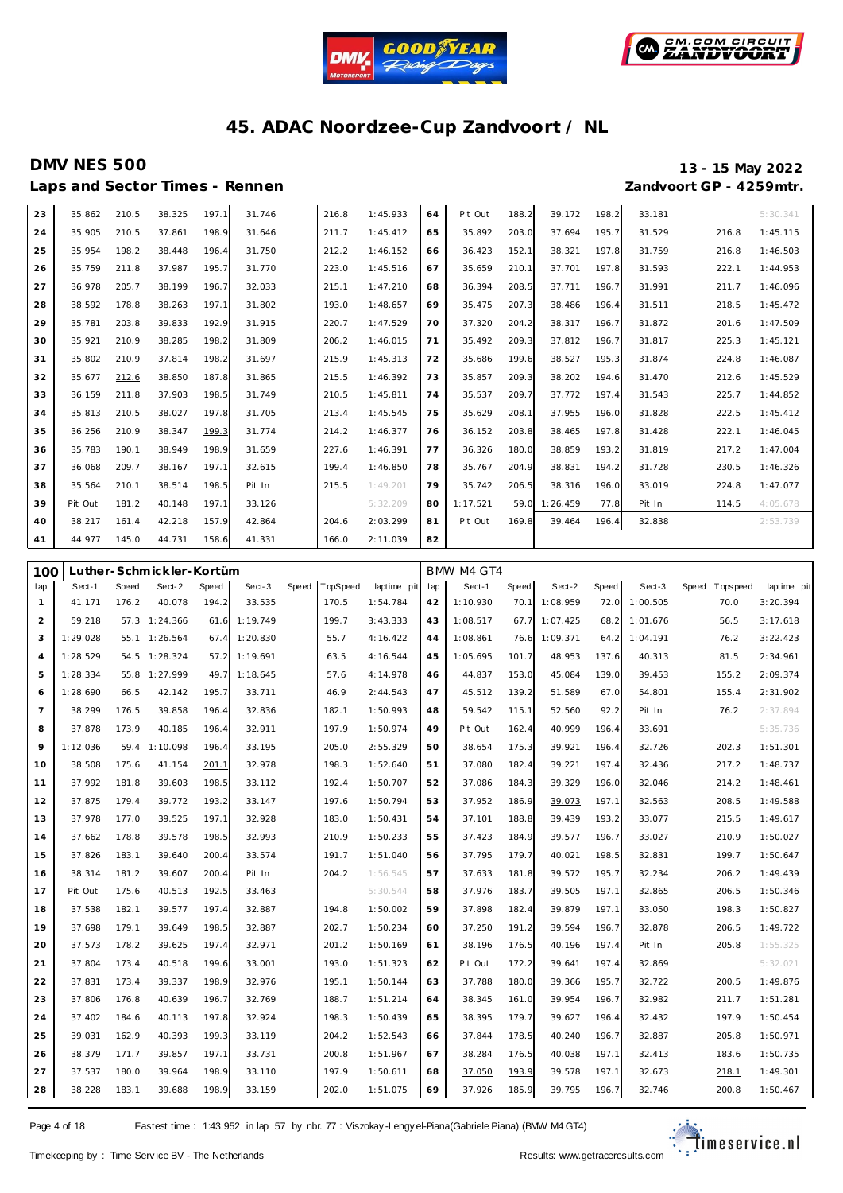# 45. ADAC Noordzee-Cup Zandvoort / NL

## DMV NES 500

**13 - 15 May 2022**

**Laps and Sector Times - Rennen**

**Zandvoort GP - 4259mtr.**

| lap | Sect-1 | Speed | Sect-2 | Speed | Sect-3 | Speed | TopSpeed | laptime pit | lap | Sect-1 | Speed | Sect-2 | Speed | Sect-3 | Speed | Topspeed | laptime pit |
|---|---|---|---|---|---|---|---|---|---|---|---|---|---|---|---|---|---|
| 23 | 35.862 | 210.5 | 38.325 | 197.1 | 31.746 | | 216.8 | 1:45.933 | 64 | Pit Out | 188.2 | 39.172 | 198.2 | 33.181 | | | 5:30.341 |
| 24 | 35.905 | 210.5 | 37.861 | 198.9 | 31.646 | | 211.7 | 1:45.412 | 65 | 35.892 | 203.0 | 37.694 | 195.7 | 31.529 | | 216.8 | 1:45.115 |
| 25 | 35.954 | 198.2 | 38.448 | 196.4 | 31.750 | | 212.2 | 1:46.152 | 66 | 36.423 | 152.1 | 38.321 | 197.8 | 31.759 | | 216.8 | 1:46.503 |
| 26 | 35.759 | 211.8 | 37.987 | 195.7 | 31.770 | | 223.0 | 1:45.516 | 67 | 35.659 | 210.1 | 37.701 | 197.8 | 31.593 | | 222.1 | 1:44.953 |
| 27 | 36.978 | 205.7 | 38.199 | 196.7 | 32.033 | | 215.1 | 1:47.210 | 68 | 36.394 | 208.5 | 37.711 | 196.7 | 31.991 | | 211.7 | 1:46.096 |
| 28 | 38.592 | 178.8 | 38.263 | 197.1 | 31.802 | | 193.0 | 1:48.657 | 69 | 35.475 | 207.3 | 38.486 | 196.4 | 31.511 | | 218.5 | 1:45.472 |
| 29 | 35.781 | 203.8 | 39.833 | 192.9 | 31.915 | | 220.7 | 1:47.529 | 70 | 37.320 | 204.2 | 38.317 | 196.7 | 31.872 | | 201.6 | 1:47.509 |
| 30 | 35.921 | 210.9 | 38.285 | 198.2 | 31.809 | | 206.2 | 1:46.015 | 71 | 35.492 | 209.3 | 37.812 | 196.7 | 31.817 | | 225.3 | 1:45.121 |
| 31 | 35.802 | 210.9 | 37.814 | 198.2 | 31.697 | | 215.9 | 1:45.313 | 72 | 35.686 | 199.6 | 38.527 | 195.3 | 31.874 | | 224.8 | 1:46.087 |
| 32 | 35.677 | 212.6 | 38.850 | 187.8 | 31.865 | | 215.5 | 1:46.392 | 73 | 35.857 | 209.3 | 38.202 | 194.6 | 31.470 | | 212.6 | 1:45.529 |
| 33 | 36.159 | 211.8 | 37.903 | 198.5 | 31.749 | | 210.5 | 1:45.811 | 74 | 35.537 | 209.7 | 37.772 | 197.4 | 31.543 | | 225.7 | 1:44.852 |
| 34 | 35.813 | 210.5 | 38.027 | 197.8 | 31.705 | | 213.4 | 1:45.545 | 75 | 35.629 | 208.1 | 37.955 | 196.0 | 31.828 | | 222.5 | 1:45.412 |
| 35 | 36.256 | 210.9 | 38.347 | 199.3 | 31.774 | | 214.2 | 1:46.377 | 76 | 36.152 | 203.8 | 38.465 | 197.8 | 31.428 | | 222.1 | 1:46.045 |
| 36 | 35.783 | 190.1 | 38.949 | 198.9 | 31.659 | | 227.6 | 1:46.391 | 77 | 36.326 | 180.0 | 38.859 | 193.2 | 31.819 | | 217.2 | 1:47.004 |
| 37 | 36.068 | 209.7 | 38.167 | 197.1 | 32.615 | | 199.4 | 1:46.850 | 78 | 35.767 | 204.9 | 38.831 | 194.2 | 31.728 | | 230.5 | 1:46.326 |
| 38 | 35.564 | 210.1 | 38.514 | 198.5 | Pit In | | 215.5 | 1:49.201 | 79 | 35.742 | 206.5 | 38.316 | 196.0 | 33.019 | | 224.8 | 1:47.077 |
| 39 | Pit Out | 181.2 | 40.148 | 197.1 | 33.126 | | | 5:32.209 | 80 | 1:17.521 | 59.0 | 1:26.459 | 77.8 | Pit In | | 114.5 | 4:05.678 |
| 40 | 38.217 | 161.4 | 42.218 | 157.9 | 42.864 | | 204.6 | 2:03.299 | 81 | Pit Out | 169.8 | 39.464 | 196.4 | 32.838 | | | 2:53.739 |
| 41 | 44.977 | 145.0 | 44.731 | 158.6 | 41.331 | | 166.0 | 2:11.039 | 82 | | | | | | | | |

**100 Luther-Schmickler-Kortüm — BMW M4 GT4**

| lap | Sect-1 | Speed | Sect-2 | Speed | Sect-3 | Speed | TopSpeed | laptime pit | lap | Sect-1 | Speed | Sect-2 | Speed | Sect-3 | Speed | Topspeed | laptime pit |
|---|---|---|---|---|---|---|---|---|---|---|---|---|---|---|---|---|---|
| 1 | 41.171 | 176.2 | 40.078 | 194.2 | 33.535 | | 170.5 | 1:54.784 | 42 | 1:10.930 | 70.1 | 1:08.959 | 72.0 | 1:00.505 | | 70.0 | 3:20.394 |
| 2 | 59.218 | 57.3 | 1:24.366 | 61.6 | 1:19.749 | | 199.7 | 3:43.333 | 43 | 1:08.517 | 67.7 | 1:07.425 | 68.2 | 1:01.676 | | 56.5 | 3:17.618 |
| 3 | 1:29.028 | 55.1 | 1:26.564 | 67.4 | 1:20.830 | | 55.7 | 4:16.422 | 44 | 1:08.861 | 76.6 | 1:09.371 | 64.2 | 1:04.191 | | 76.2 | 3:22.423 |
| 4 | 1:28.529 | 54.5 | 1:28.324 | 57.2 | 1:19.691 | | 63.5 | 4:16.544 | 45 | 1:05.695 | 101.7 | 48.953 | 137.6 | 40.313 | | 81.5 | 2:34.961 |
| 5 | 1:28.334 | 55.8 | 1:27.999 | 49.7 | 1:18.645 | | 57.6 | 4:14.978 | 46 | 44.837 | 153.0 | 45.084 | 139.0 | 39.453 | | 155.2 | 2:09.374 |
| 6 | 1:28.690 | 66.5 | 42.142 | 195.7 | 33.711 | | 46.9 | 2:44.543 | 47 | 45.512 | 139.2 | 51.589 | 67.0 | 54.801 | | 155.4 | 2:31.902 |
| 7 | 38.299 | 176.5 | 39.858 | 196.4 | 32.836 | | 182.1 | 1:50.993 | 48 | 59.542 | 115.1 | 52.560 | 92.2 | Pit In | | 76.2 | 2:37.894 |
| 8 | 37.878 | 173.9 | 40.185 | 196.4 | 32.911 | | 197.9 | 1:50.974 | 49 | Pit Out | 162.4 | 40.999 | 196.4 | 33.691 | | | 5:35.736 |
| 9 | 1:12.036 | 59.4 | 1:10.098 | 196.4 | 33.195 | | 205.0 | 2:55.329 | 50 | 38.654 | 175.3 | 39.921 | 196.4 | 32.726 | | 202.3 | 1:51.301 |
| 10 | 38.508 | 175.6 | 41.154 | 201.1 | 32.978 | | 198.3 | 1:52.640 | 51 | 37.080 | 182.4 | 39.221 | 197.4 | 32.436 | | 217.2 | 1:48.737 |
| 11 | 37.992 | 181.8 | 39.603 | 198.5 | 33.112 | | 192.4 | 1:50.707 | 52 | 37.086 | 184.3 | 39.329 | 196.0 | 32.046 | | 214.2 | 1:48.461 |
| 12 | 37.875 | 179.4 | 39.772 | 193.2 | 33.147 | | 197.6 | 1:50.794 | 53 | 37.952 | 186.9 | 39.073 | 197.1 | 32.563 | | 208.5 | 1:49.588 |
| 13 | 37.978 | 177.0 | 39.525 | 197.1 | 32.928 | | 183.0 | 1:50.431 | 54 | 37.101 | 188.8 | 39.439 | 193.2 | 33.077 | | 215.5 | 1:49.617 |
| 14 | 37.662 | 178.8 | 39.578 | 198.5 | 32.993 | | 210.9 | 1:50.233 | 55 | 37.423 | 184.9 | 39.577 | 196.7 | 33.027 | | 210.9 | 1:50.027 |
| 15 | 37.826 | 183.1 | 39.640 | 200.4 | 33.574 | | 191.7 | 1:51.040 | 56 | 37.795 | 179.7 | 40.021 | 198.5 | 32.831 | | 199.7 | 1:50.647 |
| 16 | 38.314 | 181.2 | 39.607 | 200.4 | Pit In | | 204.2 | 1:56.545 | 57 | 37.633 | 181.8 | 39.572 | 195.7 | 32.234 | | 206.2 | 1:49.439 |
| 17 | Pit Out | 175.6 | 40.513 | 192.5 | 33.463 | | | 5:30.544 | 58 | 37.976 | 183.7 | 39.505 | 197.1 | 32.865 | | 206.5 | 1:50.346 |
| 18 | 37.538 | 182.1 | 39.577 | 197.4 | 32.887 | | 194.8 | 1:50.002 | 59 | 37.898 | 182.4 | 39.879 | 197.1 | 33.050 | | 198.3 | 1:50.827 |
| 19 | 37.698 | 179.1 | 39.649 | 198.5 | 32.887 | | 202.7 | 1:50.234 | 60 | 37.250 | 191.2 | 39.594 | 196.7 | 32.878 | | 206.5 | 1:49.722 |
| 20 | 37.573 | 178.2 | 39.625 | 197.4 | 32.971 | | 201.2 | 1:50.169 | 61 | 38.196 | 176.5 | 40.196 | 197.4 | Pit In | | 205.8 | 1:55.325 |
| 21 | 37.804 | 173.4 | 40.518 | 199.6 | 33.001 | | 193.0 | 1:51.323 | 62 | Pit Out | 172.2 | 39.641 | 197.4 | 32.869 | | | 5:32.021 |
| 22 | 37.831 | 173.4 | 39.337 | 198.9 | 32.976 | | 195.1 | 1:50.144 | 63 | 37.788 | 180.0 | 39.366 | 195.7 | 32.722 | | 200.5 | 1:49.876 |
| 23 | 37.806 | 176.8 | 40.639 | 196.7 | 32.769 | | 188.7 | 1:51.214 | 64 | 38.345 | 161.0 | 39.954 | 196.7 | 32.982 | | 211.7 | 1:51.281 |
| 24 | 37.402 | 184.6 | 40.113 | 197.8 | 32.924 | | 198.3 | 1:50.439 | 65 | 38.395 | 179.7 | 39.627 | 196.4 | 32.432 | | 197.9 | 1:50.454 |
| 25 | 39.031 | 162.9 | 40.393 | 199.3 | 33.119 | | 204.2 | 1:52.543 | 66 | 37.844 | 178.5 | 40.240 | 196.7 | 32.887 | | 205.8 | 1:50.971 |
| 26 | 38.379 | 171.7 | 39.857 | 197.1 | 33.731 | | 200.8 | 1:51.967 | 67 | 38.284 | 176.5 | 40.038 | 197.1 | 32.413 | | 183.6 | 1:50.735 |
| 27 | 37.537 | 180.0 | 39.964 | 198.9 | 33.110 | | 197.9 | 1:50.611 | 68 | 37.050 | 193.9 | 39.578 | 197.1 | 32.673 | | 218.1 | 1:49.301 |
| 28 | 38.228 | 183.1 | 39.688 | 198.9 | 33.159 | | 202.0 | 1:51.075 | 69 | 37.926 | 185.9 | 39.795 | 196.7 | 32.746 | | 200.8 | 1:50.467 |

Fastest time : 1:43.952 in lap 57 by nbr. 77 : Viszokay-Lengyel-Piana(Gabriele Piana) (BMW M4 GT4)

Timekeeping by : Time Service BV - The Netherlands

Results: www.getraceresults.com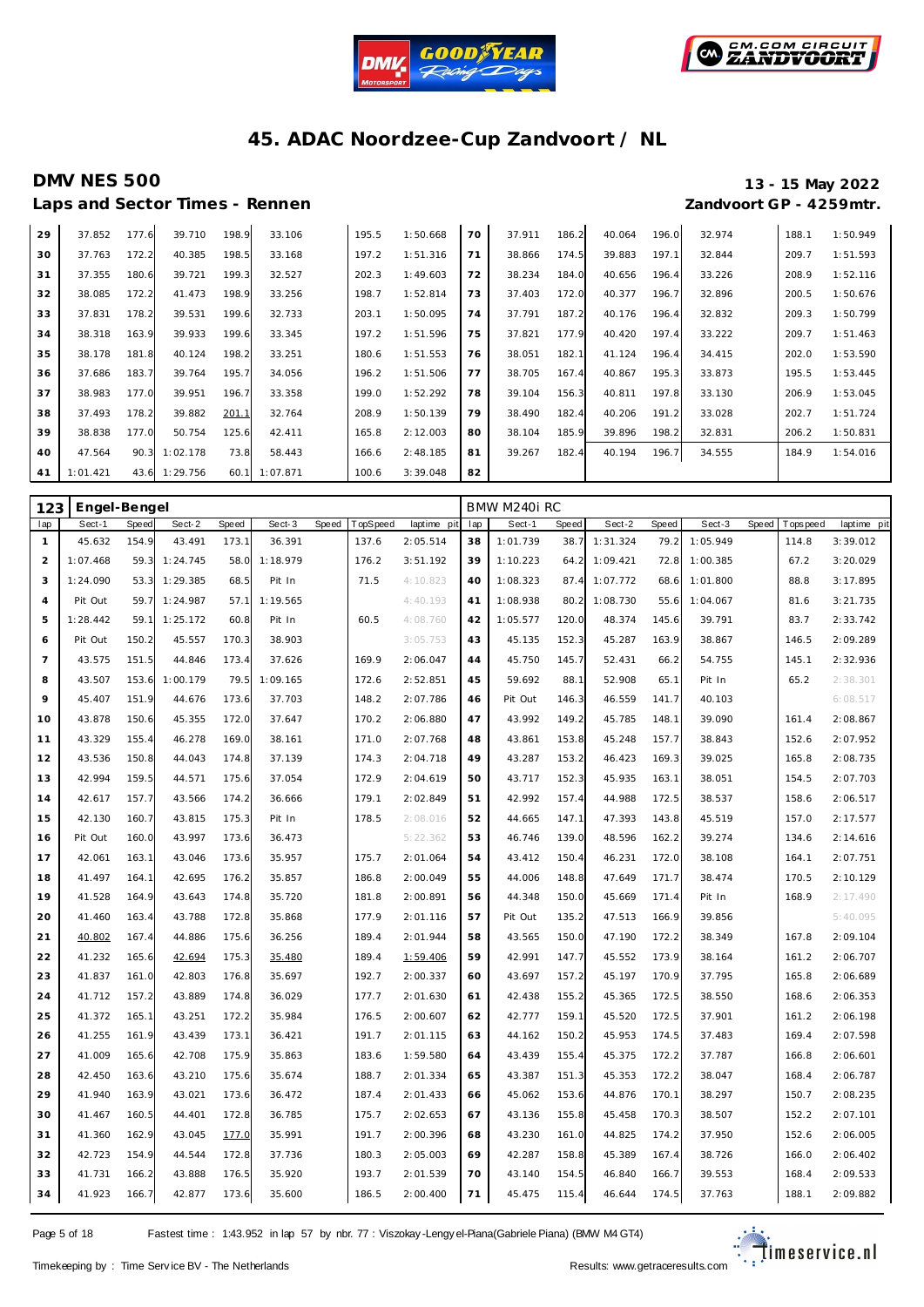# 45. ADAC Noordzee-Cup Zandvoort / NL

## DMV NES 500

**13 - 15 May 2022**

**Laps and Sector Times - Rennen**

**Zandvoort GP - 4259mtr.**

| lap | Sect-1 | Speed | Sect-2 | Speed | Sect-3 | Speed | TopSpeed | laptime pit | lap | Sect-1 | Speed | Sect-2 | Speed | Sect-3 | Speed | Topspeed | laptime pit |
|---|---|---|---|---|---|---|---|---|---|---|---|---|---|---|---|---|---|
| 29 | 37.852 | 177.6 | 39.710 | 198.9 | 33.106 | | 195.5 | 1:50.668 | 70 | 37.911 | 186.2 | 40.064 | 196.0 | 32.974 | | 188.1 | 1:50.949 |
| 30 | 37.763 | 172.2 | 40.385 | 198.5 | 33.168 | | 197.2 | 1:51.316 | 71 | 38.866 | 174.5 | 39.883 | 197.1 | 32.844 | | 209.7 | 1:51.593 |
| 31 | 37.355 | 180.6 | 39.721 | 199.3 | 32.527 | | 202.3 | 1:49.603 | 72 | 38.234 | 184.0 | 40.656 | 196.4 | 33.226 | | 208.9 | 1:52.116 |
| 32 | 38.085 | 172.2 | 41.473 | 198.9 | 33.256 | | 198.7 | 1:52.814 | 73 | 37.403 | 172.0 | 40.377 | 196.7 | 32.896 | | 200.5 | 1:50.676 |
| 33 | 37.831 | 178.2 | 39.531 | 199.6 | 32.733 | | 203.1 | 1:50.095 | 74 | 37.791 | 187.2 | 40.176 | 196.4 | 32.832 | | 209.3 | 1:50.799 |
| 34 | 38.318 | 163.9 | 39.933 | 199.6 | 33.345 | | 197.2 | 1:51.596 | 75 | 37.821 | 177.9 | 40.420 | 197.4 | 33.222 | | 209.7 | 1:51.463 |
| 35 | 38.178 | 181.8 | 40.124 | 198.2 | 33.251 | | 180.6 | 1:51.553 | 76 | 38.051 | 182.1 | 41.124 | 196.4 | 34.415 | | 202.0 | 1:53.590 |
| 36 | 37.686 | 183.7 | 39.764 | 195.7 | 34.056 | | 196.2 | 1:51.506 | 77 | 38.705 | 167.4 | 40.867 | 195.3 | 33.873 | | 195.5 | 1:53.445 |
| 37 | 38.983 | 177.0 | 39.951 | 196.7 | 33.358 | | 199.0 | 1:52.292 | 78 | 39.104 | 156.3 | 40.811 | 197.8 | 33.130 | | 206.9 | 1:53.045 |
| 38 | 37.493 | 178.2 | 39.882 | 201.1 | 32.764 | | 208.9 | 1:50.139 | 79 | 38.490 | 182.4 | 40.206 | 191.2 | 33.028 | | 202.7 | 1:51.724 |
| 39 | 38.838 | 177.0 | 50.754 | 125.6 | 42.411 | | 165.8 | 2:12.003 | 80 | 38.104 | 185.9 | 39.896 | 198.2 | 32.831 | | 206.2 | 1:50.831 |
| 40 | 47.564 | 90.3 | 1:02.178 | 73.8 | 58.443 | | 166.6 | 2:48.185 | 81 | 39.267 | 182.4 | 40.194 | 196.7 | 34.555 | | 184.9 | 1:54.016 |
| 41 | 1:01.421 | 43.6 | 1:29.756 | 60.1 | 1:07.871 | | 100.6 | 3:39.048 | 82 | | | | | | | | |

**123 Engel-Bengel — BMW M240i RC**

| lap | Sect-1 | Speed | Sect-2 | Speed | Sect-3 | Speed | TopSpeed | laptime pit | lap | Sect-1 | Speed | Sect-2 | Speed | Sect-3 | Speed | Topspeed | laptime pit |
|---|---|---|---|---|---|---|---|---|---|---|---|---|---|---|---|---|---|
| 1 | 45.632 | 154.9 | 43.491 | 173.1 | 36.391 | | 137.6 | 2:05.514 | 38 | 1:01.739 | 38.7 | 1:31.324 | 79.2 | 1:05.949 | | 114.8 | 3:39.012 |
| 2 | 1:07.468 | 59.3 | 1:24.745 | 58.0 | 1:18.979 | | 176.2 | 3:51.192 | 39 | 1:10.223 | 64.2 | 1:09.421 | 72.8 | 1:00.385 | | 67.2 | 3:20.029 |
| 3 | 1:24.090 | 53.3 | 1:29.385 | 68.5 | Pit In | | 71.5 | 4:10.823 | 40 | 1:08.323 | 87.4 | 1:07.772 | 68.6 | 1:01.800 | | 88.8 | 3:17.895 |
| 4 | Pit Out | 59.7 | 1:24.987 | 57.1 | 1:19.565 | | | 4:40.193 | 41 | 1:08.938 | 80.2 | 1:08.730 | 55.6 | 1:04.067 | | 81.6 | 3:21.735 |
| 5 | 1:28.442 | 59.1 | 1:25.172 | 60.8 | Pit In | | 60.5 | 4:08.760 | 42 | 1:05.577 | 120.0 | 48.374 | 145.6 | 39.791 | | 83.7 | 2:33.742 |
| 6 | Pit Out | 150.2 | 45.557 | 170.3 | 38.903 | | | 3:05.753 | 43 | 45.135 | 152.3 | 45.287 | 163.9 | 38.867 | | 146.5 | 2:09.289 |
| 7 | 43.575 | 151.5 | 44.846 | 173.4 | 37.626 | | 169.9 | 2:06.047 | 44 | 45.750 | 145.7 | 52.431 | 66.2 | 54.755 | | 145.1 | 2:32.936 |
| 8 | 43.507 | 153.6 | 1:00.179 | 79.5 | 1:09.165 | | 172.6 | 2:52.851 | 45 | 59.692 | 88.1 | 52.908 | 65.1 | Pit In | | 65.2 | 2:38.301 |
| 9 | 45.407 | 151.9 | 44.676 | 173.6 | 37.703 | | 148.2 | 2:07.786 | 46 | Pit Out | 146.3 | 46.559 | 141.7 | 40.103 | | | 6:08.517 |
| 10 | 43.878 | 150.6 | 45.355 | 172.0 | 37.647 | | 170.2 | 2:06.880 | 47 | 43.992 | 149.2 | 45.785 | 148.1 | 39.090 | | 161.4 | 2:08.867 |
| 11 | 43.329 | 155.4 | 46.278 | 169.0 | 38.161 | | 171.0 | 2:07.768 | 48 | 43.861 | 153.8 | 45.248 | 157.7 | 38.843 | | 152.6 | 2:07.952 |
| 12 | 43.536 | 150.8 | 44.043 | 174.8 | 37.139 | | 174.3 | 2:04.718 | 49 | 43.287 | 153.2 | 46.423 | 169.3 | 39.025 | | 165.8 | 2:08.735 |
| 13 | 42.994 | 159.5 | 44.571 | 175.6 | 37.054 | | 172.9 | 2:04.619 | 50 | 43.717 | 152.3 | 45.935 | 163.1 | 38.051 | | 154.5 | 2:07.703 |
| 14 | 42.617 | 157.7 | 43.566 | 174.2 | 36.666 | | 179.1 | 2:02.849 | 51 | 42.992 | 157.4 | 44.988 | 172.5 | 38.537 | | 158.6 | 2:06.517 |
| 15 | 42.130 | 160.7 | 43.815 | 175.3 | Pit In | | 178.5 | 2:08.016 | 52 | 44.665 | 147.1 | 47.393 | 143.8 | 45.519 | | 157.0 | 2:17.577 |
| 16 | Pit Out | 160.0 | 43.997 | 173.6 | 36.473 | | | 5:22.362 | 53 | 46.746 | 139.0 | 48.596 | 162.2 | 39.274 | | 134.6 | 2:14.616 |
| 17 | 42.061 | 163.1 | 43.046 | 173.6 | 35.957 | | 175.7 | 2:01.064 | 54 | 43.412 | 150.4 | 46.231 | 172.0 | 38.108 | | 164.1 | 2:07.751 |
| 18 | 41.497 | 164.1 | 42.695 | 176.2 | 35.857 | | 186.8 | 2:00.049 | 55 | 44.006 | 148.8 | 47.649 | 171.7 | 38.474 | | 170.5 | 2:10.129 |
| 19 | 41.528 | 164.9 | 43.643 | 174.8 | 35.720 | | 181.8 | 2:00.891 | 56 | 44.348 | 150.0 | 45.669 | 171.4 | Pit In | | 168.9 | 2:17.490 |
| 20 | 41.460 | 163.4 | 43.788 | 172.8 | 35.868 | | 177.9 | 2:01.116 | 57 | Pit Out | 135.2 | 47.513 | 166.9 | 39.856 | | | 5:40.095 |
| 21 | 40.802 | 167.4 | 44.886 | 175.6 | 36.256 | | 189.4 | 2:01.944 | 58 | 43.565 | 150.0 | 47.190 | 172.2 | 38.349 | | 167.8 | 2:09.104 |
| 22 | 41.232 | 165.6 | 42.694 | 175.3 | 35.480 | | 189.4 | 1:59.406 | 59 | 42.991 | 147.7 | 45.552 | 173.9 | 38.164 | | 161.2 | 2:06.707 |
| 23 | 41.837 | 161.0 | 42.803 | 176.8 | 35.697 | | 192.7 | 2:00.337 | 60 | 43.697 | 157.2 | 45.197 | 170.9 | 37.795 | | 165.8 | 2:06.689 |
| 24 | 41.712 | 157.2 | 43.889 | 174.8 | 36.029 | | 177.7 | 2:01.630 | 61 | 42.438 | 155.2 | 45.365 | 172.5 | 38.550 | | 168.6 | 2:06.353 |
| 25 | 41.372 | 165.1 | 43.251 | 172.2 | 35.984 | | 176.5 | 2:00.607 | 62 | 42.777 | 159.1 | 45.520 | 172.5 | 37.901 | | 161.2 | 2:06.198 |
| 26 | 41.255 | 161.9 | 43.439 | 173.1 | 36.421 | | 191.7 | 2:01.115 | 63 | 44.162 | 150.2 | 45.953 | 174.5 | 37.483 | | 169.4 | 2:07.598 |
| 27 | 41.009 | 165.6 | 42.708 | 175.9 | 35.863 | | 183.6 | 1:59.580 | 64 | 43.439 | 155.4 | 45.375 | 172.2 | 37.787 | | 166.8 | 2:06.601 |
| 28 | 42.450 | 163.6 | 43.210 | 175.6 | 35.674 | | 188.7 | 2:01.334 | 65 | 43.387 | 151.3 | 45.353 | 172.2 | 38.047 | | 168.4 | 2:06.787 |
| 29 | 41.940 | 163.9 | 43.021 | 173.6 | 36.472 | | 187.4 | 2:01.433 | 66 | 45.062 | 153.6 | 44.876 | 170.1 | 38.297 | | 150.7 | 2:08.235 |
| 30 | 41.467 | 160.5 | 44.401 | 172.8 | 36.785 | | 175.7 | 2:02.653 | 67 | 43.136 | 155.8 | 45.458 | 170.3 | 38.507 | | 152.2 | 2:07.101 |
| 31 | 41.360 | 162.9 | 43.045 | 177.0 | 35.991 | | 191.7 | 2:00.396 | 68 | 43.230 | 161.0 | 44.825 | 174.2 | 37.950 | | 152.6 | 2:06.005 |
| 32 | 42.723 | 154.9 | 44.544 | 172.8 | 37.736 | | 180.3 | 2:05.003 | 69 | 42.287 | 158.8 | 45.389 | 167.4 | 38.726 | | 166.0 | 2:06.402 |
| 33 | 41.731 | 166.2 | 43.888 | 176.5 | 35.920 | | 193.7 | 2:01.539 | 70 | 43.140 | 154.5 | 46.840 | 166.7 | 39.553 | | 168.4 | 2:09.533 |
| 34 | 41.923 | 166.7 | 42.877 | 173.6 | 35.600 | | 186.5 | 2:00.400 | 71 | 45.475 | 115.4 | 46.644 | 174.5 | 37.763 | | 188.1 | 2:09.882 |

Fastest time : 1:43.952 in lap 57 by nbr. 77 : Viszokay-Lengyel-Piana(Gabriele Piana) (BMW M4 GT4)

Timekeeping by : Time Service BV - The Netherlands

Results: www.getraceresults.com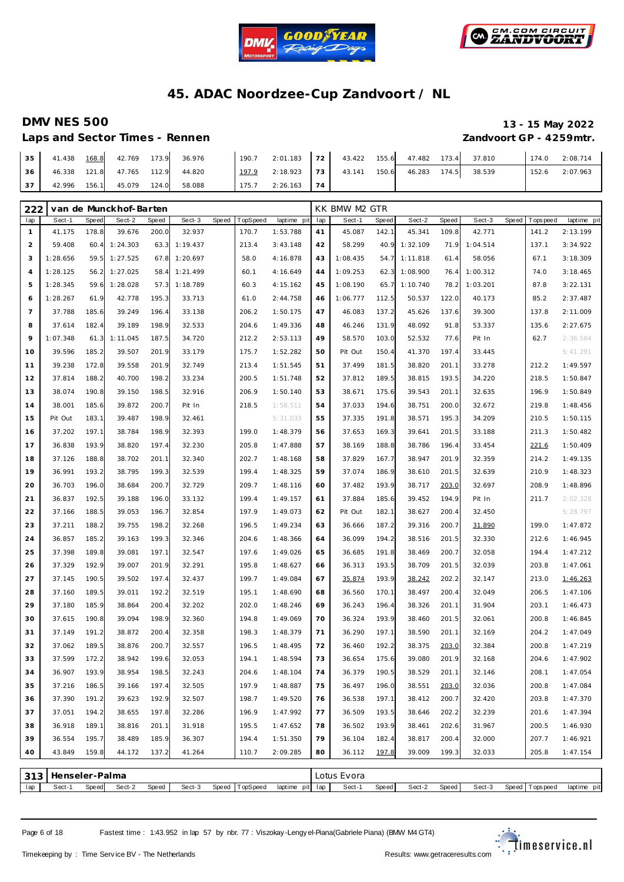# 45. ADAC Noordzee-Cup Zandvoort / NL

## DMV NES 500

**Laps and Sector Times - Rennen**

**13 - 15 May 2022**

**Zandvoort GP - 4259mtr.**

| lap | Sect-1 | Speed | Sect-2 | Speed | Sect-3 | Speed | TopSpeed | laptime pit | lap | Sect-1 | Speed | Sect-2 | Speed | Sect-3 | Speed | Topspeed | laptime pit |
|---|---|---|---|---|---|---|---|---|---|---|---|---|---|---|---|---|---|
| 35 | 41.438 | 168.8 | 42.769 | 173.9 | 36.976 | | 190.7 | 2:01.183 | 72 | 43.422 | 155.6 | 47.482 | 173.4 | 37.810 | | 174.0 | 2:08.714 |
| 36 | 46.338 | 121.8 | 47.765 | 112.9 | 44.820 | | 197.9 | 2:18.923 | 73 | 43.141 | 150.6 | 46.283 | 174.5 | 38.539 | | 152.6 | 2:07.963 |
| 37 | 42.996 | 156.1 | 45.079 | 124.0 | 58.088 | | 175.7 | 2:26.163 | 74 | | | | | | | | |

**222 van de Munckhof-Barten** — KK BMW M2 GTR

| lap | Sect-1 | Speed | Sect-2 | Speed | Sect-3 | Speed | TopSpeed | laptime pit | lap | Sect-1 | Speed | Sect-2 | Speed | Sect-3 | Speed | Topspeed | laptime pit |
|---|---|---|---|---|---|---|---|---|---|---|---|---|---|---|---|---|---|
| 1 | 41.175 | 178.8 | 39.676 | 200.0 | 32.937 | | 170.7 | 1:53.788 | 41 | 45.087 | 142.1 | 45.341 | 109.8 | 42.771 | | 141.2 | 2:13.199 |
| 2 | 59.408 | 60.4 | 1:24.303 | 63.3 | 1:19.437 | | 213.4 | 3:43.148 | 42 | 58.299 | 40.9 | 1:32.109 | 71.9 | 1:04.514 | | 137.1 | 3:34.922 |
| 3 | 1:28.656 | 59.5 | 1:27.525 | 67.8 | 1:20.697 | | 58.0 | 4:16.878 | 43 | 1:08.435 | 54.7 | 1:11.818 | 61.4 | 58.056 | | 67.1 | 3:18.309 |
| 4 | 1:28.125 | 56.2 | 1:27.025 | 58.4 | 1:21.499 | | 60.1 | 4:16.649 | 44 | 1:09.253 | 62.3 | 1:08.900 | 76.4 | 1:00.312 | | 74.0 | 3:18.465 |
| 5 | 1:28.345 | 59.6 | 1:28.028 | 57.3 | 1:18.789 | | 60.3 | 4:15.162 | 45 | 1:08.190 | 65.7 | 1:10.740 | 78.2 | 1:03.201 | | 87.8 | 3:22.131 |
| 6 | 1:28.267 | 61.9 | 42.778 | 195.3 | 33.713 | | 61.0 | 2:44.758 | 46 | 1:06.777 | 112.5 | 50.537 | 122.0 | 40.173 | | 85.2 | 2:37.487 |
| 7 | 37.788 | 185.6 | 39.249 | 196.4 | 33.138 | | 206.2 | 1:50.175 | 47 | 46.083 | 137.2 | 45.626 | 137.6 | 39.300 | | 137.8 | 2:11.009 |
| 8 | 37.614 | 182.4 | 39.189 | 198.9 | 32.533 | | 204.6 | 1:49.336 | 48 | 46.246 | 131.9 | 48.092 | 91.8 | 53.337 | | 135.6 | 2:27.675 |
| 9 | 1:07.348 | 61.3 | 1:11.045 | 187.5 | 34.720 | | 212.2 | 2:53.113 | 49 | 58.570 | 103.0 | 52.532 | 77.6 | Pit In | | 62.7 | 2:36.584 |
| 10 | 39.596 | 185.2 | 39.507 | 201.9 | 33.179 | | 175.7 | 1:52.282 | 50 | Pit Out | 150.4 | 41.370 | 197.4 | 33.445 | | | 5:41.291 |
| 11 | 39.238 | 172.8 | 39.558 | 201.9 | 32.749 | | 213.4 | 1:51.545 | 51 | 37.499 | 181.5 | 38.820 | 201.1 | 33.278 | | 212.2 | 1:49.597 |
| 12 | 37.814 | 188.2 | 40.700 | 198.2 | 33.234 | | 200.5 | 1:51.748 | 52 | 37.812 | 189.5 | 38.815 | 193.5 | 34.220 | | 218.5 | 1:50.847 |
| 13 | 38.074 | 190.8 | 39.150 | 198.5 | 32.916 | | 206.9 | 1:50.140 | 53 | 38.671 | 175.6 | 39.543 | 201.1 | 32.635 | | 196.9 | 1:50.849 |
| 14 | 38.001 | 185.6 | 39.872 | 200.7 | Pit In | | 218.5 | 1:58.511 | 54 | 37.033 | 194.6 | 38.751 | 200.0 | 32.672 | | 219.8 | 1:48.456 |
| 15 | Pit Out | 183.1 | 39.487 | 198.9 | 32.461 | | | 5:31.033 | 55 | 37.335 | 191.8 | 38.571 | 195.3 | 34.209 | | 210.5 | 1:50.115 |
| 16 | 37.202 | 197.1 | 38.784 | 198.9 | 32.393 | | 199.0 | 1:48.379 | 56 | 37.653 | 169.3 | 39.641 | 201.5 | 33.188 | | 211.3 | 1:50.482 |
| 17 | 36.838 | 193.9 | 38.820 | 197.4 | 32.230 | | 205.8 | 1:47.888 | 57 | 38.169 | 188.8 | 38.786 | 196.4 | 33.454 | | 221.6 | 1:50.409 |
| 18 | 37.126 | 188.8 | 38.702 | 201.1 | 32.340 | | 202.7 | 1:48.168 | 58 | 37.829 | 167.7 | 38.947 | 201.9 | 32.359 | | 214.2 | 1:49.135 |
| 19 | 36.991 | 193.2 | 38.795 | 199.3 | 32.539 | | 199.4 | 1:48.325 | 59 | 37.074 | 186.9 | 38.610 | 201.5 | 32.639 | | 210.9 | 1:48.323 |
| 20 | 36.703 | 196.0 | 38.684 | 200.7 | 32.729 | | 209.7 | 1:48.116 | 60 | 37.482 | 193.9 | 38.717 | 203.0 | 32.697 | | 208.9 | 1:48.896 |
| 21 | 36.837 | 192.5 | 39.188 | 196.0 | 33.132 | | 199.4 | 1:49.157 | 61 | 37.884 | 185.6 | 39.452 | 194.9 | Pit In | | 211.7 | 2:02.328 |
| 22 | 37.166 | 188.5 | 39.053 | 196.7 | 32.854 | | 197.9 | 1:49.073 | 62 | Pit Out | 182.1 | 38.627 | 200.4 | 32.450 | | | 5:28.797 |
| 23 | 37.211 | 188.2 | 39.755 | 198.2 | 32.268 | | 196.5 | 1:49.234 | 63 | 36.666 | 187.2 | 39.316 | 200.7 | 31.890 | | 199.0 | 1:47.872 |
| 24 | 36.857 | 185.2 | 39.163 | 199.3 | 32.346 | | 204.6 | 1:48.366 | 64 | 36.099 | 194.2 | 38.516 | 201.5 | 32.330 | | 212.6 | 1:46.945 |
| 25 | 37.398 | 189.8 | 39.081 | 197.1 | 32.547 | | 197.6 | 1:49.026 | 65 | 36.685 | 191.8 | 38.469 | 200.7 | 32.058 | | 194.4 | 1:47.212 |
| 26 | 37.329 | 192.9 | 39.007 | 201.9 | 32.291 | | 195.8 | 1:48.627 | 66 | 36.313 | 193.5 | 38.709 | 201.5 | 32.039 | | 203.8 | 1:47.061 |
| 27 | 37.145 | 190.5 | 39.502 | 197.4 | 32.437 | | 199.7 | 1:49.084 | 67 | 35.874 | 193.9 | 38.242 | 202.2 | 32.147 | | 213.0 | 1:46.263 |
| 28 | 37.160 | 189.5 | 39.011 | 192.2 | 32.519 | | 195.1 | 1:48.690 | 68 | 36.560 | 170.1 | 38.497 | 200.4 | 32.049 | | 206.5 | 1:47.106 |
| 29 | 37.180 | 185.9 | 38.864 | 200.4 | 32.202 | | 202.0 | 1:48.246 | 69 | 36.243 | 196.4 | 38.326 | 201.1 | 31.904 | | 203.1 | 1:46.473 |
| 30 | 37.615 | 190.8 | 39.094 | 198.9 | 32.360 | | 194.8 | 1:49.069 | 70 | 36.324 | 193.9 | 38.460 | 201.5 | 32.061 | | 200.8 | 1:46.845 |
| 31 | 37.149 | 191.2 | 38.872 | 200.4 | 32.358 | | 198.3 | 1:48.379 | 71 | 36.290 | 197.1 | 38.590 | 201.1 | 32.169 | | 204.2 | 1:47.049 |
| 32 | 37.062 | 189.5 | 38.876 | 200.7 | 32.557 | | 196.5 | 1:48.495 | 72 | 36.460 | 192.2 | 38.375 | 203.0 | 32.384 | | 200.8 | 1:47.219 |
| 33 | 37.599 | 172.2 | 38.942 | 199.6 | 32.053 | | 194.1 | 1:48.594 | 73 | 36.654 | 175.6 | 39.080 | 201.9 | 32.168 | | 204.6 | 1:47.902 |
| 34 | 36.907 | 193.9 | 38.954 | 198.5 | 32.243 | | 204.6 | 1:48.104 | 74 | 36.379 | 190.5 | 38.529 | 201.1 | 32.146 | | 208.1 | 1:47.054 |
| 35 | 37.216 | 186.5 | 39.166 | 197.4 | 32.505 | | 197.9 | 1:48.887 | 75 | 36.497 | 196.0 | 38.551 | 203.0 | 32.036 | | 200.8 | 1:47.084 |
| 36 | 37.390 | 191.2 | 39.623 | 192.9 | 32.507 | | 198.7 | 1:49.520 | 76 | 36.538 | 197.1 | 38.412 | 200.7 | 32.420 | | 203.8 | 1:47.370 |
| 37 | 37.051 | 194.2 | 38.655 | 197.8 | 32.286 | | 196.9 | 1:47.992 | 77 | 36.509 | 193.5 | 38.646 | 202.2 | 32.239 | | 201.6 | 1:47.394 |
| 38 | 36.918 | 189.1 | 38.816 | 201.1 | 31.918 | | 195.5 | 1:47.652 | 78 | 36.502 | 193.9 | 38.461 | 202.6 | 31.967 | | 200.5 | 1:46.930 |
| 39 | 36.554 | 195.7 | 38.489 | 185.9 | 36.307 | | 194.4 | 1:51.350 | 79 | 36.104 | 182.4 | 38.817 | 200.4 | 32.000 | | 207.7 | 1:46.921 |
| 40 | 43.849 | 159.8 | 44.172 | 137.2 | 41.264 | | 110.7 | 2:09.285 | 80 | 36.112 | 197.8 | 39.009 | 199.3 | 32.033 | | 205.8 | 1:47.154 |

**313 Henseler-Palma** — Lotus Evora

| lap | Sect-1 | Speed | Sect-2 | Speed | Sect-3 | Speed | TopSpeed | laptime pit | lap | Sect-1 | Speed | Sect-2 | Speed | Sect-3 | Speed | Topspeed | laptime pit |
|---|---|---|---|---|---|---|---|---|---|---|---|---|---|---|---|---|---|

Fastest time : 1:43.952 in lap 57 by nbr. 77 : Viszokay-Lengyel-Piana(Gabriele Piana) (BMW M4 GT4)

Timekeeping by : Time Service BV - The Netherlands

Results: www.getraceresults.com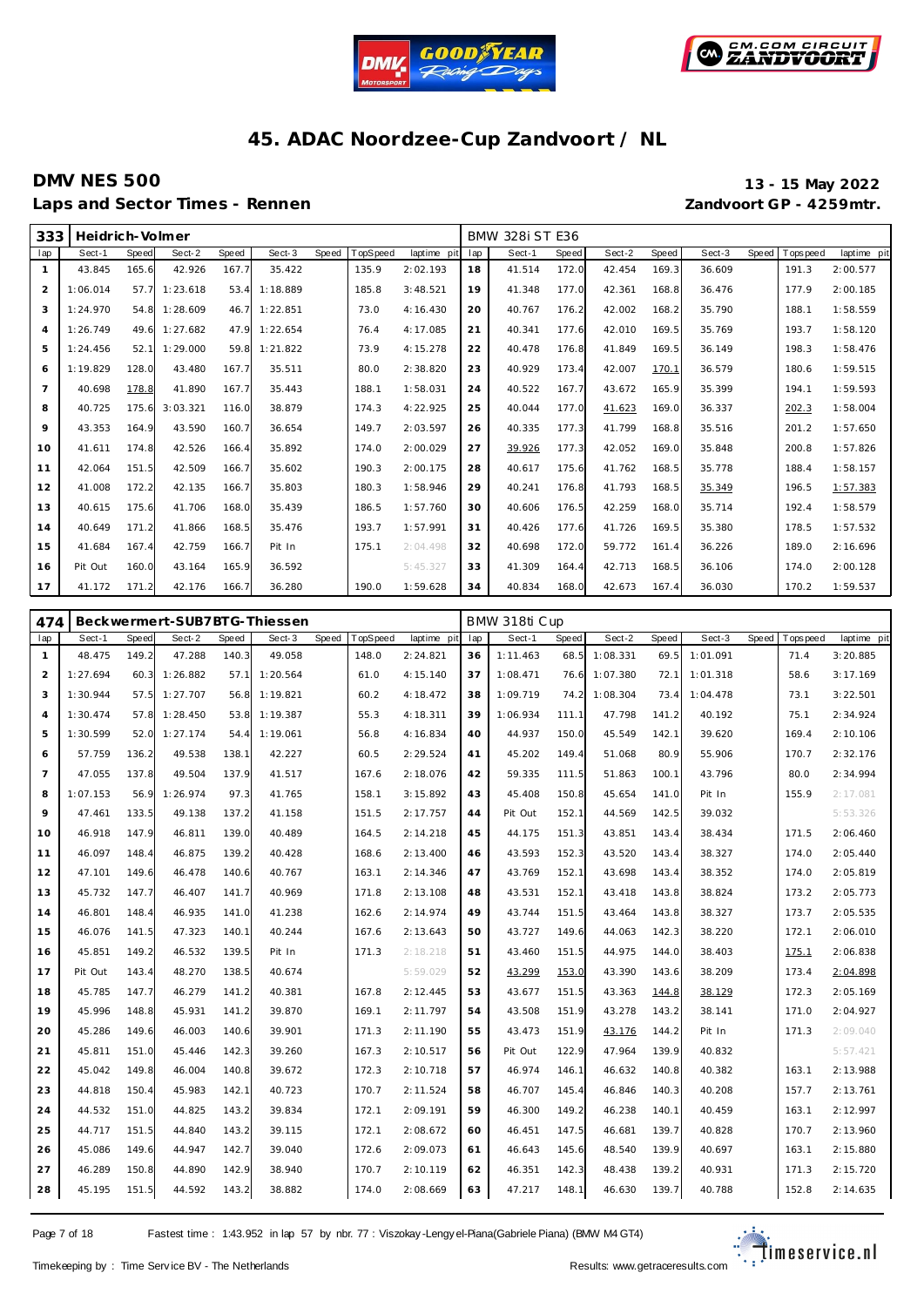# 45. ADAC Noordzee-Cup Zandvoort / NL

## DMV NES 500

**Laps and Sector Times - Rennen**

**13 - 15 May 2022**

**Zandvoort GP - 4259mtr.**

| 333 | Heidrich-Volmer | | | | | | | | BMW 328i ST E36 | | | | | | | | |
|---|---|---|---|---|---|---|---|---|---|---|---|---|---|---|---|---|---|
| lap | Sect-1 | Speed | Sect-2 | Speed | Sect-3 | Speed | TopSpeed | laptime pit | lap | Sect-1 | Speed | Sect-2 | Speed | Sect-3 | Speed | Topspeed | laptime pit |
| 1 | 43.845 | 165.6 | 42.926 | 167.7 | 35.422 | | 135.9 | 2:02.193 | 18 | 41.514 | 172.0 | 42.454 | 169.3 | 36.609 | | 191.3 | 2:00.577 |
| 2 | 1:06.014 | 57.7 | 1:23.618 | 53.4 | 1:18.889 | | 185.8 | 3:48.521 | 19 | 41.348 | 177.0 | 42.361 | 168.8 | 36.476 | | 177.9 | 2:00.185 |
| 3 | 1:24.970 | 54.8 | 1:28.609 | 46.7 | 1:22.851 | | 73.0 | 4:16.430 | 20 | 40.767 | 176.2 | 42.002 | 168.2 | 35.790 | | 188.1 | 1:58.559 |
| 4 | 1:26.749 | 49.6 | 1:27.682 | 47.9 | 1:22.654 | | 76.4 | 4:17.085 | 21 | 40.341 | 177.6 | 42.010 | 169.5 | 35.769 | | 193.7 | 1:58.120 |
| 5 | 1:24.456 | 52.1 | 1:29.000 | 59.8 | 1:21.822 | | 73.9 | 4:15.278 | 22 | 40.478 | 176.8 | 41.849 | 169.5 | 36.149 | | 198.3 | 1:58.476 |
| 6 | 1:19.829 | 128.0 | 43.480 | 167.7 | 35.511 | | 80.0 | 2:38.820 | 23 | 40.929 | 173.4 | 42.007 | 170.1 | 36.579 | | 180.6 | 1:59.515 |
| 7 | 40.698 | 178.8 | 41.890 | 167.7 | 35.443 | | 188.1 | 1:58.031 | 24 | 40.522 | 167.7 | 43.672 | 165.9 | 35.399 | | 194.1 | 1:59.593 |
| 8 | 40.725 | 175.6 | 3:03.321 | 116.0 | 38.879 | | 174.3 | 4:22.925 | 25 | 40.044 | 177.0 | 41.623 | 169.0 | 36.337 | | 202.3 | 1:58.004 |
| 9 | 43.353 | 164.9 | 43.590 | 160.7 | 36.654 | | 149.7 | 2:03.597 | 26 | 40.335 | 177.3 | 41.799 | 168.8 | 35.516 | | 201.2 | 1:57.650 |
| 10 | 41.611 | 174.8 | 42.526 | 166.4 | 35.892 | | 174.0 | 2:00.029 | 27 | 39.926 | 177.3 | 42.052 | 169.0 | 35.848 | | 200.8 | 1:57.826 |
| 11 | 42.064 | 151.5 | 42.509 | 166.7 | 35.602 | | 190.3 | 2:00.175 | 28 | 40.617 | 175.6 | 41.762 | 168.5 | 35.778 | | 188.4 | 1:58.157 |
| 12 | 41.008 | 172.2 | 42.135 | 166.7 | 35.803 | | 180.3 | 1:58.946 | 29 | 40.241 | 176.8 | 41.793 | 168.5 | 35.349 | | 196.5 | 1:57.383 |
| 13 | 40.615 | 175.6 | 41.706 | 168.0 | 35.439 | | 186.5 | 1:57.760 | 30 | 40.606 | 176.5 | 42.259 | 168.0 | 35.714 | | 192.4 | 1:58.579 |
| 14 | 40.649 | 171.2 | 41.866 | 168.5 | 35.476 | | 193.7 | 1:57.991 | 31 | 40.426 | 177.6 | 41.726 | 169.5 | 35.380 | | 178.5 | 1:57.532 |
| 15 | 41.684 | 167.4 | 42.759 | 166.7 | Pit In | | 175.1 | 2:04.498 | 32 | 40.698 | 172.0 | 59.772 | 161.4 | 36.226 | | 189.0 | 2:16.696 |
| 16 | Pit Out | 160.0 | 43.164 | 165.9 | 36.592 | | | 5:45.327 | 33 | 41.309 | 164.4 | 42.713 | 168.5 | 36.106 | | 174.0 | 2:00.128 |
| 17 | 41.172 | 171.2 | 42.176 | 166.7 | 36.280 | | 190.0 | 1:59.628 | 34 | 40.834 | 168.0 | 42.673 | 167.4 | 36.030 | | 170.2 | 1:59.537 |

| 474 | Beckwermert-SUB7BTG-Thiessen | | | | | | | | BMW 318ti Cup | | | | | | | | |
|---|---|---|---|---|---|---|---|---|---|---|---|---|---|---|---|---|---|
| lap | Sect-1 | Speed | Sect-2 | Speed | Sect-3 | Speed | TopSpeed | laptime pit | lap | Sect-1 | Speed | Sect-2 | Speed | Sect-3 | Speed | Topspeed | laptime pit |
| 1 | 48.475 | 149.2 | 47.288 | 140.3 | 49.058 | | 148.0 | 2:24.821 | 36 | 1:11.463 | 68.5 | 1:08.331 | 69.5 | 1:01.091 | | 71.4 | 3:20.885 |
| 2 | 1:27.694 | 60.3 | 1:26.882 | 57.1 | 1:20.564 | | 61.0 | 4:15.140 | 37 | 1:08.471 | 76.6 | 1:07.380 | 72.1 | 1:01.318 | | 58.6 | 3:17.169 |
| 3 | 1:30.944 | 57.5 | 1:27.707 | 56.8 | 1:19.821 | | 60.2 | 4:18.472 | 38 | 1:09.719 | 74.2 | 1:08.304 | 73.4 | 1:04.478 | | 73.1 | 3:22.501 |
| 4 | 1:30.474 | 57.8 | 1:28.450 | 53.8 | 1:19.387 | | 55.3 | 4:18.311 | 39 | 1:06.934 | 111.1 | 47.798 | 141.2 | 40.192 | | 75.1 | 2:34.924 |
| 5 | 1:30.599 | 52.0 | 1:27.174 | 54.4 | 1:19.061 | | 56.8 | 4:16.834 | 40 | 44.937 | 150.0 | 45.549 | 142.1 | 39.620 | | 169.4 | 2:10.106 |
| 6 | 57.759 | 136.2 | 49.538 | 138.1 | 42.227 | | 60.5 | 2:29.524 | 41 | 45.202 | 149.4 | 51.068 | 80.9 | 55.906 | | 170.7 | 2:32.176 |
| 7 | 47.055 | 137.8 | 49.504 | 137.9 | 41.517 | | 167.6 | 2:18.076 | 42 | 59.335 | 111.5 | 51.863 | 100.1 | 43.796 | | 80.0 | 2:34.994 |
| 8 | 1:07.153 | 56.9 | 1:26.974 | 97.3 | 41.765 | | 158.1 | 3:15.892 | 43 | 45.408 | 150.8 | 45.654 | 141.0 | Pit In | | 155.9 | 2:17.081 |
| 9 | 47.461 | 133.5 | 49.138 | 137.2 | 41.158 | | 151.5 | 2:17.757 | 44 | Pit Out | 152.1 | 44.569 | 142.5 | 39.032 | | | 5:53.326 |
| 10 | 46.918 | 147.9 | 46.811 | 139.0 | 40.489 | | 164.5 | 2:14.218 | 45 | 44.175 | 151.3 | 43.851 | 143.4 | 38.434 | | 171.5 | 2:06.460 |
| 11 | 46.097 | 148.4 | 46.875 | 139.2 | 40.428 | | 168.6 | 2:13.400 | 46 | 43.593 | 152.3 | 43.520 | 143.4 | 38.327 | | 174.0 | 2:05.440 |
| 12 | 47.101 | 149.6 | 46.478 | 140.6 | 40.767 | | 163.1 | 2:14.346 | 47 | 43.769 | 152.1 | 43.698 | 143.4 | 38.352 | | 174.0 | 2:05.819 |
| 13 | 45.732 | 147.7 | 46.407 | 141.7 | 40.969 | | 171.8 | 2:13.108 | 48 | 43.531 | 152.1 | 43.418 | 143.8 | 38.824 | | 173.2 | 2:05.773 |
| 14 | 46.801 | 148.4 | 46.935 | 141.0 | 41.238 | | 162.6 | 2:14.974 | 49 | 43.744 | 151.5 | 43.464 | 143.8 | 38.327 | | 173.7 | 2:05.535 |
| 15 | 46.076 | 141.5 | 47.323 | 140.1 | 40.244 | | 167.6 | 2:13.643 | 50 | 43.727 | 149.6 | 44.063 | 142.3 | 38.220 | | 172.1 | 2:06.010 |
| 16 | 45.851 | 149.2 | 46.532 | 139.5 | Pit In | | 171.3 | 2:18.218 | 51 | 43.460 | 151.5 | 44.975 | 144.0 | 38.403 | | 175.1 | 2:06.838 |
| 17 | Pit Out | 143.4 | 48.270 | 138.5 | 40.674 | | | 5:59.029 | 52 | 43.299 | 153.0 | 43.390 | 143.6 | 38.209 | | 173.4 | 2:04.898 |
| 18 | 45.785 | 147.7 | 46.279 | 141.2 | 40.381 | | 167.8 | 2:12.445 | 53 | 43.677 | 151.5 | 43.363 | 144.8 | 38.129 | | 172.3 | 2:05.169 |
| 19 | 45.996 | 148.8 | 45.931 | 141.2 | 39.870 | | 169.1 | 2:11.797 | 54 | 43.508 | 151.9 | 43.278 | 143.2 | 38.141 | | 171.0 | 2:04.927 |
| 20 | 45.286 | 149.6 | 46.003 | 140.6 | 39.901 | | 171.3 | 2:11.190 | 55 | 43.473 | 151.9 | 43.176 | 144.2 | Pit In | | 171.3 | 2:09.040 |
| 21 | 45.811 | 151.0 | 45.446 | 142.3 | 39.260 | | 167.3 | 2:10.517 | 56 | Pit Out | 122.9 | 47.964 | 139.9 | 40.832 | | | 5:57.421 |
| 22 | 45.042 | 149.8 | 46.004 | 140.8 | 39.672 | | 172.3 | 2:10.718 | 57 | 46.974 | 146.1 | 46.632 | 140.8 | 40.382 | | 163.1 | 2:13.988 |
| 23 | 44.818 | 150.4 | 45.983 | 142.1 | 40.723 | | 170.7 | 2:11.524 | 58 | 46.707 | 145.4 | 46.846 | 140.3 | 40.208 | | 157.7 | 2:13.761 |
| 24 | 44.532 | 151.0 | 44.825 | 143.2 | 39.834 | | 172.1 | 2:09.191 | 59 | 46.300 | 149.2 | 46.238 | 140.1 | 40.459 | | 163.1 | 2:12.997 |
| 25 | 44.717 | 151.5 | 44.840 | 143.2 | 39.115 | | 172.1 | 2:08.672 | 60 | 46.451 | 147.5 | 46.681 | 139.7 | 40.828 | | 170.7 | 2:13.960 |
| 26 | 45.086 | 149.6 | 44.947 | 142.7 | 39.040 | | 172.6 | 2:09.073 | 61 | 46.643 | 145.6 | 48.540 | 139.9 | 40.697 | | 163.1 | 2:15.880 |
| 27 | 46.289 | 150.8 | 44.890 | 142.9 | 38.940 | | 170.7 | 2:10.119 | 62 | 46.351 | 142.3 | 48.438 | 139.2 | 40.931 | | 171.3 | 2:15.720 |
| 28 | 45.195 | 151.5 | 44.592 | 143.2 | 38.882 | | 174.0 | 2:08.669 | 63 | 47.217 | 148.1 | 46.630 | 139.7 | 40.788 | | 152.8 | 2:14.635 |

Fastest time : 1:43.952 in lap 57 by nbr. 77 : Viszokay-Lengyel-Piana(Gabriele Piana) (BMW M4 GT4)

Timekeeping by : Time Service BV - The Netherlands

Results: www.getraceresults.com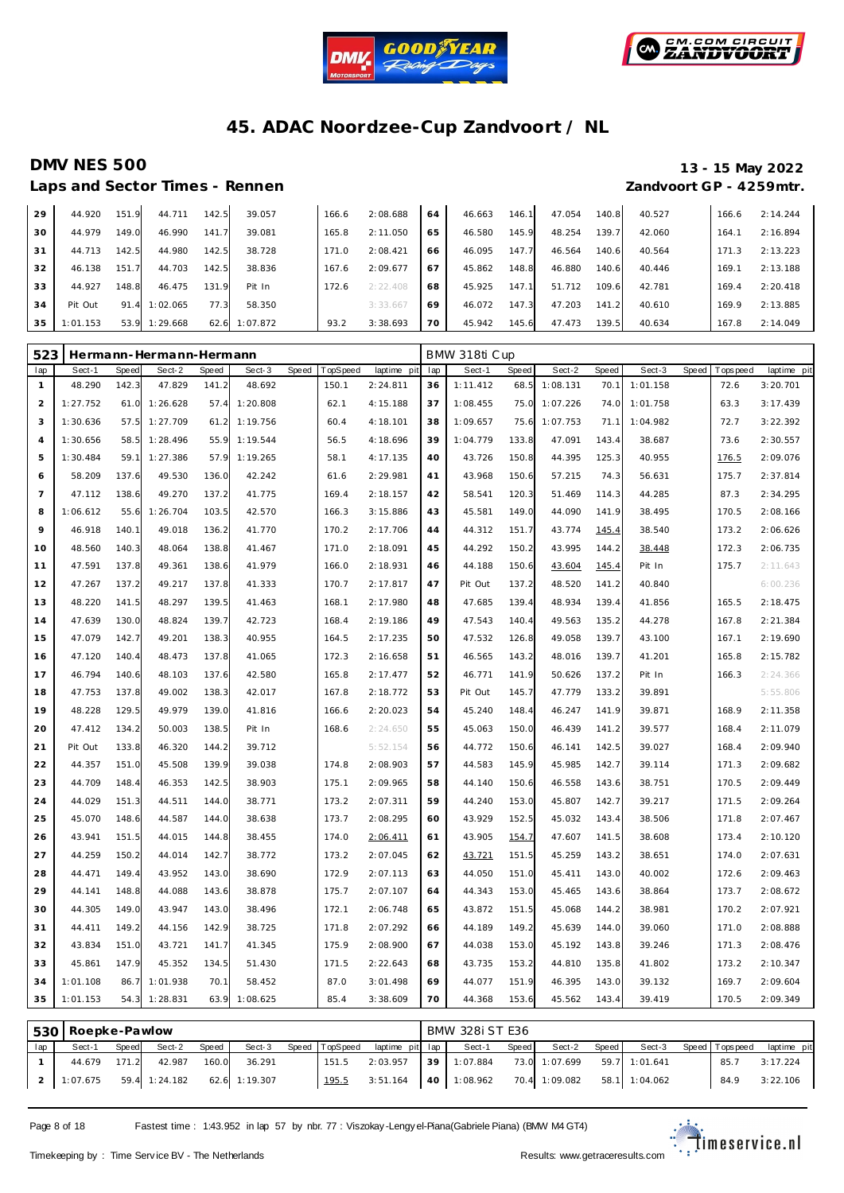# 45. ADAC Noordzee-Cup Zandvoort / NL

## DMV NES 500

**13 - 15 May 2022**

### Laps and Sector Times - Rennen

**Zandvoort GP - 4259mtr.**

| lap | Sect-1 | Speed | Sect-2 | Speed | Sect-3 | Speed | TopSpeed | laptime pit | lap | Sect-1 | Speed | Sect-2 | Speed | Sect-3 | Speed | Topspeed | laptime pit |
|---|---|---|---|---|---|---|---|---|---|---|---|---|---|---|---|---|---|
| 29 | 44.920 | 151.9 | 44.711 | 142.5 | 39.057 | | 166.6 | 2:08.688 | 64 | 46.663 | 146.1 | 47.054 | 140.8 | 40.527 | | 166.6 | 2:14.244 |
| 30 | 44.979 | 149.0 | 46.990 | 141.7 | 39.081 | | 165.8 | 2:11.050 | 65 | 46.580 | 145.9 | 48.254 | 139.7 | 42.060 | | 164.1 | 2:16.894 |
| 31 | 44.713 | 142.5 | 44.980 | 142.5 | 38.728 | | 171.0 | 2:08.421 | 66 | 46.095 | 147.7 | 46.564 | 140.6 | 40.564 | | 171.3 | 2:13.223 |
| 32 | 46.138 | 151.7 | 44.703 | 142.5 | 38.836 | | 167.6 | 2:09.677 | 67 | 45.862 | 148.8 | 46.880 | 140.6 | 40.446 | | 169.1 | 2:13.188 |
| 33 | 44.927 | 148.8 | 46.475 | 131.9 | Pit In | | 172.6 | 2:22.408 | 68 | 45.925 | 147.1 | 51.712 | 109.6 | 42.781 | | 169.4 | 2:20.418 |
| 34 | Pit Out | 91.4 | 1:02.065 | 77.3 | 58.350 | | | 3:33.667 | 69 | 46.072 | 147.3 | 47.203 | 141.2 | 40.610 | | 169.9 | 2:13.885 |
| 35 | 1:01.153 | 53.9 | 1:29.668 | 62.6 | 1:07.872 | | 93.2 | 3:38.693 | 70 | 45.942 | 145.6 | 47.473 | 139.5 | 40.634 | | 167.8 | 2:14.049 |

**523 Hermann-Hermann-Hermann** — BMW 318ti Cup

| lap | Sect-1 | Speed | Sect-2 | Speed | Sect-3 | Speed | TopSpeed | laptime pit | lap | Sect-1 | Speed | Sect-2 | Speed | Sect-3 | Speed | Topspeed | laptime pit |
|---|---|---|---|---|---|---|---|---|---|---|---|---|---|---|---|---|---|
| 1 | 48.290 | 142.3 | 47.829 | 141.2 | 48.692 | | 150.1 | 2:24.811 | 36 | 1:11.412 | 68.5 | 1:08.131 | 70.1 | 1:01.158 | | 72.6 | 3:20.701 |
| 2 | 1:27.752 | 61.0 | 1:26.628 | 57.4 | 1:20.808 | | 62.1 | 4:15.188 | 37 | 1:08.455 | 75.0 | 1:07.226 | 74.0 | 1:01.758 | | 63.3 | 3:17.439 |
| 3 | 1:30.636 | 57.5 | 1:27.709 | 61.2 | 1:19.756 | | 60.4 | 4:18.101 | 38 | 1:09.657 | 75.6 | 1:07.753 | 71.1 | 1:04.982 | | 72.7 | 3:22.392 |
| 4 | 1:30.656 | 58.5 | 1:28.496 | 55.9 | 1:19.544 | | 56.5 | 4:18.696 | 39 | 1:04.779 | 133.8 | 47.091 | 143.4 | 38.687 | | 73.6 | 2:30.557 |
| 5 | 1:30.484 | 59.1 | 1:27.386 | 57.9 | 1:19.265 | | 58.1 | 4:17.135 | 40 | 43.726 | 150.8 | 44.395 | 125.3 | 40.955 | | 176.5 | 2:09.076 |
| 6 | 58.209 | 137.6 | 49.530 | 136.0 | 42.242 | | 61.6 | 2:29.981 | 41 | 43.968 | 150.6 | 57.215 | 74.3 | 56.631 | | 175.7 | 2:37.814 |
| 7 | 47.112 | 138.6 | 49.270 | 137.2 | 41.775 | | 169.4 | 2:18.157 | 42 | 58.541 | 120.3 | 51.469 | 114.3 | 44.285 | | 87.3 | 2:34.295 |
| 8 | 1:06.612 | 55.6 | 1:26.704 | 103.5 | 42.570 | | 166.3 | 3:15.886 | 43 | 45.581 | 149.0 | 44.090 | 141.9 | 38.495 | | 170.5 | 2:08.166 |
| 9 | 46.918 | 140.1 | 49.018 | 136.2 | 41.770 | | 170.2 | 2:17.706 | 44 | 44.312 | 151.7 | 43.774 | 145.4 | 38.540 | | 173.2 | 2:06.626 |
| 10 | 48.560 | 140.3 | 48.064 | 138.8 | 41.467 | | 171.0 | 2:18.091 | 45 | 44.292 | 150.2 | 43.995 | 144.2 | 38.448 | | 172.3 | 2:06.735 |
| 11 | 47.591 | 137.8 | 49.361 | 138.6 | 41.979 | | 166.0 | 2:18.931 | 46 | 44.188 | 150.6 | 43.604 | 145.4 | Pit In | | 175.7 | 2:11.643 |
| 12 | 47.267 | 137.2 | 49.217 | 137.8 | 41.333 | | 170.7 | 2:17.817 | 47 | Pit Out | 137.2 | 48.520 | 141.2 | 40.840 | | | 6:00.236 |
| 13 | 48.220 | 141.5 | 48.297 | 139.5 | 41.463 | | 168.1 | 2:17.980 | 48 | 47.685 | 139.4 | 48.934 | 139.4 | 41.856 | | 165.5 | 2:18.475 |
| 14 | 47.639 | 130.0 | 48.824 | 139.7 | 42.723 | | 168.4 | 2:19.186 | 49 | 47.543 | 140.4 | 49.563 | 135.2 | 44.278 | | 167.8 | 2:21.384 |
| 15 | 47.079 | 142.7 | 49.201 | 138.3 | 40.955 | | 164.5 | 2:17.235 | 50 | 47.532 | 126.8 | 49.058 | 139.7 | 43.100 | | 167.1 | 2:19.690 |
| 16 | 47.120 | 140.4 | 48.473 | 137.8 | 41.065 | | 172.3 | 2:16.658 | 51 | 46.565 | 143.2 | 48.016 | 139.7 | 41.201 | | 165.8 | 2:15.782 |
| 17 | 46.794 | 140.6 | 48.103 | 137.6 | 42.580 | | 165.8 | 2:17.477 | 52 | 46.771 | 141.9 | 50.626 | 137.2 | Pit In | | 166.3 | 2:24.366 |
| 18 | 47.753 | 137.8 | 49.002 | 138.3 | 42.017 | | 167.8 | 2:18.772 | 53 | Pit Out | 145.7 | 47.779 | 133.2 | 39.891 | | | 5:55.806 |
| 19 | 48.228 | 129.5 | 49.979 | 139.0 | 41.816 | | 166.6 | 2:20.023 | 54 | 45.240 | 148.4 | 46.247 | 141.9 | 39.871 | | 168.9 | 2:11.358 |
| 20 | 47.412 | 134.2 | 50.003 | 138.5 | Pit In | | 168.6 | 2:24.650 | 55 | 45.063 | 150.0 | 46.439 | 141.2 | 39.577 | | 168.4 | 2:11.079 |
| 21 | Pit Out | 133.8 | 46.320 | 144.2 | 39.712 | | | 5:52.154 | 56 | 44.772 | 150.6 | 46.141 | 142.5 | 39.027 | | 168.4 | 2:09.940 |
| 22 | 44.357 | 151.0 | 45.508 | 139.9 | 39.038 | | 174.8 | 2:08.903 | 57 | 44.583 | 145.9 | 45.985 | 142.7 | 39.114 | | 171.3 | 2:09.682 |
| 23 | 44.709 | 148.4 | 46.353 | 142.5 | 38.903 | | 175.1 | 2:09.965 | 58 | 44.140 | 150.6 | 46.558 | 143.6 | 38.751 | | 170.5 | 2:09.449 |
| 24 | 44.029 | 151.3 | 44.511 | 144.0 | 38.771 | | 173.2 | 2:07.311 | 59 | 44.240 | 153.0 | 45.807 | 142.7 | 39.217 | | 171.5 | 2:09.264 |
| 25 | 45.070 | 148.6 | 44.587 | 144.0 | 38.638 | | 173.7 | 2:08.295 | 60 | 43.929 | 152.5 | 45.032 | 143.4 | 38.506 | | 171.8 | 2:07.467 |
| 26 | 43.941 | 151.5 | 44.015 | 144.8 | 38.455 | | 174.0 | 2:06.411 | 61 | 43.905 | 154.7 | 47.607 | 141.5 | 38.608 | | 173.4 | 2:10.120 |
| 27 | 44.259 | 150.2 | 44.014 | 142.7 | 38.772 | | 173.2 | 2:07.045 | 62 | 43.721 | 151.5 | 45.259 | 143.2 | 38.651 | | 174.0 | 2:07.631 |
| 28 | 44.471 | 149.4 | 43.952 | 143.0 | 38.690 | | 172.9 | 2:07.113 | 63 | 44.050 | 151.0 | 45.411 | 143.0 | 40.002 | | 172.6 | 2:09.463 |
| 29 | 44.141 | 148.8 | 44.088 | 143.6 | 38.878 | | 175.7 | 2:07.107 | 64 | 44.343 | 153.0 | 45.465 | 143.6 | 38.864 | | 173.7 | 2:08.672 |
| 30 | 44.305 | 149.0 | 43.947 | 143.0 | 38.496 | | 172.1 | 2:06.748 | 65 | 43.872 | 151.5 | 45.068 | 144.2 | 38.981 | | 170.2 | 2:07.921 |
| 31 | 44.411 | 149.2 | 44.156 | 142.9 | 38.725 | | 171.8 | 2:07.292 | 66 | 44.189 | 149.2 | 45.639 | 144.0 | 39.060 | | 171.0 | 2:08.888 |
| 32 | 43.834 | 151.0 | 43.721 | 141.7 | 41.345 | | 175.9 | 2:08.900 | 67 | 44.038 | 153.0 | 45.192 | 143.8 | 39.246 | | 171.3 | 2:08.476 |
| 33 | 45.861 | 147.9 | 45.352 | 134.5 | 51.430 | | 171.5 | 2:22.643 | 68 | 43.735 | 153.2 | 44.810 | 135.8 | 41.802 | | 173.2 | 2:10.347 |
| 34 | 1:01.108 | 86.7 | 1:01.938 | 70.1 | 58.452 | | 87.0 | 3:01.498 | 69 | 44.077 | 151.9 | 46.395 | 143.0 | 39.132 | | 169.7 | 2:09.604 |
| 35 | 1:01.153 | 54.3 | 1:28.831 | 63.9 | 1:08.625 | | 85.4 | 3:38.609 | 70 | 44.368 | 153.6 | 45.562 | 143.4 | 39.419 | | 170.5 | 2:09.349 |

**530 Roepke-Pawlow** — BMW 328i ST E36

| lap | Sect-1 | Speed | Sect-2 | Speed | Sect-3 | Speed | TopSpeed | laptime pit | lap | Sect-1 | Speed | Sect-2 | Speed | Sect-3 | Speed | Topspeed | laptime pit |
|---|---|---|---|---|---|---|---|---|---|---|---|---|---|---|---|---|---|
| 1 | 44.679 | 171.2 | 42.987 | 160.0 | 36.291 | | 151.5 | 2:03.957 | 39 | 1:07.884 | 73.0 | 1:07.699 | 59.7 | 1:01.641 | | 85.7 | 3:17.224 |
| 2 | 1:07.675 | 59.4 | 1:24.182 | 62.6 | 1:19.307 | | 195.5 | 3:51.164 | 40 | 1:08.962 | 70.4 | 1:09.082 | 58.1 | 1:04.062 | | 84.9 | 3:22.106 |

Fastest time : 1:43.952 in lap 57 by nbr. 77 : Viszokay-Lengyel-Piana(Gabriele Piana) (BMW M4 GT4)

Timekeeping by : Time Service BV - The Netherlands

Results: www.getraceresults.com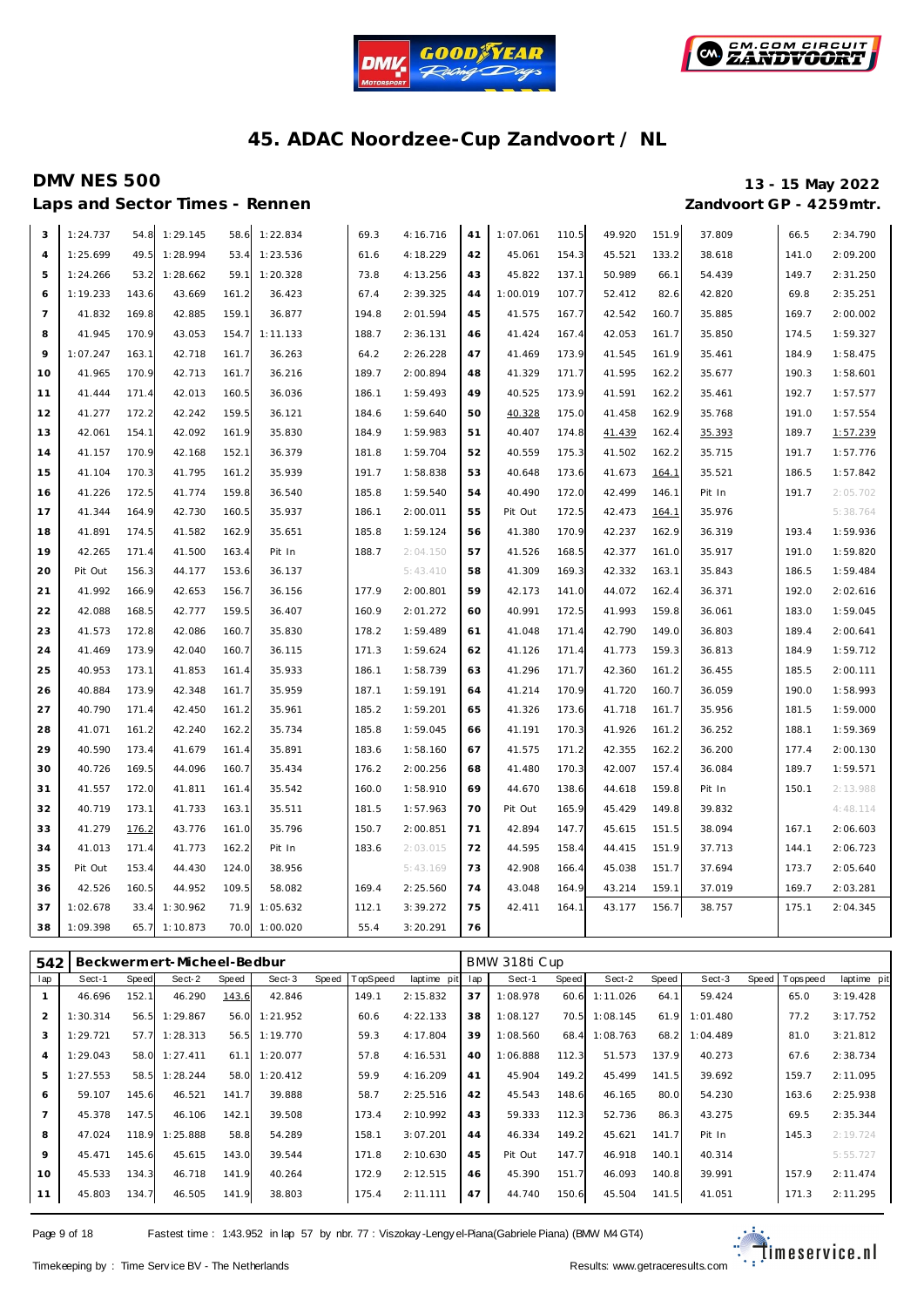# 45. ADAC Noordzee-Cup Zandvoort / NL

## DMV NES 500

**13 - 15 May 2022**

### Laps and Sector Times - Rennen

**Zandvoort GP - 4259mtr.**

| lap | Sect-1 | Speed | Sect-2 | Speed | Sect-3 | Speed | TopSpeed | laptime pit | lap | Sect-1 | Speed | Sect-2 | Speed | Sect-3 | Speed | Topspeed | laptime pit |
|---|---|---|---|---|---|---|---|---|---|---|---|---|---|---|---|---|---|
| 3 | 1:24.737 | 54.8 | 1:29.145 | 58.6 | 1:22.834 | | 69.3 | 4:16.716 | 41 | 1:07.061 | 110.5 | 49.920 | 151.9 | 37.809 | | 66.5 | 2:34.790 |
| 4 | 1:25.699 | 49.5 | 1:28.994 | 53.4 | 1:23.536 | | 61.6 | 4:18.229 | 42 | 45.061 | 154.3 | 45.521 | 133.2 | 38.618 | | 141.0 | 2:09.200 |
| 5 | 1:24.266 | 53.2 | 1:28.662 | 59.1 | 1:20.328 | | 73.8 | 4:13.256 | 43 | 45.822 | 137.1 | 50.989 | 66.1 | 54.439 | | 149.7 | 2:31.250 |
| 6 | 1:19.233 | 143.6 | 43.669 | 161.2 | 36.423 | | 67.4 | 2:39.325 | 44 | 1:00.019 | 107.7 | 52.412 | 82.6 | 42.820 | | 69.8 | 2:35.251 |
| 7 | 41.832 | 169.8 | 42.885 | 159.1 | 36.877 | | 194.8 | 2:01.594 | 45 | 41.575 | 167.7 | 42.542 | 160.7 | 35.885 | | 169.7 | 2:00.002 |
| 8 | 41.945 | 170.9 | 43.053 | 154.7 | 1:11.133 | | 188.7 | 2:36.131 | 46 | 41.424 | 167.4 | 42.053 | 161.7 | 35.850 | | 174.5 | 1:59.327 |
| 9 | 1:07.247 | 163.1 | 42.718 | 161.7 | 36.263 | | 64.2 | 2:26.228 | 47 | 41.469 | 173.9 | 41.545 | 161.9 | 35.461 | | 184.9 | 1:58.475 |
| 10 | 41.965 | 170.9 | 42.713 | 161.7 | 36.216 | | 189.7 | 2:00.894 | 48 | 41.329 | 171.7 | 41.595 | 162.2 | 35.677 | | 190.3 | 1:58.601 |
| 11 | 41.444 | 171.4 | 42.013 | 160.5 | 36.036 | | 186.1 | 1:59.493 | 49 | 40.525 | 173.9 | 41.591 | 162.2 | 35.461 | | 192.7 | 1:57.577 |
| 12 | 41.277 | 172.2 | 42.242 | 159.5 | 36.121 | | 184.6 | 1:59.640 | 50 | 40.328 | 175.0 | 41.458 | 162.9 | 35.768 | | 191.0 | 1:57.554 |
| 13 | 42.061 | 154.1 | 42.092 | 161.9 | 35.830 | | 184.9 | 1:59.983 | 51 | 40.407 | 174.8 | 41.439 | 162.4 | 35.393 | | 189.7 | 1:57.239 |
| 14 | 41.157 | 170.9 | 42.168 | 152.1 | 36.379 | | 181.8 | 1:59.704 | 52 | 40.559 | 175.3 | 41.502 | 162.2 | 35.715 | | 191.7 | 1:57.776 |
| 15 | 41.104 | 170.3 | 41.795 | 161.2 | 35.939 | | 191.7 | 1:58.838 | 53 | 40.648 | 173.6 | 41.673 | 164.1 | 35.521 | | 186.5 | 1:57.842 |
| 16 | 41.226 | 172.5 | 41.774 | 159.8 | 36.540 | | 185.8 | 1:59.540 | 54 | 40.490 | 172.0 | 42.499 | 146.1 | Pit In | | 191.7 | 2:05.702 |
| 17 | 41.344 | 164.9 | 42.730 | 160.5 | 35.937 | | 186.1 | 2:00.011 | 55 | Pit Out | 172.5 | 42.473 | 164.1 | 35.976 | | | 5:38.764 |
| 18 | 41.891 | 174.5 | 41.582 | 162.9 | 35.651 | | 185.8 | 1:59.124 | 56 | 41.380 | 170.9 | 42.237 | 162.9 | 36.319 | | 193.4 | 1:59.936 |
| 19 | 42.265 | 171.4 | 41.500 | 163.4 | Pit In | | 188.7 | 2:04.150 | 57 | 41.526 | 168.5 | 42.377 | 161.0 | 35.917 | | 191.0 | 1:59.820 |
| 20 | Pit Out | 156.3 | 44.177 | 153.6 | 36.137 | | | 5:43.410 | 58 | 41.309 | 169.3 | 42.332 | 163.1 | 35.843 | | 186.5 | 1:59.484 |
| 21 | 41.992 | 166.9 | 42.653 | 156.7 | 36.156 | | 177.9 | 2:00.801 | 59 | 42.173 | 141.0 | 44.072 | 162.4 | 36.371 | | 192.0 | 2:02.616 |
| 22 | 42.088 | 168.5 | 42.777 | 159.5 | 36.407 | | 160.9 | 2:01.272 | 60 | 40.991 | 172.5 | 41.993 | 159.8 | 36.061 | | 183.0 | 1:59.045 |
| 23 | 41.573 | 172.8 | 42.086 | 160.7 | 35.830 | | 178.2 | 1:59.489 | 61 | 41.048 | 171.4 | 42.790 | 149.0 | 36.803 | | 189.4 | 2:00.641 |
| 24 | 41.469 | 173.9 | 42.040 | 160.7 | 36.115 | | 171.3 | 1:59.624 | 62 | 41.126 | 171.4 | 41.773 | 159.3 | 36.813 | | 184.9 | 1:59.712 |
| 25 | 40.953 | 173.1 | 41.853 | 161.4 | 35.933 | | 186.1 | 1:58.739 | 63 | 41.296 | 171.7 | 42.360 | 161.2 | 36.455 | | 185.5 | 2:00.111 |
| 26 | 40.884 | 173.9 | 42.348 | 161.7 | 35.959 | | 187.1 | 1:59.191 | 64 | 41.214 | 170.9 | 41.720 | 160.7 | 36.059 | | 190.0 | 1:58.993 |
| 27 | 40.790 | 171.4 | 42.450 | 161.2 | 35.961 | | 185.2 | 1:59.201 | 65 | 41.326 | 173.6 | 41.718 | 161.7 | 35.956 | | 181.5 | 1:59.000 |
| 28 | 41.071 | 161.2 | 42.240 | 162.2 | 35.734 | | 185.8 | 1:59.045 | 66 | 41.191 | 170.3 | 41.926 | 161.2 | 36.252 | | 188.1 | 1:59.369 |
| 29 | 40.590 | 173.4 | 41.679 | 161.4 | 35.891 | | 183.6 | 1:58.160 | 67 | 41.575 | 171.2 | 42.355 | 162.2 | 36.200 | | 177.4 | 2:00.130 |
| 30 | 40.726 | 169.5 | 44.096 | 160.7 | 35.434 | | 176.2 | 2:00.256 | 68 | 41.480 | 170.3 | 42.007 | 157.4 | 36.084 | | 189.7 | 1:59.571 |
| 31 | 41.557 | 172.0 | 41.811 | 161.4 | 35.542 | | 160.0 | 1:58.910 | 69 | 44.670 | 138.6 | 44.618 | 159.8 | Pit In | | 150.1 | 2:13.988 |
| 32 | 40.719 | 173.1 | 41.733 | 163.1 | 35.511 | | 181.5 | 1:57.963 | 70 | Pit Out | 165.9 | 45.429 | 149.8 | 39.832 | | | 4:48.114 |
| 33 | 41.279 | 176.2 | 43.776 | 161.0 | 35.796 | | 150.7 | 2:00.851 | 71 | 42.894 | 147.7 | 45.615 | 151.5 | 38.094 | | 167.1 | 2:06.603 |
| 34 | 41.013 | 171.4 | 41.773 | 162.2 | Pit In | | 183.6 | 2:03.015 | 72 | 44.595 | 158.4 | 44.415 | 151.9 | 37.713 | | 144.1 | 2:06.723 |
| 35 | Pit Out | 153.4 | 44.430 | 124.0 | 38.956 | | | 5:43.169 | 73 | 42.908 | 166.4 | 45.038 | 151.7 | 37.694 | | 173.7 | 2:05.640 |
| 36 | 42.526 | 160.5 | 44.952 | 109.5 | 58.082 | | 169.4 | 2:25.560 | 74 | 43.048 | 164.9 | 43.214 | 159.1 | 37.019 | | 169.7 | 2:03.281 |
| 37 | 1:02.678 | 33.4 | 1:30.962 | 71.9 | 1:05.632 | | 112.1 | 3:39.272 | 75 | 42.411 | 164.1 | 43.177 | 156.7 | 38.757 | | 175.1 | 2:04.345 |
| 38 | 1:09.398 | 65.7 | 1:10.873 | 70.0 | 1:00.020 | | 55.4 | 3:20.291 | 76 | | | | | | | | |

**542 Beckwermert-Micheel-Bedbur** — BMW 318ti Cup

| lap | Sect-1 | Speed | Sect-2 | Speed | Sect-3 | Speed | TopSpeed | laptime pit | lap | Sect-1 | Speed | Sect-2 | Speed | Sect-3 | Speed | Topspeed | laptime pit |
|---|---|---|---|---|---|---|---|---|---|---|---|---|---|---|---|---|---|
| 1 | 46.696 | 152.1 | 46.290 | 143.6 | 42.846 | | 149.1 | 2:15.832 | 37 | 1:08.978 | 60.6 | 1:11.026 | 64.1 | 59.424 | | 65.0 | 3:19.428 |
| 2 | 1:30.314 | 56.5 | 1:29.867 | 56.0 | 1:21.952 | | 60.6 | 4:22.133 | 38 | 1:08.127 | 70.5 | 1:08.145 | 61.9 | 1:01.480 | | 77.2 | 3:17.752 |
| 3 | 1:29.721 | 57.7 | 1:28.313 | 56.5 | 1:19.770 | | 59.3 | 4:17.804 | 39 | 1:08.560 | 68.4 | 1:08.763 | 68.2 | 1:04.489 | | 81.0 | 3:21.812 |
| 4 | 1:29.043 | 58.0 | 1:27.411 | 61.1 | 1:20.077 | | 57.8 | 4:16.531 | 40 | 1:06.888 | 112.3 | 51.573 | 137.9 | 40.273 | | 67.6 | 2:38.734 |
| 5 | 1:27.553 | 58.5 | 1:28.244 | 58.0 | 1:20.412 | | 59.9 | 4:16.209 | 41 | 45.904 | 149.2 | 45.499 | 141.5 | 39.692 | | 159.7 | 2:11.095 |
| 6 | 59.107 | 145.6 | 46.521 | 141.7 | 39.888 | | 58.7 | 2:25.516 | 42 | 45.543 | 148.6 | 46.165 | 80.0 | 54.230 | | 163.6 | 2:25.938 |
| 7 | 45.378 | 147.5 | 46.106 | 142.1 | 39.508 | | 173.4 | 2:10.992 | 43 | 59.333 | 112.3 | 52.736 | 86.3 | 43.275 | | 69.5 | 2:35.344 |
| 8 | 47.024 | 118.9 | 1:25.888 | 58.8 | 54.289 | | 158.1 | 3:07.201 | 44 | 46.334 | 149.2 | 45.621 | 141.7 | Pit In | | 145.3 | 2:19.724 |
| 9 | 45.471 | 145.6 | 45.615 | 143.0 | 39.544 | | 171.8 | 2:10.630 | 45 | Pit Out | 147.7 | 46.918 | 140.1 | 40.314 | | | 5:55.727 |
| 10 | 45.533 | 134.3 | 46.718 | 141.9 | 40.264 | | 172.9 | 2:12.515 | 46 | 45.390 | 151.7 | 46.093 | 140.8 | 39.991 | | 157.9 | 2:11.474 |
| 11 | 45.803 | 134.7 | 46.505 | 141.9 | 38.803 | | 175.4 | 2:11.111 | 47 | 44.740 | 150.6 | 45.504 | 141.5 | 41.051 | | 171.3 | 2:11.295 |

Fastest time : 1:43.952 in lap 57 by nbr. 77 : Viszokay-Lengyel-Piana(Gabriele Piana) (BMW M4 GT4)

Timekeeping by : Time Service BV - The Netherlands

Results: www.getraceresults.com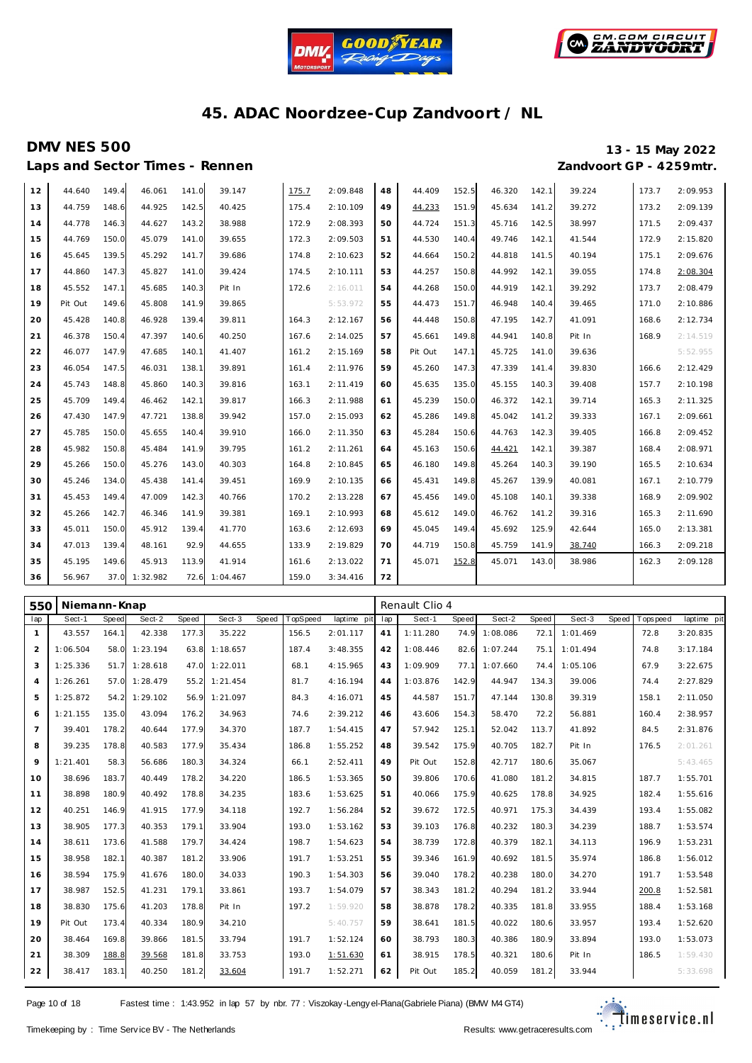# 45. ADAC Noordzee-Cup Zandvoort / NL

## DMV NES 500

**13 - 15 May 2022**

### Laps and Sector Times - Rennen

**Zandvoort GP - 4259mtr.**

| lap | Sect-1 | Speed | Sect-2 | Speed | Sect-3 | Speed | TopSpeed | laptime pit | lap | Sect-1 | Speed | Sect-2 | Speed | Sect-3 | Speed | Topspeed | laptime pit |
|---|---|---|---|---|---|---|---|---|---|---|---|---|---|---|---|---|---|
| 12 | 44.640 | 149.4 | 46.061 | 141.0 | 39.147 | | 175.7 | 2:09.848 | 48 | 44.409 | 152.5 | 46.320 | 142.1 | 39.224 | | 173.7 | 2:09.953 |
| 13 | 44.759 | 148.6 | 44.925 | 142.5 | 40.425 | | 175.4 | 2:10.109 | 49 | 44.233 | 151.9 | 45.634 | 141.2 | 39.272 | | 173.2 | 2:09.139 |
| 14 | 44.778 | 146.3 | 44.627 | 143.2 | 38.988 | | 172.9 | 2:08.393 | 50 | 44.724 | 151.3 | 45.716 | 142.5 | 38.997 | | 171.5 | 2:09.437 |
| 15 | 44.769 | 150.0 | 45.079 | 141.0 | 39.655 | | 172.3 | 2:09.503 | 51 | 44.530 | 140.4 | 49.746 | 142.1 | 41.544 | | 172.9 | 2:15.820 |
| 16 | 45.645 | 139.5 | 45.292 | 141.7 | 39.686 | | 174.8 | 2:10.623 | 52 | 44.664 | 150.2 | 44.818 | 141.5 | 40.194 | | 175.1 | 2:09.676 |
| 17 | 44.860 | 147.3 | 45.827 | 141.0 | 39.424 | | 174.5 | 2:10.111 | 53 | 44.257 | 150.8 | 44.992 | 142.1 | 39.055 | | 174.8 | 2:08.304 |
| 18 | 45.552 | 147.1 | 45.685 | 140.3 | Pit In | | 172.6 | 2:16.011 | 54 | 44.268 | 150.0 | 44.919 | 142.1 | 39.292 | | 173.7 | 2:08.479 |
| 19 | Pit Out | 149.6 | 45.808 | 141.9 | 39.865 | | | 5:53.972 | 55 | 44.473 | 151.7 | 46.948 | 140.4 | 39.465 | | 171.0 | 2:10.886 |
| 20 | 45.428 | 140.8 | 46.928 | 139.4 | 39.811 | | 164.3 | 2:12.167 | 56 | 44.448 | 150.8 | 47.195 | 142.7 | 41.091 | | 168.6 | 2:12.734 |
| 21 | 46.378 | 150.4 | 47.397 | 140.6 | 40.250 | | 167.6 | 2:14.025 | 57 | 45.661 | 149.8 | 44.941 | 140.8 | Pit In | | 168.9 | 2:14.519 |
| 22 | 46.077 | 147.9 | 47.685 | 140.1 | 41.407 | | 161.2 | 2:15.169 | 58 | Pit Out | 147.1 | 45.725 | 141.0 | 39.636 | | | 5:52.955 |
| 23 | 46.054 | 147.5 | 46.031 | 138.1 | 39.891 | | 161.4 | 2:11.976 | 59 | 45.260 | 147.3 | 47.339 | 141.4 | 39.830 | | 166.6 | 2:12.429 |
| 24 | 45.743 | 148.8 | 45.860 | 140.3 | 39.816 | | 163.1 | 2:11.419 | 60 | 45.635 | 135.0 | 45.155 | 140.3 | 39.408 | | 157.7 | 2:10.198 |
| 25 | 45.709 | 149.4 | 46.462 | 142.1 | 39.817 | | 166.3 | 2:11.988 | 61 | 45.239 | 150.0 | 46.372 | 142.1 | 39.714 | | 165.3 | 2:11.325 |
| 26 | 47.430 | 147.9 | 47.721 | 138.8 | 39.942 | | 157.0 | 2:15.093 | 62 | 45.286 | 149.8 | 45.042 | 141.2 | 39.333 | | 167.1 | 2:09.661 |
| 27 | 45.785 | 150.0 | 45.655 | 140.4 | 39.910 | | 166.0 | 2:11.350 | 63 | 45.284 | 150.6 | 44.763 | 142.3 | 39.405 | | 166.8 | 2:09.452 |
| 28 | 45.982 | 150.8 | 45.484 | 141.9 | 39.795 | | 161.2 | 2:11.261 | 64 | 45.163 | 150.6 | 44.421 | 142.1 | 39.387 | | 168.4 | 2:08.971 |
| 29 | 45.266 | 150.0 | 45.276 | 143.0 | 40.303 | | 164.8 | 2:10.845 | 65 | 46.180 | 149.8 | 45.264 | 140.3 | 39.190 | | 165.5 | 2:10.634 |
| 30 | 45.246 | 134.0 | 45.438 | 141.4 | 39.451 | | 169.9 | 2:10.135 | 66 | 45.431 | 149.8 | 45.267 | 139.9 | 40.081 | | 167.1 | 2:10.779 |
| 31 | 45.453 | 149.4 | 47.009 | 142.3 | 40.766 | | 170.2 | 2:13.228 | 67 | 45.456 | 149.0 | 45.108 | 140.1 | 39.338 | | 168.9 | 2:09.902 |
| 32 | 45.266 | 142.7 | 46.346 | 141.9 | 39.381 | | 169.1 | 2:10.993 | 68 | 45.612 | 149.0 | 46.762 | 141.2 | 39.316 | | 165.3 | 2:11.690 |
| 33 | 45.011 | 150.0 | 45.912 | 139.4 | 41.770 | | 163.6 | 2:12.693 | 69 | 45.045 | 149.4 | 45.692 | 125.9 | 42.644 | | 165.0 | 2:13.381 |
| 34 | 47.013 | 139.4 | 48.161 | 92.9 | 44.655 | | 133.9 | 2:19.829 | 70 | 44.719 | 150.8 | 45.759 | 141.9 | 38.740 | | 166.3 | 2:09.218 |
| 35 | 45.195 | 149.6 | 45.913 | 113.9 | 41.914 | | 161.6 | 2:13.022 | 71 | 45.071 | 152.8 | 45.071 | 143.0 | 38.986 | | 162.3 | 2:09.128 |
| 36 | 56.967 | 37.0 | 1:32.982 | 72.6 | 1:04.467 | | 159.0 | 3:34.416 | 72 | | | | | | | | |

**550 Niemann-Knap** — Renault Clio 4

| lap | Sect-1 | Speed | Sect-2 | Speed | Sect-3 | Speed | TopSpeed | laptime pit | lap | Sect-1 | Speed | Sect-2 | Speed | Sect-3 | Speed | Topspeed | laptime pit |
|---|---|---|---|---|---|---|---|---|---|---|---|---|---|---|---|---|---|
| 1 | 43.557 | 164.1 | 42.338 | 177.3 | 35.222 | | 156.5 | 2:01.117 | 41 | 1:11.280 | 74.9 | 1:08.086 | 72.1 | 1:01.469 | | 72.8 | 3:20.835 |
| 2 | 1:06.504 | 58.0 | 1:23.194 | 63.8 | 1:18.657 | | 187.4 | 3:48.355 | 42 | 1:08.446 | 82.6 | 1:07.244 | 75.1 | 1:01.494 | | 74.8 | 3:17.184 |
| 3 | 1:25.336 | 51.7 | 1:28.618 | 47.0 | 1:22.011 | | 68.1 | 4:15.965 | 43 | 1:09.909 | 77.1 | 1:07.660 | 74.4 | 1:05.106 | | 67.9 | 3:22.675 |
| 4 | 1:26.261 | 57.0 | 1:28.479 | 55.2 | 1:21.454 | | 81.7 | 4:16.194 | 44 | 1:03.876 | 142.9 | 44.947 | 134.3 | 39.006 | | 74.4 | 2:27.829 |
| 5 | 1:25.872 | 54.2 | 1:29.102 | 56.9 | 1:21.097 | | 84.3 | 4:16.071 | 45 | 44.587 | 151.7 | 47.144 | 130.8 | 39.319 | | 158.1 | 2:11.050 |
| 6 | 1:21.155 | 135.0 | 43.094 | 176.2 | 34.963 | | 74.6 | 2:39.212 | 46 | 43.606 | 154.3 | 58.470 | 72.2 | 56.881 | | 160.4 | 2:38.957 |
| 7 | 39.401 | 178.2 | 40.644 | 177.9 | 34.370 | | 187.7 | 1:54.415 | 47 | 57.942 | 125.1 | 52.042 | 113.7 | 41.892 | | 84.5 | 2:31.876 |
| 8 | 39.235 | 178.8 | 40.583 | 177.9 | 35.434 | | 186.8 | 1:55.252 | 48 | 39.542 | 175.9 | 40.705 | 182.7 | Pit In | | 176.5 | 2:01.261 |
| 9 | 1:21.401 | 58.3 | 56.686 | 180.3 | 34.324 | | 66.1 | 2:52.411 | 49 | Pit Out | 152.8 | 42.717 | 180.6 | 35.067 | | | 5:43.465 |
| 10 | 38.696 | 183.7 | 40.449 | 178.2 | 34.220 | | 186.5 | 1:53.365 | 50 | 39.806 | 170.6 | 41.080 | 181.2 | 34.815 | | 187.7 | 1:55.701 |
| 11 | 38.898 | 180.9 | 40.492 | 178.8 | 34.235 | | 183.6 | 1:53.625 | 51 | 40.066 | 175.9 | 40.625 | 178.8 | 34.925 | | 182.4 | 1:55.616 |
| 12 | 40.251 | 146.9 | 41.915 | 177.9 | 34.118 | | 192.7 | 1:56.284 | 52 | 39.672 | 172.5 | 40.971 | 175.3 | 34.439 | | 193.4 | 1:55.082 |
| 13 | 38.905 | 177.3 | 40.353 | 179.1 | 33.904 | | 193.0 | 1:53.162 | 53 | 39.103 | 176.8 | 40.232 | 180.3 | 34.239 | | 188.7 | 1:53.574 |
| 14 | 38.611 | 173.6 | 41.588 | 179.7 | 34.424 | | 198.7 | 1:54.623 | 54 | 38.739 | 172.8 | 40.379 | 182.1 | 34.113 | | 196.9 | 1:53.231 |
| 15 | 38.958 | 182.1 | 40.387 | 181.2 | 33.906 | | 191.7 | 1:53.251 | 55 | 39.346 | 161.9 | 40.692 | 181.5 | 35.974 | | 186.8 | 1:56.012 |
| 16 | 38.594 | 175.9 | 41.676 | 180.0 | 34.033 | | 190.3 | 1:54.303 | 56 | 39.040 | 178.2 | 40.238 | 180.0 | 34.270 | | 191.7 | 1:53.548 |
| 17 | 38.987 | 152.5 | 41.231 | 179.1 | 33.861 | | 193.7 | 1:54.079 | 57 | 38.343 | 181.2 | 40.294 | 181.2 | 33.944 | | 200.8 | 1:52.581 |
| 18 | 38.830 | 175.6 | 41.203 | 178.8 | Pit In | | 197.2 | 1:59.920 | 58 | 38.878 | 178.2 | 40.335 | 181.8 | 33.955 | | 188.4 | 1:53.168 |
| 19 | Pit Out | 173.4 | 40.334 | 180.9 | 34.210 | | | 5:40.757 | 59 | 38.641 | 181.5 | 40.022 | 180.6 | 33.957 | | 193.4 | 1:52.620 |
| 20 | 38.464 | 169.8 | 39.866 | 181.5 | 33.794 | | 191.7 | 1:52.124 | 60 | 38.793 | 180.3 | 40.386 | 180.9 | 33.894 | | 193.0 | 1:53.073 |
| 21 | 38.309 | 188.8 | 39.568 | 181.8 | 33.753 | | 193.0 | 1:51.630 | 61 | 38.915 | 178.5 | 40.321 | 180.6 | Pit In | | 186.5 | 1:59.430 |
| 22 | 38.417 | 183.1 | 40.250 | 181.2 | 33.604 | | 191.7 | 1:52.271 | 62 | Pit Out | 185.2 | 40.059 | 181.2 | 33.944 | | | 5:33.698 |

Fastest time : 1:43.952 in lap 57 by nbr. 77 : Viszokay-Lengyel-Piana(Gabriele Piana) (BMW M4 GT4)

Timekeeping by : Time Service BV - The Netherlands

Results: www.getraceresults.com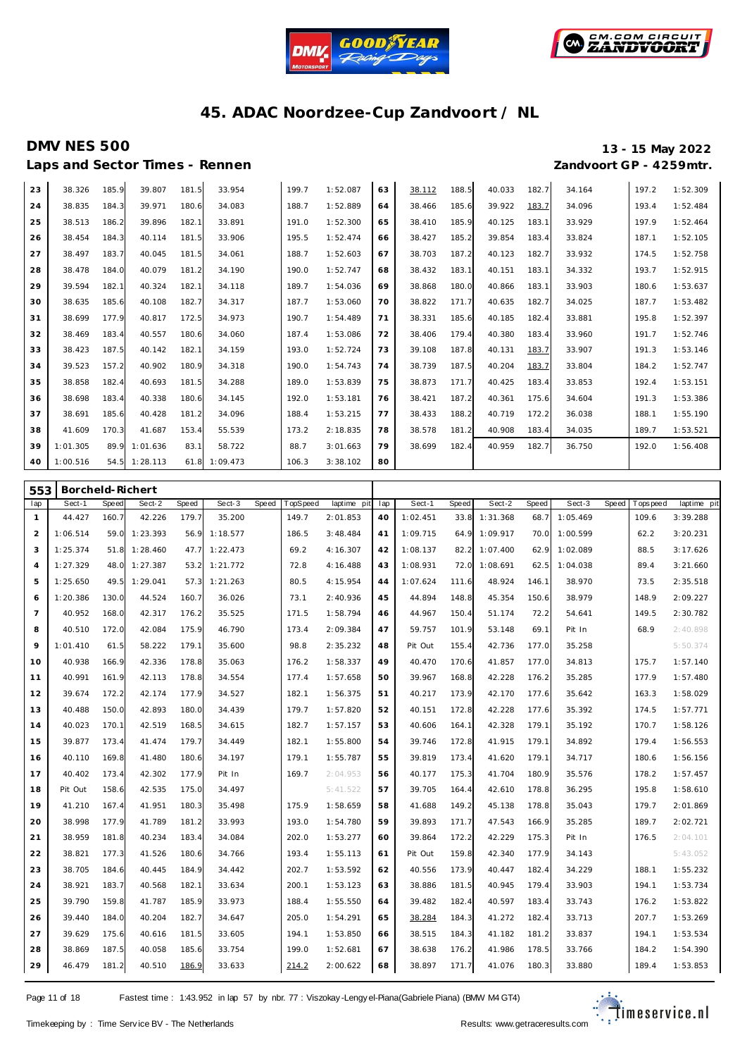# 45. ADAC Noordzee-Cup Zandvoort / NL

## DMV NES 500

**13 - 15 May 2022**

### Laps and Sector Times - Rennen

**Zandvoort GP - 4259mtr.**

| lap | Sect-1 | Speed | Sect-2 | Speed | Sect-3 | Speed | TopSpeed | laptime pit | lap | Sect-1 | Speed | Sect-2 | Speed | Sect-3 | Speed | Topspeed | laptime pit |
|---|---|---|---|---|---|---|---|---|---|---|---|---|---|---|---|---|---|
| 23 | 38.326 | 185.9 | 39.807 | 181.5 | 33.954 | | 199.7 | 1:52.087 | 63 | 38.112 | 188.5 | 40.033 | 182.7 | 34.164 | | 197.2 | 1:52.309 |
| 24 | 38.835 | 184.3 | 39.971 | 180.6 | 34.083 | | 188.7 | 1:52.889 | 64 | 38.466 | 185.6 | 39.922 | 183.7 | 34.096 | | 193.4 | 1:52.484 |
| 25 | 38.513 | 186.2 | 39.896 | 182.1 | 33.891 | | 191.0 | 1:52.300 | 65 | 38.410 | 185.9 | 40.125 | 183.1 | 33.929 | | 197.9 | 1:52.464 |
| 26 | 38.454 | 184.3 | 40.114 | 181.5 | 33.906 | | 195.5 | 1:52.474 | 66 | 38.427 | 185.2 | 39.854 | 183.4 | 33.824 | | 187.1 | 1:52.105 |
| 27 | 38.497 | 183.7 | 40.045 | 181.5 | 34.061 | | 188.7 | 1:52.603 | 67 | 38.703 | 187.2 | 40.123 | 182.7 | 33.932 | | 174.5 | 1:52.758 |
| 28 | 38.478 | 184.0 | 40.079 | 181.2 | 34.190 | | 190.0 | 1:52.747 | 68 | 38.432 | 183.1 | 40.151 | 183.1 | 34.332 | | 193.7 | 1:52.915 |
| 29 | 39.594 | 182.1 | 40.324 | 182.1 | 34.118 | | 189.7 | 1:54.036 | 69 | 38.868 | 180.0 | 40.866 | 183.1 | 33.903 | | 180.6 | 1:53.637 |
| 30 | 38.635 | 185.6 | 40.108 | 182.7 | 34.317 | | 187.7 | 1:53.060 | 70 | 38.822 | 171.7 | 40.635 | 182.7 | 34.025 | | 187.7 | 1:53.482 |
| 31 | 38.699 | 177.9 | 40.817 | 172.5 | 34.973 | | 190.7 | 1:54.489 | 71 | 38.331 | 185.6 | 40.185 | 182.4 | 33.881 | | 195.8 | 1:52.397 |
| 32 | 38.469 | 183.4 | 40.557 | 180.6 | 34.060 | | 187.4 | 1:53.086 | 72 | 38.406 | 179.4 | 40.380 | 183.4 | 33.960 | | 191.7 | 1:52.746 |
| 33 | 38.423 | 187.5 | 40.142 | 182.1 | 34.159 | | 193.0 | 1:52.724 | 73 | 39.108 | 187.8 | 40.131 | 183.7 | 33.907 | | 191.3 | 1:53.146 |
| 34 | 39.523 | 157.2 | 40.902 | 180.9 | 34.318 | | 190.0 | 1:54.743 | 74 | 38.739 | 187.5 | 40.204 | 183.7 | 33.804 | | 184.2 | 1:52.747 |
| 35 | 38.858 | 182.4 | 40.693 | 181.5 | 34.288 | | 189.0 | 1:53.839 | 75 | 38.873 | 171.7 | 40.425 | 183.4 | 33.853 | | 192.4 | 1:53.151 |
| 36 | 38.698 | 183.4 | 40.338 | 180.6 | 34.145 | | 192.0 | 1:53.181 | 76 | 38.421 | 187.2 | 40.361 | 175.6 | 34.604 | | 191.3 | 1:53.386 |
| 37 | 38.691 | 185.6 | 40.428 | 181.2 | 34.096 | | 188.4 | 1:53.215 | 77 | 38.433 | 188.2 | 40.719 | 172.2 | 36.038 | | 188.1 | 1:55.190 |
| 38 | 41.609 | 170.3 | 41.687 | 153.4 | 55.539 | | 173.2 | 2:18.835 | 78 | 38.578 | 181.2 | 40.908 | 183.4 | 34.035 | | 189.7 | 1:53.521 |
| 39 | 1:01.305 | 89.9 | 1:01.636 | 83.1 | 58.722 | | 88.7 | 3:01.663 | 79 | 38.699 | 182.4 | 40.959 | 182.7 | 36.750 | | 192.0 | 1:56.408 |
| 40 | 1:00.516 | 54.5 | 1:28.113 | 61.8 | 1:09.473 | | 106.3 | 3:38.102 | 80 | | | | | | | | |

### 553 Borcheld-Richert

| lap | Sect-1 | Speed | Sect-2 | Speed | Sect-3 | Speed | TopSpeed | laptime pit | lap | Sect-1 | Speed | Sect-2 | Speed | Sect-3 | Speed | Topspeed | laptime pit |
|---|---|---|---|---|---|---|---|---|---|---|---|---|---|---|---|---|---|
| 1 | 44.427 | 160.7 | 42.226 | 179.7 | 35.200 | | 149.7 | 2:01.853 | 40 | 1:02.451 | 33.8 | 1:31.368 | 68.7 | 1:05.469 | | 109.6 | 3:39.288 |
| 2 | 1:06.514 | 59.0 | 1:23.393 | 56.9 | 1:18.577 | | 186.5 | 3:48.484 | 41 | 1:09.715 | 64.9 | 1:09.917 | 70.0 | 1:00.599 | | 62.2 | 3:20.231 |
| 3 | 1:25.374 | 51.8 | 1:28.460 | 47.7 | 1:22.473 | | 69.2 | 4:16.307 | 42 | 1:08.137 | 82.2 | 1:07.400 | 62.9 | 1:02.089 | | 88.5 | 3:17.626 |
| 4 | 1:27.329 | 48.0 | 1:27.387 | 53.2 | 1:21.772 | | 72.8 | 4:16.488 | 43 | 1:08.931 | 72.0 | 1:08.691 | 62.5 | 1:04.038 | | 89.4 | 3:21.660 |
| 5 | 1:25.650 | 49.5 | 1:29.041 | 57.3 | 1:21.263 | | 80.5 | 4:15.954 | 44 | 1:07.624 | 111.6 | 48.924 | 146.1 | 38.970 | | 73.5 | 2:35.518 |
| 6 | 1:20.386 | 130.0 | 44.524 | 160.7 | 36.026 | | 73.1 | 2:40.936 | 45 | 44.894 | 148.8 | 45.354 | 150.6 | 38.979 | | 148.9 | 2:09.227 |
| 7 | 40.952 | 168.0 | 42.317 | 176.2 | 35.525 | | 171.5 | 1:58.794 | 46 | 44.967 | 150.4 | 51.174 | 72.2 | 54.641 | | 149.5 | 2:30.782 |
| 8 | 40.510 | 172.0 | 42.084 | 175.9 | 46.790 | | 173.4 | 2:09.384 | 47 | 59.757 | 101.9 | 53.148 | 69.1 | Pit In | | 68.9 | 2:40.898 |
| 9 | 1:01.410 | 61.5 | 58.222 | 179.1 | 35.600 | | 98.8 | 2:35.232 | 48 | Pit Out | 155.4 | 42.736 | 177.0 | 35.258 | | | 5:50.374 |
| 10 | 40.938 | 166.9 | 42.336 | 178.8 | 35.063 | | 176.2 | 1:58.337 | 49 | 40.470 | 170.6 | 41.857 | 177.0 | 34.813 | | 175.7 | 1:57.140 |
| 11 | 40.991 | 161.9 | 42.113 | 178.8 | 34.554 | | 177.4 | 1:57.658 | 50 | 39.967 | 168.8 | 42.228 | 176.2 | 35.285 | | 177.9 | 1:57.480 |
| 12 | 39.674 | 172.2 | 42.174 | 177.9 | 34.527 | | 182.1 | 1:56.375 | 51 | 40.217 | 173.9 | 42.170 | 177.6 | 35.642 | | 163.3 | 1:58.029 |
| 13 | 40.488 | 150.0 | 42.893 | 180.0 | 34.439 | | 179.7 | 1:57.820 | 52 | 40.151 | 172.8 | 42.228 | 177.6 | 35.392 | | 174.5 | 1:57.771 |
| 14 | 40.023 | 170.1 | 42.519 | 168.5 | 34.615 | | 182.7 | 1:57.157 | 53 | 40.606 | 164.1 | 42.328 | 179.1 | 35.192 | | 170.7 | 1:58.126 |
| 15 | 39.877 | 173.4 | 41.474 | 179.7 | 34.449 | | 182.1 | 1:55.800 | 54 | 39.746 | 172.8 | 41.915 | 179.1 | 34.892 | | 179.4 | 1:56.553 |
| 16 | 40.110 | 169.8 | 41.480 | 180.6 | 34.197 | | 179.1 | 1:55.787 | 55 | 39.819 | 173.4 | 41.620 | 179.1 | 34.717 | | 180.6 | 1:56.156 |
| 17 | 40.402 | 173.4 | 42.302 | 177.9 | Pit In | | 169.7 | 2:04.953 | 56 | 40.177 | 175.3 | 41.704 | 180.9 | 35.576 | | 178.2 | 1:57.457 |
| 18 | Pit Out | 158.6 | 42.535 | 175.0 | 34.497 | | | 5:41.522 | 57 | 39.705 | 164.4 | 42.610 | 178.8 | 36.295 | | 195.8 | 1:58.610 |
| 19 | 41.210 | 167.4 | 41.951 | 180.3 | 35.498 | | 175.9 | 1:58.659 | 58 | 41.688 | 149.2 | 45.138 | 178.8 | 35.043 | | 179.7 | 2:01.869 |
| 20 | 38.998 | 177.9 | 41.789 | 181.2 | 33.993 | | 193.0 | 1:54.780 | 59 | 39.893 | 171.7 | 47.543 | 166.9 | 35.285 | | 189.7 | 2:02.721 |
| 21 | 38.959 | 181.8 | 40.234 | 183.4 | 34.084 | | 202.0 | 1:53.277 | 60 | 39.864 | 172.2 | 42.229 | 175.3 | Pit In | | 176.5 | 2:04.101 |
| 22 | 38.821 | 177.3 | 41.526 | 180.6 | 34.766 | | 193.4 | 1:55.113 | 61 | Pit Out | 159.8 | 42.340 | 177.9 | 34.143 | | | 5:43.052 |
| 23 | 38.705 | 184.6 | 40.445 | 184.9 | 34.442 | | 202.7 | 1:53.592 | 62 | 40.556 | 173.9 | 40.447 | 182.4 | 34.229 | | 188.1 | 1:55.232 |
| 24 | 38.921 | 183.7 | 40.568 | 182.1 | 33.634 | | 200.1 | 1:53.123 | 63 | 38.886 | 181.5 | 40.945 | 179.4 | 33.903 | | 194.1 | 1:53.734 |
| 25 | 39.790 | 159.8 | 41.787 | 185.9 | 33.973 | | 188.4 | 1:55.550 | 64 | 39.482 | 182.4 | 40.597 | 183.4 | 33.743 | | 176.2 | 1:53.822 |
| 26 | 39.440 | 184.0 | 40.204 | 182.7 | 34.647 | | 205.0 | 1:54.291 | 65 | 38.284 | 184.3 | 41.272 | 182.4 | 33.713 | | 207.7 | 1:53.269 |
| 27 | 39.629 | 175.6 | 40.616 | 181.5 | 33.605 | | 194.1 | 1:53.850 | 66 | 38.515 | 184.3 | 41.182 | 181.2 | 33.837 | | 194.1 | 1:53.534 |
| 28 | 38.869 | 187.5 | 40.058 | 185.6 | 33.754 | | 199.0 | 1:52.681 | 67 | 38.638 | 176.2 | 41.986 | 178.5 | 33.766 | | 184.2 | 1:54.390 |
| 29 | 46.479 | 181.2 | 40.510 | 186.9 | 33.633 | | 214.2 | 2:00.622 | 68 | 38.897 | 171.7 | 41.076 | 180.3 | 33.880 | | 189.4 | 1:53.853 |

Fastest time : 1:43.952 in lap 57 by nbr. 77 : Viszokay-Lengyel-Piana(Gabriele Piana) (BMW M4 GT4)

Timekeeping by : Time Service BV - The Netherlands

Results: www.getraceresults.com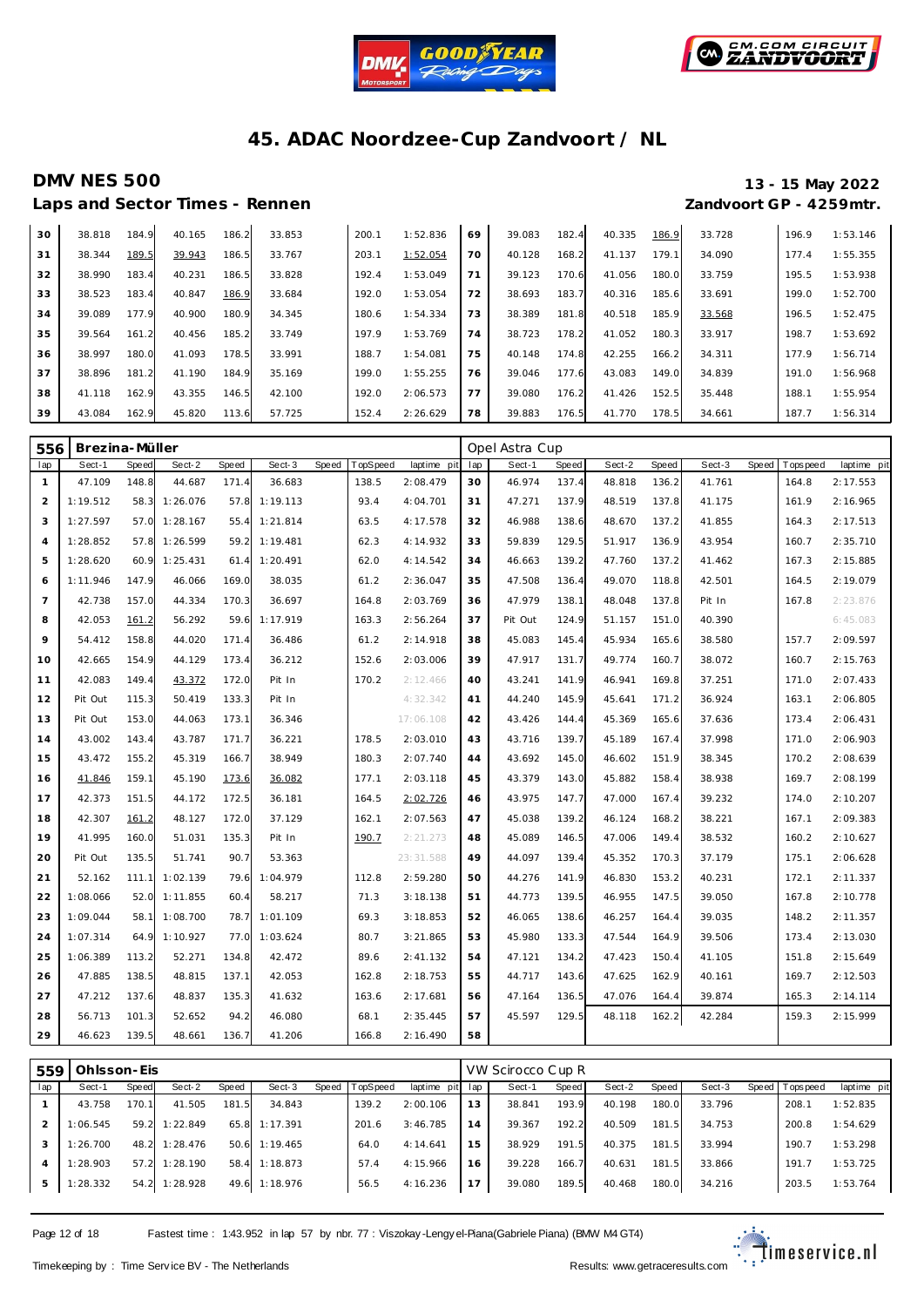# 45. ADAC Noordzee-Cup Zandvoort / NL

## DMV NES 500

**13 - 15 May 2022**

### Laps and Sector Times - Rennen

**Zandvoort GP - 4259mtr.**

| lap | Sect-1 | Speed | Sect-2 | Speed | Sect-3 | Speed | TopSpeed | laptime pit | lap | Sect-1 | Speed | Sect-2 | Speed | Sect-3 | Speed | Topspeed | laptime pit |
|---|---|---|---|---|---|---|---|---|---|---|---|---|---|---|---|---|---|
| 30 | 38.818 | 184.9 | 40.165 | 186.2 | 33.853 | | 200.1 | 1:52.836 | 69 | 39.083 | 182.4 | 40.335 | 186.9 | 33.728 | | 196.9 | 1:53.146 |
| 31 | 38.344 | 189.5 | 39.943 | 186.5 | 33.767 | | 203.1 | 1:52.054 | 70 | 40.128 | 168.2 | 41.137 | 179.1 | 34.090 | | 177.4 | 1:55.355 |
| 32 | 38.990 | 183.4 | 40.231 | 186.5 | 33.828 | | 192.4 | 1:53.049 | 71 | 39.123 | 170.6 | 41.056 | 180.0 | 33.759 | | 195.5 | 1:53.938 |
| 33 | 38.523 | 183.4 | 40.847 | 186.9 | 33.684 | | 192.0 | 1:53.054 | 72 | 38.693 | 183.7 | 40.316 | 185.6 | 33.691 | | 199.0 | 1:52.700 |
| 34 | 39.089 | 177.9 | 40.900 | 180.9 | 34.345 | | 180.6 | 1:54.334 | 73 | 38.389 | 181.8 | 40.518 | 185.9 | 33.568 | | 196.5 | 1:52.475 |
| 35 | 39.564 | 161.2 | 40.456 | 185.2 | 33.749 | | 197.9 | 1:53.769 | 74 | 38.723 | 178.2 | 41.052 | 180.3 | 33.917 | | 198.7 | 1:53.692 |
| 36 | 38.997 | 180.0 | 41.093 | 178.5 | 33.991 | | 188.7 | 1:54.081 | 75 | 40.148 | 174.8 | 42.255 | 166.2 | 34.311 | | 177.9 | 1:56.714 |
| 37 | 38.896 | 181.2 | 41.190 | 184.9 | 35.169 | | 199.0 | 1:55.255 | 76 | 39.046 | 177.6 | 43.083 | 149.0 | 34.839 | | 191.0 | 1:56.968 |
| 38 | 41.118 | 162.9 | 43.355 | 146.5 | 42.100 | | 192.0 | 2:06.573 | 77 | 39.080 | 176.2 | 41.426 | 152.5 | 35.448 | | 188.1 | 1:55.954 |
| 39 | 43.084 | 162.9 | 45.820 | 113.6 | 57.725 | | 152.4 | 2:26.629 | 78 | 39.883 | 176.5 | 41.770 | 178.5 | 34.661 | | 187.7 | 1:56.314 |

| 556 | Brezina-Müller | | | | | | | | | Opel Astra Cup | | | | | | | |
|---|---|---|---|---|---|---|---|---|---|---|---|---|---|---|---|---|---|
| lap | Sect-1 | Speed | Sect-2 | Speed | Sect-3 | Speed | TopSpeed | laptime pit | lap | Sect-1 | Speed | Sect-2 | Speed | Sect-3 | Speed | Topspeed | laptime pit |
| 1 | 47.109 | 148.8 | 44.687 | 171.4 | 36.683 | | 138.5 | 2:08.479 | 30 | 46.974 | 137.4 | 48.818 | 136.2 | 41.761 | | 164.8 | 2:17.553 |
| 2 | 1:19.512 | 58.3 | 1:26.076 | 57.8 | 1:19.113 | | 93.4 | 4:04.701 | 31 | 47.271 | 137.9 | 48.519 | 137.8 | 41.175 | | 161.9 | 2:16.965 |
| 3 | 1:27.597 | 57.0 | 1:28.167 | 55.4 | 1:21.814 | | 63.5 | 4:17.578 | 32 | 46.988 | 138.6 | 48.670 | 137.2 | 41.855 | | 164.3 | 2:17.513 |
| 4 | 1:28.852 | 57.8 | 1:26.599 | 59.2 | 1:19.481 | | 62.3 | 4:14.932 | 33 | 59.839 | 129.5 | 51.917 | 136.9 | 43.954 | | 160.7 | 2:35.710 |
| 5 | 1:28.620 | 60.9 | 1:25.431 | 61.4 | 1:20.491 | | 62.0 | 4:14.542 | 34 | 46.663 | 139.2 | 47.760 | 137.2 | 41.462 | | 167.3 | 2:15.885 |
| 6 | 1:11.946 | 147.9 | 46.066 | 169.0 | 38.035 | | 61.2 | 2:36.047 | 35 | 47.508 | 136.4 | 49.070 | 118.8 | 42.501 | | 164.5 | 2:19.079 |
| 7 | 42.738 | 157.0 | 44.334 | 170.3 | 36.697 | | 164.8 | 2:03.769 | 36 | 47.979 | 138.1 | 48.048 | 137.8 | Pit In | | 167.8 | 2:23.876 |
| 8 | 42.053 | 161.2 | 56.292 | 59.6 | 1:17.919 | | 163.3 | 2:56.264 | 37 | Pit Out | 124.9 | 51.157 | 151.0 | 40.390 | | | 6:45.083 |
| 9 | 54.412 | 158.8 | 44.020 | 171.4 | 36.486 | | 61.2 | 2:14.918 | 38 | 45.083 | 145.4 | 45.934 | 165.6 | 38.580 | | 157.7 | 2:09.597 |
| 10 | 42.665 | 154.9 | 44.129 | 173.4 | 36.212 | | 152.6 | 2:03.006 | 39 | 47.917 | 131.7 | 49.774 | 160.7 | 38.072 | | 160.7 | 2:15.763 |
| 11 | 42.083 | 149.4 | 43.372 | 172.0 | Pit In | | 170.2 | 2:12.466 | 40 | 43.241 | 141.9 | 46.941 | 169.8 | 37.251 | | 171.0 | 2:07.433 |
| 12 | Pit Out | 115.3 | 50.419 | 133.3 | Pit In | | | 4:32.342 | 41 | 44.240 | 145.9 | 45.641 | 171.2 | 36.924 | | 163.1 | 2:06.805 |
| 13 | Pit Out | 153.0 | 44.063 | 173.1 | 36.346 | | | 17:06.108 | 42 | 43.426 | 144.4 | 45.369 | 165.6 | 37.636 | | 173.4 | 2:06.431 |
| 14 | 43.002 | 143.4 | 43.787 | 171.7 | 36.221 | | 178.5 | 2:03.010 | 43 | 43.716 | 139.7 | 45.189 | 167.4 | 37.998 | | 171.0 | 2:06.903 |
| 15 | 43.472 | 155.2 | 45.319 | 166.7 | 38.949 | | 180.3 | 2:07.740 | 44 | 43.692 | 145.0 | 46.602 | 151.9 | 38.345 | | 170.2 | 2:08.639 |
| 16 | 41.846 | 159.1 | 45.190 | 173.6 | 36.082 | | 177.1 | 2:03.118 | 45 | 43.379 | 143.0 | 45.882 | 158.4 | 38.938 | | 169.7 | 2:08.199 |
| 17 | 42.373 | 151.5 | 44.172 | 172.5 | 36.181 | | 164.5 | 2:02.726 | 46 | 43.975 | 147.7 | 47.000 | 167.4 | 39.232 | | 174.0 | 2:10.207 |
| 18 | 42.307 | 161.2 | 48.127 | 172.0 | 37.129 | | 162.1 | 2:07.563 | 47 | 45.038 | 139.2 | 46.124 | 168.2 | 38.221 | | 167.1 | 2:09.383 |
| 19 | 41.995 | 160.0 | 51.031 | 135.3 | Pit In | | 190.7 | 2:21.273 | 48 | 45.089 | 146.5 | 47.006 | 149.4 | 38.532 | | 160.2 | 2:10.627 |
| 20 | Pit Out | 135.5 | 51.741 | 90.7 | 53.363 | | | 23:31.588 | 49 | 44.097 | 139.4 | 45.352 | 170.3 | 37.179 | | 175.1 | 2:06.628 |
| 21 | 52.162 | 111.1 | 1:02.139 | 79.6 | 1:04.979 | | 112.8 | 2:59.280 | 50 | 44.276 | 141.9 | 46.830 | 153.2 | 40.231 | | 172.1 | 2:11.337 |
| 22 | 1:08.066 | 52.0 | 1:11.855 | 60.4 | 58.217 | | 71.3 | 3:18.138 | 51 | 44.773 | 139.5 | 46.955 | 147.5 | 39.050 | | 167.8 | 2:10.778 |
| 23 | 1:09.044 | 58.1 | 1:08.700 | 78.7 | 1:01.109 | | 69.3 | 3:18.853 | 52 | 46.065 | 138.6 | 46.257 | 164.4 | 39.035 | | 148.2 | 2:11.357 |
| 24 | 1:07.314 | 64.9 | 1:10.927 | 77.0 | 1:03.624 | | 80.7 | 3:21.865 | 53 | 45.980 | 133.3 | 47.544 | 164.9 | 39.506 | | 173.4 | 2:13.030 |
| 25 | 1:06.389 | 113.2 | 52.271 | 134.8 | 42.472 | | 89.6 | 2:41.132 | 54 | 47.121 | 134.2 | 47.423 | 150.4 | 41.105 | | 151.8 | 2:15.649 |
| 26 | 47.885 | 138.5 | 48.815 | 137.1 | 42.053 | | 162.8 | 2:18.753 | 55 | 44.717 | 143.6 | 47.625 | 162.9 | 40.161 | | 169.7 | 2:12.503 |
| 27 | 47.212 | 137.6 | 48.837 | 135.3 | 41.632 | | 163.6 | 2:17.681 | 56 | 47.164 | 136.5 | 47.076 | 164.4 | 39.874 | | 165.3 | 2:14.114 |
| 28 | 56.713 | 101.3 | 52.652 | 94.2 | 46.080 | | 68.1 | 2:35.445 | 57 | 45.597 | 129.5 | 48.118 | 162.2 | 42.284 | | 159.3 | 2:15.999 |
| 29 | 46.623 | 139.5 | 48.661 | 136.7 | 41.206 | | 166.8 | 2:16.490 | 58 | | | | | | | | |

| 559 | Ohlsson-Eis | | | | | | | | | VW Scirocco Cup R | | | | | | | |
|---|---|---|---|---|---|---|---|---|---|---|---|---|---|---|---|---|---|
| lap | Sect-1 | Speed | Sect-2 | Speed | Sect-3 | Speed | TopSpeed | laptime pit | lap | Sect-1 | Speed | Sect-2 | Speed | Sect-3 | Speed | Topspeed | laptime pit |
| 1 | 43.758 | 170.1 | 41.505 | 181.5 | 34.843 | | 139.2 | 2:00.106 | 13 | 38.841 | 193.9 | 40.198 | 180.0 | 33.796 | | 208.1 | 1:52.835 |
| 2 | 1:06.545 | 59.2 | 1:22.849 | 65.8 | 1:17.391 | | 201.6 | 3:46.785 | 14 | 39.367 | 192.2 | 40.509 | 181.5 | 34.753 | | 200.8 | 1:54.629 |
| 3 | 1:26.700 | 48.2 | 1:28.476 | 50.6 | 1:19.465 | | 64.0 | 4:14.641 | 15 | 38.929 | 191.5 | 40.375 | 181.5 | 33.994 | | 190.7 | 1:53.298 |
| 4 | 1:28.903 | 57.2 | 1:28.190 | 58.4 | 1:18.873 | | 57.4 | 4:15.966 | 16 | 39.228 | 166.7 | 40.631 | 181.5 | 33.866 | | 191.7 | 1:53.725 |
| 5 | 1:28.332 | 54.2 | 1:28.928 | 49.6 | 1:18.976 | | 56.5 | 4:16.236 | 17 | 39.080 | 189.5 | 40.468 | 180.0 | 34.216 | | 203.5 | 1:53.764 |

Fastest time : 1:43.952 in lap 57 by nbr. 77 : Viszokay-Lengyel-Piana(Gabriele Piana) (BMW M4 GT4)

Timekeeping by : Time Service BV - The Netherlands

Results: www.getraceresults.com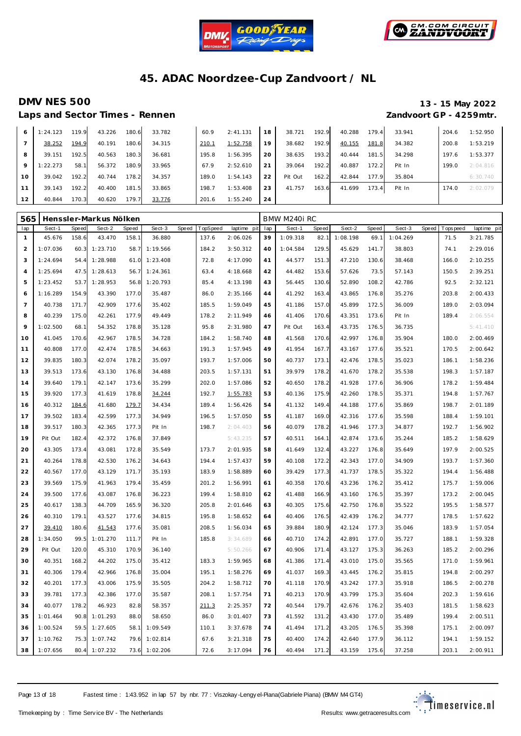# 45. ADAC Noordzee-Cup Zandvoort / NL

## DMV NES 500

**13 - 15 May 2022**

**Laps and Sector Times - Rennen**

**Zandvoort GP - 4259mtr.**

| lap | Sect-1 | Speed | Sect-2 | Speed | Sect-3 | Speed | TopSpeed | laptime pit | lap | Sect-1 | Speed | Sect-2 | Speed | Sect-3 | Speed | Topspeed | laptime pit |
|---|---|---|---|---|---|---|---|---|---|---|---|---|---|---|---|---|---|
| 6 | 1:24.123 | 119.9 | 43.226 | 180.6 | 33.782 | | 60.9 | 2:41.131 | 18 | 38.721 | 192.9 | 40.288 | 179.4 | 33.941 | | 204.6 | 1:52.950 |
| 7 | 38.252 | 194.9 | 40.191 | 180.6 | 34.315 | | 210.1 | 1:52.758 | 19 | 38.682 | 192.9 | 40.155 | 181.8 | 34.382 | | 200.8 | 1:53.219 |
| 8 | 39.151 | 192.5 | 40.563 | 180.3 | 36.681 | | 195.8 | 1:56.395 | 20 | 38.635 | 193.2 | 40.444 | 181.5 | 34.298 | | 197.6 | 1:53.377 |
| 9 | 1:22.273 | 58.1 | 56.372 | 180.9 | 33.965 | | 67.9 | 2:52.610 | 21 | 39.064 | 192.2 | 40.887 | 172.2 | Pit In | | 199.0 | 2:04.816 |
| 10 | 39.042 | 192.2 | 40.744 | 178.2 | 34.357 | | 189.0 | 1:54.143 | 22 | Pit Out | 162.2 | 42.844 | 177.9 | 35.804 | | | 6:30.740 |
| 11 | 39.143 | 192.2 | 40.400 | 181.5 | 33.865 | | 198.7 | 1:53.408 | 23 | 41.757 | 163.6 | 41.699 | 173.4 | Pit In | | 174.0 | 2:02.079 |
| 12 | 40.844 | 170.3 | 40.620 | 179.7 | 33.776 | | 201.6 | 1:55.240 | 24 | | | | | | | | |

**565 Henssler-Markus Nölken** — BMW M240i RC

| lap | Sect-1 | Speed | Sect-2 | Speed | Sect-3 | Speed | TopSpeed | laptime pit | lap | Sect-1 | Speed | Sect-2 | Speed | Sect-3 | Speed | Topspeed | laptime pit |
|---|---|---|---|---|---|---|---|---|---|---|---|---|---|---|---|---|---|
| 1 | 45.676 | 158.6 | 43.470 | 158.1 | 36.880 | | 137.6 | 2:06.026 | 39 | 1:09.318 | 82.1 | 1:08.198 | 69.1 | 1:04.269 | | 71.5 | 3:21.785 |
| 2 | 1:07.036 | 60.3 | 1:23.710 | 58.7 | 1:19.566 | | 184.2 | 3:50.312 | 40 | 1:04.584 | 129.5 | 45.629 | 141.7 | 38.803 | | 74.1 | 2:29.016 |
| 3 | 1:24.694 | 54.4 | 1:28.988 | 61.0 | 1:23.408 | | 72.8 | 4:17.090 | 41 | 44.577 | 151.3 | 47.210 | 130.6 | 38.468 | | 166.0 | 2:10.255 |
| 4 | 1:25.694 | 47.5 | 1:28.613 | 56.7 | 1:24.361 | | 63.4 | 4:18.668 | 42 | 44.482 | 153.6 | 57.626 | 73.5 | 57.143 | | 150.5 | 2:39.251 |
| 5 | 1:23.452 | 53.7 | 1:28.953 | 56.8 | 1:20.793 | | 85.4 | 4:13.198 | 43 | 56.445 | 130.6 | 52.890 | 108.2 | 42.786 | | 92.5 | 2:32.121 |
| 6 | 1:16.289 | 154.9 | 43.390 | 177.0 | 35.487 | | 86.0 | 2:35.166 | 44 | 41.292 | 163.4 | 43.865 | 176.8 | 35.276 | | 203.8 | 2:00.433 |
| 7 | 40.738 | 171.7 | 42.909 | 177.6 | 35.402 | | 185.5 | 1:59.049 | 45 | 41.186 | 157.0 | 45.899 | 172.5 | 36.009 | | 189.0 | 2:03.094 |
| 8 | 40.239 | 175.0 | 42.261 | 177.9 | 49.449 | | 178.2 | 2:11.949 | 46 | 41.406 | 170.6 | 43.351 | 173.6 | Pit In | | 189.4 | 2:06.554 |
| 9 | 1:02.500 | 68.1 | 54.352 | 178.8 | 35.128 | | 95.8 | 2:31.980 | 47 | Pit Out | 163.4 | 43.735 | 176.5 | 36.735 | | | 5:41.410 |
| 10 | 41.045 | 170.6 | 42.967 | 178.5 | 34.728 | | 184.2 | 1:58.740 | 48 | 41.568 | 170.6 | 42.997 | 176.8 | 35.904 | | 180.0 | 2:00.469 |
| 11 | 40.808 | 177.0 | 42.474 | 178.5 | 34.663 | | 191.3 | 1:57.945 | 49 | 41.954 | 167.7 | 43.167 | 177.6 | 35.521 | | 170.5 | 2:00.642 |
| 12 | 39.835 | 180.3 | 42.074 | 178.2 | 35.097 | | 193.7 | 1:57.006 | 50 | 40.737 | 173.1 | 42.476 | 178.5 | 35.023 | | 186.1 | 1:58.236 |
| 13 | 39.513 | 173.6 | 43.130 | 176.8 | 34.488 | | 203.5 | 1:57.131 | 51 | 39.979 | 178.2 | 41.670 | 178.2 | 35.538 | | 198.3 | 1:57.187 |
| 14 | 39.640 | 179.1 | 42.147 | 173.6 | 35.299 | | 202.0 | 1:57.086 | 52 | 40.650 | 178.2 | 41.928 | 177.6 | 36.906 | | 178.2 | 1:59.484 |
| 15 | 39.920 | 177.3 | 41.619 | 178.8 | 34.244 | | 192.7 | 1:55.783 | 53 | 40.136 | 175.9 | 42.260 | 178.5 | 35.371 | | 194.8 | 1:57.767 |
| 16 | 40.312 | 184.6 | 41.680 | 179.7 | 34.434 | | 189.4 | 1:56.426 | 54 | 41.132 | 149.4 | 44.188 | 177.6 | 35.869 | | 198.7 | 2:01.189 |
| 17 | 39.502 | 183.4 | 42.599 | 177.3 | 34.949 | | 196.5 | 1:57.050 | 55 | 41.187 | 169.0 | 42.316 | 177.6 | 35.598 | | 188.4 | 1:59.101 |
| 18 | 39.517 | 180.3 | 42.365 | 177.3 | Pit In | | 198.7 | 2:04.403 | 56 | 40.079 | 178.2 | 41.946 | 177.3 | 34.877 | | 192.7 | 1:56.902 |
| 19 | Pit Out | 182.4 | 42.372 | 176.8 | 37.849 | | | 5:43.235 | 57 | 40.511 | 164.1 | 42.874 | 173.6 | 35.244 | | 185.2 | 1:58.629 |
| 20 | 43.305 | 173.4 | 43.081 | 172.8 | 35.549 | | 173.7 | 2:01.935 | 58 | 41.649 | 132.4 | 43.227 | 176.8 | 35.649 | | 197.9 | 2:00.525 |
| 21 | 40.264 | 178.8 | 42.530 | 176.2 | 34.643 | | 194.4 | 1:57.437 | 59 | 40.108 | 172.2 | 42.343 | 177.0 | 34.909 | | 193.7 | 1:57.360 |
| 22 | 40.567 | 177.0 | 43.129 | 171.7 | 35.193 | | 183.9 | 1:58.889 | 60 | 39.429 | 177.3 | 41.737 | 178.5 | 35.322 | | 194.4 | 1:56.488 |
| 23 | 39.569 | 175.9 | 41.963 | 179.4 | 35.459 | | 201.2 | 1:56.991 | 61 | 40.358 | 170.6 | 43.236 | 176.2 | 35.412 | | 175.7 | 1:59.006 |
| 24 | 39.500 | 177.6 | 43.087 | 176.8 | 36.223 | | 199.4 | 1:58.810 | 62 | 41.488 | 166.9 | 43.160 | 176.5 | 35.397 | | 173.2 | 2:00.045 |
| 25 | 40.617 | 138.3 | 44.709 | 165.9 | 36.320 | | 205.8 | 2:01.646 | 63 | 40.305 | 175.6 | 42.750 | 176.8 | 35.522 | | 195.5 | 1:58.577 |
| 26 | 40.310 | 179.1 | 43.527 | 177.6 | 34.815 | | 195.8 | 1:58.652 | 64 | 40.406 | 176.5 | 42.439 | 176.2 | 34.777 | | 178.5 | 1:57.622 |
| 27 | 39.410 | 180.6 | 41.543 | 177.6 | 35.081 | | 208.5 | 1:56.034 | 65 | 39.884 | 180.9 | 42.124 | 177.3 | 35.046 | | 183.9 | 1:57.054 |
| 28 | 1:34.050 | 99.5 | 1:01.270 | 111.7 | Pit In | | 185.8 | 3:34.689 | 66 | 40.710 | 174.2 | 42.891 | 177.0 | 35.727 | | 188.1 | 1:59.328 |
| 29 | Pit Out | 120.0 | 45.310 | 170.9 | 36.140 | | | 5:50.266 | 67 | 40.906 | 171.4 | 43.127 | 175.3 | 36.263 | | 185.2 | 2:00.296 |
| 30 | 40.351 | 168.2 | 44.202 | 175.0 | 35.412 | | 183.3 | 1:59.965 | 68 | 41.386 | 171.4 | 43.010 | 175.0 | 35.565 | | 171.0 | 1:59.961 |
| 31 | 40.306 | 179.4 | 42.966 | 176.8 | 35.004 | | 195.1 | 1:58.276 | 69 | 41.037 | 169.3 | 43.445 | 176.2 | 35.815 | | 194.8 | 2:00.297 |
| 32 | 40.201 | 177.3 | 43.006 | 175.9 | 35.505 | | 204.2 | 1:58.712 | 70 | 41.118 | 170.9 | 43.242 | 177.3 | 35.918 | | 186.5 | 2:00.278 |
| 33 | 39.781 | 177.3 | 42.386 | 177.0 | 35.587 | | 208.1 | 1:57.754 | 71 | 40.213 | 170.9 | 43.799 | 175.3 | 35.604 | | 202.3 | 1:59.616 |
| 34 | 40.077 | 178.2 | 46.923 | 82.8 | 58.357 | | 211.3 | 2:25.357 | 72 | 40.544 | 179.7 | 42.676 | 176.2 | 35.403 | | 181.5 | 1:58.623 |
| 35 | 1:01.464 | 90.8 | 1:01.293 | 88.0 | 58.650 | | 86.0 | 3:01.407 | 73 | 41.592 | 131.2 | 43.430 | 177.0 | 35.489 | | 199.4 | 2:00.511 |
| 36 | 1:00.524 | 59.5 | 1:27.605 | 58.1 | 1:09.549 | | 110.1 | 3:37.678 | 74 | 41.494 | 171.2 | 43.205 | 176.5 | 35.398 | | 175.1 | 2:00.097 |
| 37 | 1:10.762 | 75.3 | 1:07.742 | 79.6 | 1:02.814 | | 67.6 | 3:21.318 | 75 | 40.400 | 174.2 | 42.640 | 177.9 | 36.112 | | 194.1 | 1:59.152 |
| 38 | 1:07.656 | 80.4 | 1:07.232 | 73.6 | 1:02.206 | | 72.6 | 3:17.094 | 76 | 40.494 | 171.2 | 43.159 | 175.6 | 37.258 | | 203.1 | 2:00.911 |

Fastest time : 1:43.952 in lap 57 by nbr. 77 : Viszokay-Lengyel-Piana(Gabriele Piana) (BMW M4 GT4)

Timekeeping by : Time Service BV - The Netherlands

Results: www.getraceresults.com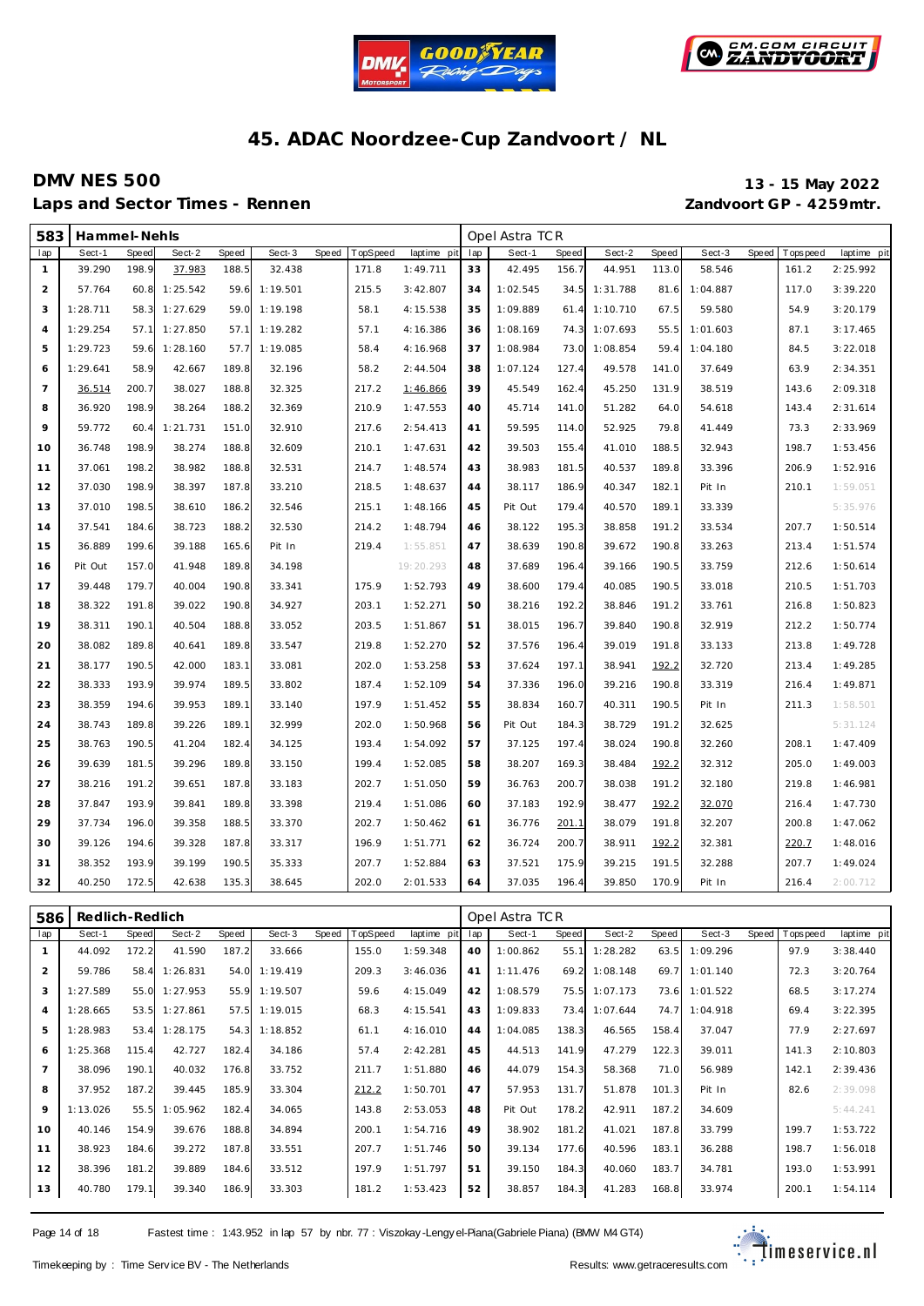# 45. ADAC Noordzee-Cup Zandvoort / NL

## DMV NES 500

**13 - 15 May 2022**

### Laps and Sector Times - Rennen

**Zandvoort GP - 4259mtr.**

| 583 | Hammel-Nehls | | | | | | | | Opel Astra TCR | | | | | | | | | |
|---|---|---|---|---|---|---|---|---|---|---|---|---|---|---|---|---|---|---|
| lap | Sect-1 | Speed | Sect-2 | Speed | Sect-3 | Speed | TopSpeed | laptime pit | lap | Sect-1 | Speed | Sect-2 | Speed | Sect-3 | Speed | Topspeed | laptime pit |
| 1 | 39.290 | 198.9 | 37.983 | 188.5 | 32.438 | | 171.8 | 1:49.711 | 33 | 42.495 | 156.7 | 44.951 | 113.0 | 58.546 | | 161.2 | 2:25.992 |
| 2 | 57.764 | 60.8 | 1:25.542 | 59.6 | 1:19.501 | | 215.5 | 3:42.807 | 34 | 1:02.545 | 34.5 | 1:31.788 | 81.6 | 1:04.887 | | 117.0 | 3:39.220 |
| 3 | 1:28.711 | 58.3 | 1:27.629 | 59.0 | 1:19.198 | | 58.1 | 4:15.538 | 35 | 1:09.889 | 61.4 | 1:10.710 | 67.5 | 59.580 | | 54.9 | 3:20.179 |
| 4 | 1:29.254 | 57.1 | 1:27.850 | 57.1 | 1:19.282 | | 57.1 | 4:16.386 | 36 | 1:08.169 | 74.3 | 1:07.693 | 55.5 | 1:01.603 | | 87.1 | 3:17.465 |
| 5 | 1:29.723 | 59.6 | 1:28.160 | 57.7 | 1:19.085 | | 58.4 | 4:16.968 | 37 | 1:08.984 | 73.0 | 1:08.854 | 59.4 | 1:04.180 | | 84.5 | 3:22.018 |
| 6 | 1:29.641 | 58.9 | 42.667 | 189.8 | 32.196 | | 58.2 | 2:44.504 | 38 | 1:07.124 | 127.4 | 49.578 | 141.0 | 37.649 | | 63.9 | 2:34.351 |
| 7 | 36.514 | 200.7 | 38.027 | 188.8 | 32.325 | | 217.2 | 1:46.866 | 39 | 45.549 | 162.4 | 45.250 | 131.9 | 38.519 | | 143.6 | 2:09.318 |
| 8 | 36.920 | 198.9 | 38.264 | 188.2 | 32.369 | | 210.9 | 1:47.553 | 40 | 45.714 | 141.0 | 51.282 | 64.0 | 54.618 | | 143.4 | 2:31.614 |
| 9 | 59.772 | 60.4 | 1:21.731 | 151.0 | 32.910 | | 217.6 | 2:54.413 | 41 | 59.595 | 114.0 | 52.925 | 79.8 | 41.449 | | 73.3 | 2:33.969 |
| 10 | 36.748 | 198.9 | 38.274 | 188.8 | 32.609 | | 210.1 | 1:47.631 | 42 | 39.503 | 155.4 | 41.010 | 188.5 | 32.943 | | 198.7 | 1:53.456 |
| 11 | 37.061 | 198.2 | 38.982 | 188.8 | 32.531 | | 214.7 | 1:48.574 | 43 | 38.983 | 181.5 | 40.537 | 189.8 | 33.396 | | 206.9 | 1:52.916 |
| 12 | 37.030 | 198.9 | 38.397 | 187.8 | 33.210 | | 218.5 | 1:48.637 | 44 | 38.117 | 186.9 | 40.347 | 182.1 | Pit In | | 210.1 | 1:59.051 |
| 13 | 37.010 | 198.5 | 38.610 | 186.2 | 32.546 | | 215.1 | 1:48.166 | 45 | Pit Out | 179.4 | 40.570 | 189.1 | 33.339 | | | 5:35.976 |
| 14 | 37.541 | 184.6 | 38.723 | 188.2 | 32.530 | | 214.2 | 1:48.794 | 46 | 38.122 | 195.3 | 38.858 | 191.2 | 33.534 | | 207.7 | 1:50.514 |
| 15 | 36.889 | 199.6 | 39.188 | 165.6 | Pit In | | 219.4 | 1:55.851 | 47 | 38.639 | 190.8 | 39.672 | 190.8 | 33.263 | | 213.4 | 1:51.574 |
| 16 | Pit Out | 157.0 | 41.948 | 189.8 | 34.198 | | | 19:20.293 | 48 | 37.689 | 196.4 | 39.166 | 190.5 | 33.759 | | 212.6 | 1:50.614 |
| 17 | 39.448 | 179.7 | 40.004 | 190.8 | 33.341 | | 175.9 | 1:52.793 | 49 | 38.600 | 179.4 | 40.085 | 190.5 | 33.018 | | 210.5 | 1:51.703 |
| 18 | 38.322 | 191.8 | 39.022 | 190.8 | 34.927 | | 203.1 | 1:52.271 | 50 | 38.216 | 192.2 | 38.846 | 191.2 | 33.761 | | 216.8 | 1:50.823 |
| 19 | 38.311 | 190.1 | 40.504 | 188.8 | 33.052 | | 203.5 | 1:51.867 | 51 | 38.015 | 196.7 | 39.840 | 190.8 | 32.919 | | 212.2 | 1:50.774 |
| 20 | 38.082 | 189.8 | 40.641 | 189.8 | 33.547 | | 219.8 | 1:52.270 | 52 | 37.576 | 196.4 | 39.019 | 191.8 | 33.133 | | 213.8 | 1:49.728 |
| 21 | 38.177 | 190.5 | 42.000 | 183.1 | 33.081 | | 202.0 | 1:53.258 | 53 | 37.624 | 197.1 | 38.941 | 192.2 | 32.720 | | 213.4 | 1:49.285 |
| 22 | 38.333 | 193.9 | 39.974 | 189.5 | 33.802 | | 187.4 | 1:52.109 | 54 | 37.336 | 196.0 | 39.216 | 190.8 | 33.319 | | 216.4 | 1:49.871 |
| 23 | 38.359 | 194.6 | 39.953 | 189.1 | 33.140 | | 197.9 | 1:51.452 | 55 | 38.834 | 160.7 | 40.311 | 190.5 | Pit In | | 211.3 | 1:58.501 |
| 24 | 38.743 | 189.8 | 39.226 | 189.1 | 32.999 | | 202.0 | 1:50.968 | 56 | Pit Out | 184.3 | 38.729 | 191.2 | 32.625 | | | 5:31.124 |
| 25 | 38.763 | 190.5 | 41.204 | 182.4 | 34.125 | | 193.4 | 1:54.092 | 57 | 37.125 | 197.4 | 38.024 | 190.8 | 32.260 | | 208.1 | 1:47.409 |
| 26 | 39.639 | 181.5 | 39.296 | 189.8 | 33.150 | | 199.4 | 1:52.085 | 58 | 38.207 | 169.3 | 38.484 | 192.2 | 32.312 | | 205.0 | 1:49.003 |
| 27 | 38.216 | 191.2 | 39.651 | 187.8 | 33.183 | | 202.7 | 1:51.050 | 59 | 36.763 | 200.7 | 38.038 | 191.2 | 32.180 | | 219.8 | 1:46.981 |
| 28 | 37.847 | 193.9 | 39.841 | 189.8 | 33.398 | | 219.4 | 1:51.086 | 60 | 37.183 | 192.9 | 38.477 | 192.2 | 32.070 | | 216.4 | 1:47.730 |
| 29 | 37.734 | 196.0 | 39.358 | 188.5 | 33.370 | | 202.7 | 1:50.462 | 61 | 36.776 | 201.1 | 38.079 | 191.8 | 32.207 | | 200.8 | 1:47.062 |
| 30 | 39.126 | 194.6 | 39.328 | 187.8 | 33.317 | | 196.9 | 1:51.771 | 62 | 36.724 | 200.7 | 38.911 | 192.2 | 32.381 | | 220.7 | 1:48.016 |
| 31 | 38.352 | 193.9 | 39.199 | 190.5 | 35.333 | | 207.7 | 1:52.884 | 63 | 37.521 | 175.9 | 39.215 | 191.5 | 32.288 | | 207.7 | 1:49.024 |
| 32 | 40.250 | 172.5 | 42.638 | 135.3 | 38.645 | | 202.0 | 2:01.533 | 64 | 37.035 | 196.4 | 39.850 | 170.9 | Pit In | | 216.4 | 2:00.712 |

| 586 | Redlich-Redlich | | | | | | | | Opel Astra TCR | | | | | | | | | |
|---|---|---|---|---|---|---|---|---|---|---|---|---|---|---|---|---|---|---|
| lap | Sect-1 | Speed | Sect-2 | Speed | Sect-3 | Speed | TopSpeed | laptime pit | lap | Sect-1 | Speed | Sect-2 | Speed | Sect-3 | Speed | Topspeed | laptime pit |
| 1 | 44.092 | 172.2 | 41.590 | 187.2 | 33.666 | | 155.0 | 1:59.348 | 40 | 1:00.862 | 55.1 | 1:28.282 | 63.5 | 1:09.296 | | 97.9 | 3:38.440 |
| 2 | 59.786 | 58.4 | 1:26.831 | 54.0 | 1:19.419 | | 209.3 | 3:46.036 | 41 | 1:11.476 | 69.2 | 1:08.148 | 69.7 | 1:01.140 | | 72.3 | 3:20.764 |
| 3 | 1:27.589 | 55.0 | 1:27.953 | 55.9 | 1:19.507 | | 59.6 | 4:15.049 | 42 | 1:08.579 | 75.5 | 1:07.173 | 73.6 | 1:01.522 | | 68.5 | 3:17.274 |
| 4 | 1:28.665 | 53.5 | 1:27.861 | 57.5 | 1:19.015 | | 68.3 | 4:15.541 | 43 | 1:09.833 | 73.4 | 1:07.644 | 74.7 | 1:04.918 | | 69.4 | 3:22.395 |
| 5 | 1:28.983 | 53.4 | 1:28.175 | 54.3 | 1:18.852 | | 61.1 | 4:16.010 | 44 | 1:04.085 | 138.3 | 46.565 | 158.4 | 37.047 | | 77.9 | 2:27.697 |
| 6 | 1:25.368 | 115.4 | 42.727 | 182.4 | 34.186 | | 57.4 | 2:42.281 | 45 | 44.513 | 141.9 | 47.279 | 122.3 | 39.011 | | 141.3 | 2:10.803 |
| 7 | 38.096 | 190.1 | 40.032 | 176.8 | 33.752 | | 211.7 | 1:51.880 | 46 | 44.079 | 154.3 | 58.368 | 71.0 | 56.989 | | 142.1 | 2:39.436 |
| 8 | 37.952 | 187.2 | 39.445 | 185.9 | 33.304 | | 212.2 | 1:50.701 | 47 | 57.953 | 131.7 | 51.878 | 101.3 | Pit In | | 82.6 | 2:39.098 |
| 9 | 1:13.026 | 55.5 | 1:05.962 | 182.4 | 34.065 | | 143.8 | 2:53.053 | 48 | Pit Out | 178.2 | 42.911 | 187.2 | 34.609 | | | 5:44.241 |
| 10 | 40.146 | 154.9 | 39.676 | 188.8 | 34.894 | | 200.1 | 1:54.716 | 49 | 38.902 | 181.2 | 41.021 | 187.8 | 33.799 | | 199.7 | 1:53.722 |
| 11 | 38.923 | 184.6 | 39.272 | 187.8 | 33.551 | | 207.7 | 1:51.746 | 50 | 39.134 | 177.6 | 40.596 | 183.1 | 36.288 | | 198.7 | 1:56.018 |
| 12 | 38.396 | 181.2 | 39.889 | 184.6 | 33.512 | | 197.9 | 1:51.797 | 51 | 39.150 | 184.3 | 40.060 | 183.7 | 34.781 | | 193.0 | 1:53.991 |
| 13 | 40.780 | 179.1 | 39.340 | 186.9 | 33.303 | | 181.2 | 1:53.423 | 52 | 38.857 | 184.3 | 41.283 | 168.8 | 33.974 | | 200.1 | 1:54.114 |

Fastest time : 1:43.952 in lap 57 by nbr. 77 : Viszokay-Lengyel-Piana(Gabriele Piana) (BMW M4 GT4)

Timekeeping by : Time Service BV - The Netherlands

Results: www.getraceresults.com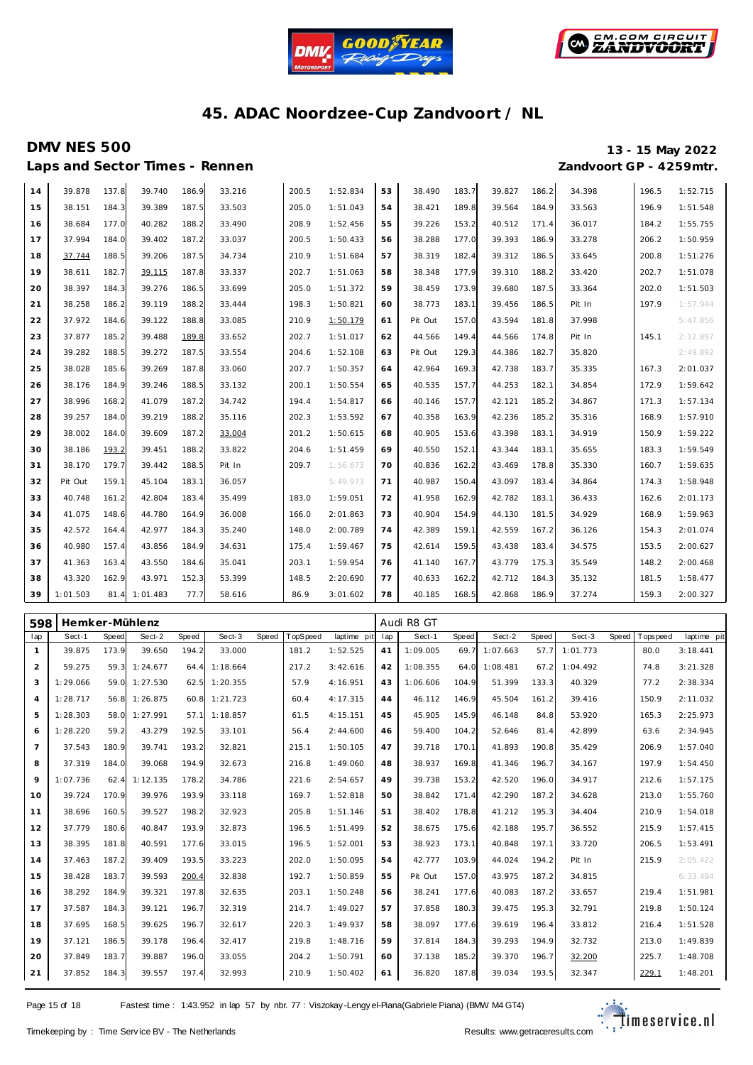# 45. ADAC Noordzee-Cup Zandvoort / NL

## DMV NES 500

**13 - 15 May 2022**

**Laps and Sector Times - Rennen**

**Zandvoort GP - 4259mtr.**

| lap | Sect-1 | Speed | Sect-2 | Speed | Sect-3 | Speed | TopSpeed | laptime pit | lap | Sect-1 | Speed | Sect-2 | Speed | Sect-3 | Speed | Topspeed | laptime pit |
|---|---|---|---|---|---|---|---|---|---|---|---|---|---|---|---|---|---|
| 14 | 39.878 | 137.8 | 39.740 | 186.9 | 33.216 | | 200.5 | 1:52.834 | 53 | 38.490 | 183.7 | 39.827 | 186.2 | 34.398 | | 196.5 | 1:52.715 |
| 15 | 38.151 | 184.3 | 39.389 | 187.5 | 33.503 | | 205.0 | 1:51.043 | 54 | 38.421 | 189.8 | 39.564 | 184.9 | 33.563 | | 196.9 | 1:51.548 |
| 16 | 38.684 | 177.0 | 40.282 | 188.2 | 33.490 | | 208.9 | 1:52.456 | 55 | 39.226 | 153.2 | 40.512 | 171.4 | 36.017 | | 184.2 | 1:55.755 |
| 17 | 37.994 | 184.0 | 39.402 | 187.2 | 33.037 | | 200.5 | 1:50.433 | 56 | 38.288 | 177.0 | 39.393 | 186.9 | 33.278 | | 206.2 | 1:50.959 |
| 18 | 37.744 | 188.5 | 39.206 | 187.5 | 34.734 | | 210.9 | 1:51.684 | 57 | 38.319 | 182.4 | 39.312 | 186.5 | 33.645 | | 200.8 | 1:51.276 |
| 19 | 38.611 | 182.7 | 39.115 | 187.8 | 33.337 | | 202.7 | 1:51.063 | 58 | 38.348 | 177.9 | 39.310 | 188.2 | 33.420 | | 202.7 | 1:51.078 |
| 20 | 38.397 | 184.3 | 39.276 | 186.5 | 33.699 | | 205.0 | 1:51.372 | 59 | 38.459 | 173.9 | 39.680 | 187.5 | 33.364 | | 202.0 | 1:51.503 |
| 21 | 38.258 | 186.2 | 39.119 | 188.2 | 33.444 | | 198.3 | 1:50.821 | 60 | 38.773 | 183.1 | 39.456 | 186.5 | Pit In | | 197.9 | 1:57.944 |
| 22 | 37.972 | 184.6 | 39.122 | 188.8 | 33.085 | | 210.9 | 1:50.179 | 61 | Pit Out | 157.0 | 43.594 | 181.8 | 37.998 | | | 5:47.856 |
| 23 | 37.877 | 185.2 | 39.488 | 189.8 | 33.652 | | 202.7 | 1:51.017 | 62 | 44.566 | 149.4 | 44.566 | 174.8 | Pit In | | 145.1 | 2:12.897 |
| 24 | 39.282 | 188.5 | 39.272 | 187.5 | 33.554 | | 204.6 | 1:52.108 | 63 | Pit Out | 129.3 | 44.386 | 182.7 | 35.820 | | | 2:49.892 |
| 25 | 38.028 | 185.6 | 39.269 | 187.8 | 33.060 | | 207.7 | 1:50.357 | 64 | 42.964 | 169.3 | 42.738 | 183.7 | 35.335 | | 167.3 | 2:01.037 |
| 26 | 38.176 | 184.9 | 39.246 | 188.5 | 33.132 | | 200.1 | 1:50.554 | 65 | 40.535 | 157.7 | 44.253 | 182.1 | 34.854 | | 172.9 | 1:59.642 |
| 27 | 38.996 | 168.2 | 41.079 | 187.2 | 34.742 | | 194.4 | 1:54.817 | 66 | 40.146 | 157.7 | 42.121 | 185.2 | 34.867 | | 171.3 | 1:57.134 |
| 28 | 39.257 | 184.0 | 39.219 | 188.2 | 35.116 | | 202.3 | 1:53.592 | 67 | 40.358 | 163.9 | 42.236 | 185.2 | 35.316 | | 168.9 | 1:57.910 |
| 29 | 38.002 | 184.0 | 39.609 | 187.2 | 33.004 | | 201.2 | 1:50.615 | 68 | 40.905 | 153.6 | 43.398 | 183.1 | 34.919 | | 150.9 | 1:59.222 |
| 30 | 38.186 | 193.2 | 39.451 | 188.2 | 33.822 | | 204.6 | 1:51.459 | 69 | 40.550 | 152.1 | 43.344 | 183.1 | 35.655 | | 183.3 | 1:59.549 |
| 31 | 38.170 | 179.7 | 39.442 | 188.5 | Pit In | | 209.7 | 1:56.673 | 70 | 40.836 | 162.2 | 43.469 | 178.8 | 35.330 | | 160.7 | 1:59.635 |
| 32 | Pit Out | 159.1 | 45.104 | 183.1 | 36.057 | | | 5:49.973 | 71 | 40.987 | 150.4 | 43.097 | 183.4 | 34.864 | | 174.3 | 1:58.948 |
| 33 | 40.748 | 161.2 | 42.804 | 183.4 | 35.499 | | 183.0 | 1:59.051 | 72 | 41.958 | 162.9 | 42.782 | 183.1 | 36.433 | | 162.6 | 2:01.173 |
| 34 | 41.075 | 148.6 | 44.780 | 164.9 | 36.008 | | 166.0 | 2:01.863 | 73 | 40.904 | 154.9 | 44.130 | 181.5 | 34.929 | | 168.9 | 1:59.963 |
| 35 | 42.572 | 164.4 | 42.977 | 184.3 | 35.240 | | 148.0 | 2:00.789 | 74 | 42.389 | 159.1 | 42.559 | 167.2 | 36.126 | | 154.3 | 2:01.074 |
| 36 | 40.980 | 157.4 | 43.856 | 184.9 | 34.631 | | 175.4 | 1:59.467 | 75 | 42.614 | 159.5 | 43.438 | 183.4 | 34.575 | | 153.5 | 2:00.627 |
| 37 | 41.363 | 163.4 | 43.550 | 184.6 | 35.041 | | 203.1 | 1:59.954 | 76 | 41.140 | 167.7 | 43.779 | 175.3 | 35.549 | | 148.2 | 2:00.468 |
| 38 | 43.320 | 162.9 | 43.971 | 152.3 | 53.399 | | 148.5 | 2:20.690 | 77 | 40.633 | 162.2 | 42.712 | 184.3 | 35.132 | | 181.5 | 1:58.477 |
| 39 | 1:01.503 | 81.4 | 1:01.483 | 77.7 | 58.616 | | 86.9 | 3:01.602 | 78 | 40.185 | 168.5 | 42.868 | 186.9 | 37.274 | | 159.3 | 2:00.327 |

**598 Hemker-Mühlenz** — Audi R8 GT

| lap | Sect-1 | Speed | Sect-2 | Speed | Sect-3 | Speed | TopSpeed | laptime pit | lap | Sect-1 | Speed | Sect-2 | Speed | Sect-3 | Speed | Topspeed | laptime pit |
|---|---|---|---|---|---|---|---|---|---|---|---|---|---|---|---|---|---|
| 1 | 39.875 | 173.9 | 39.650 | 194.2 | 33.000 | | 181.2 | 1:52.525 | 41 | 1:09.005 | 69.7 | 1:07.663 | 57.7 | 1:01.773 | | 80.0 | 3:18.441 |
| 2 | 59.275 | 59.3 | 1:24.677 | 64.4 | 1:18.664 | | 217.2 | 3:42.616 | 42 | 1:08.355 | 64.0 | 1:08.481 | 67.2 | 1:04.492 | | 74.8 | 3:21.328 |
| 3 | 1:29.066 | 59.0 | 1:27.530 | 62.5 | 1:20.355 | | 57.9 | 4:16.951 | 43 | 1:06.606 | 104.9 | 51.399 | 133.3 | 40.329 | | 77.2 | 2:38.334 |
| 4 | 1:28.717 | 56.8 | 1:26.875 | 60.8 | 1:21.723 | | 60.4 | 4:17.315 | 44 | 46.112 | 146.9 | 45.504 | 161.2 | 39.416 | | 150.9 | 2:11.032 |
| 5 | 1:28.303 | 58.0 | 1:27.991 | 57.1 | 1:18.857 | | 61.5 | 4:15.151 | 45 | 45.905 | 145.9 | 46.148 | 84.8 | 53.920 | | 165.3 | 2:25.973 |
| 6 | 1:28.220 | 59.2 | 43.279 | 192.5 | 33.101 | | 56.4 | 2:44.600 | 46 | 59.400 | 104.2 | 52.646 | 81.4 | 42.899 | | 63.6 | 2:34.945 |
| 7 | 37.543 | 180.9 | 39.741 | 193.2 | 32.821 | | 215.1 | 1:50.105 | 47 | 39.718 | 170.1 | 41.893 | 190.8 | 35.429 | | 206.9 | 1:57.040 |
| 8 | 37.319 | 184.0 | 39.068 | 194.9 | 32.673 | | 216.8 | 1:49.060 | 48 | 38.937 | 169.8 | 41.346 | 196.7 | 34.167 | | 197.9 | 1:54.450 |
| 9 | 1:07.736 | 62.4 | 1:12.135 | 178.2 | 34.786 | | 221.6 | 2:54.657 | 49 | 39.738 | 153.2 | 42.520 | 196.0 | 34.917 | | 212.6 | 1:57.175 |
| 10 | 39.724 | 170.9 | 39.976 | 193.9 | 33.118 | | 169.7 | 1:52.818 | 50 | 38.842 | 171.4 | 42.290 | 187.2 | 34.628 | | 213.0 | 1:55.760 |
| 11 | 38.696 | 160.5 | 39.527 | 198.2 | 32.923 | | 205.8 | 1:51.146 | 51 | 38.402 | 178.8 | 41.212 | 195.3 | 34.404 | | 210.9 | 1:54.018 |
| 12 | 37.779 | 180.6 | 40.847 | 193.9 | 32.873 | | 196.5 | 1:51.499 | 52 | 38.675 | 175.6 | 42.188 | 195.7 | 36.552 | | 215.9 | 1:57.415 |
| 13 | 38.395 | 181.8 | 40.591 | 177.6 | 33.015 | | 196.5 | 1:52.001 | 53 | 38.923 | 173.1 | 40.848 | 197.1 | 33.720 | | 206.5 | 1:53.491 |
| 14 | 37.463 | 187.2 | 39.409 | 193.5 | 33.223 | | 202.0 | 1:50.095 | 54 | 42.777 | 103.9 | 44.024 | 194.2 | Pit In | | 215.9 | 2:05.422 |
| 15 | 38.428 | 183.7 | 39.593 | 200.4 | 32.838 | | 192.7 | 1:50.859 | 55 | Pit Out | 157.0 | 43.975 | 187.2 | 34.815 | | | 6:33.494 |
| 16 | 38.292 | 184.9 | 39.321 | 197.8 | 32.635 | | 203.1 | 1:50.248 | 56 | 38.241 | 177.6 | 40.083 | 187.2 | 33.657 | | 219.4 | 1:51.981 |
| 17 | 37.587 | 184.3 | 39.121 | 196.7 | 32.319 | | 214.7 | 1:49.027 | 57 | 37.858 | 180.3 | 39.475 | 195.3 | 32.791 | | 219.8 | 1:50.124 |
| 18 | 37.695 | 168.5 | 39.625 | 196.7 | 32.617 | | 220.3 | 1:49.937 | 58 | 38.097 | 177.6 | 39.619 | 196.4 | 33.812 | | 216.4 | 1:51.528 |
| 19 | 37.121 | 186.5 | 39.178 | 196.4 | 32.417 | | 219.8 | 1:48.716 | 59 | 37.814 | 184.3 | 39.293 | 194.9 | 32.732 | | 213.0 | 1:49.839 |
| 20 | 37.849 | 183.7 | 39.887 | 196.0 | 33.055 | | 204.2 | 1:50.791 | 60 | 37.138 | 185.2 | 39.370 | 196.7 | 32.200 | | 225.7 | 1:48.708 |
| 21 | 37.852 | 184.3 | 39.557 | 197.4 | 32.993 | | 210.9 | 1:50.402 | 61 | 36.820 | 187.8 | 39.034 | 193.5 | 32.347 | | 229.1 | 1:48.201 |

Fastest time : 1:43.952 in lap 57 by nbr. 77 : Viszokay-Lengyel-Piana(Gabriele Piana) (BMW M4 GT4)

Timekeeping by : Time Service BV - The Netherlands

Results: www.getraceresults.com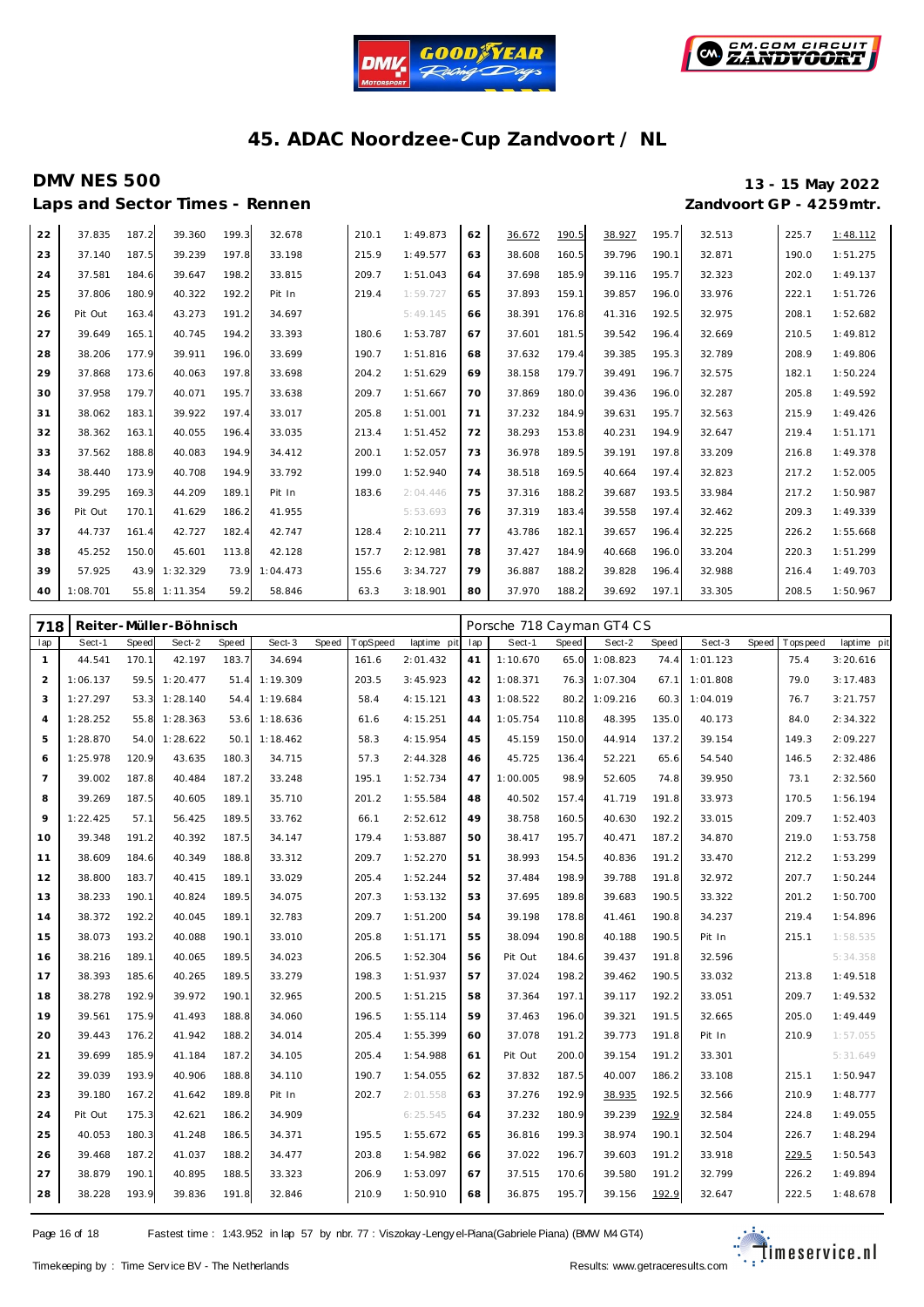# 45. ADAC Noordzee-Cup Zandvoort / NL

## DMV NES 500

**13 - 15 May 2022**

### Laps and Sector Times - Rennen

**Zandvoort GP - 4259mtr.**

| lap | Sect-1 | Speed | Sect-2 | Speed | Sect-3 | Speed | TopSpeed | laptime pit | lap | Sect-1 | Speed | Sect-2 | Speed | Sect-3 | Speed | Topspeed | laptime pit |
|---|---|---|---|---|---|---|---|---|---|---|---|---|---|---|---|---|---|
| 22 | 37.835 | 187.2 | 39.360 | 199.3 | 32.678 | | 210.1 | 1:49.873 | 62 | 36.672 | 190.5 | 38.927 | 195.7 | 32.513 | | 225.7 | 1:48.112 |
| 23 | 37.140 | 187.5 | 39.239 | 197.8 | 33.198 | | 215.9 | 1:49.577 | 63 | 38.608 | 160.5 | 39.796 | 190.1 | 32.871 | | 190.0 | 1:51.275 |
| 24 | 37.581 | 184.6 | 39.647 | 198.2 | 33.815 | | 209.7 | 1:51.043 | 64 | 37.698 | 185.9 | 39.116 | 195.7 | 32.323 | | 202.0 | 1:49.137 |
| 25 | 37.806 | 180.9 | 40.322 | 192.2 | Pit In | | 219.4 | 1:59.727 | 65 | 37.893 | 159.1 | 39.857 | 196.0 | 33.976 | | 222.1 | 1:51.726 |
| 26 | Pit Out | 163.4 | 43.273 | 191.2 | 34.697 | | | 5:49.145 | 66 | 38.391 | 176.8 | 41.316 | 192.5 | 32.975 | | 208.1 | 1:52.682 |
| 27 | 39.649 | 165.1 | 40.745 | 194.2 | 33.393 | | 180.6 | 1:53.787 | 67 | 37.601 | 181.5 | 39.542 | 196.4 | 32.669 | | 210.5 | 1:49.812 |
| 28 | 38.206 | 177.9 | 39.911 | 196.0 | 33.699 | | 190.7 | 1:51.816 | 68 | 37.632 | 179.4 | 39.385 | 195.3 | 32.789 | | 208.9 | 1:49.806 |
| 29 | 37.868 | 173.6 | 40.063 | 197.8 | 33.698 | | 204.2 | 1:51.629 | 69 | 38.158 | 179.7 | 39.491 | 196.7 | 32.575 | | 182.1 | 1:50.224 |
| 30 | 37.958 | 179.7 | 40.071 | 195.7 | 33.638 | | 209.7 | 1:51.667 | 70 | 37.869 | 180.0 | 39.436 | 196.0 | 32.287 | | 205.8 | 1:49.592 |
| 31 | 38.062 | 183.1 | 39.922 | 197.4 | 33.017 | | 205.8 | 1:51.001 | 71 | 37.232 | 184.9 | 39.631 | 195.7 | 32.563 | | 215.9 | 1:49.426 |
| 32 | 38.362 | 163.1 | 40.055 | 196.4 | 33.035 | | 213.4 | 1:51.452 | 72 | 38.293 | 153.8 | 40.231 | 194.9 | 32.647 | | 219.4 | 1:51.171 |
| 33 | 37.562 | 188.8 | 40.083 | 194.9 | 34.412 | | 200.1 | 1:52.057 | 73 | 36.978 | 189.5 | 39.191 | 197.8 | 33.209 | | 216.8 | 1:49.378 |
| 34 | 38.440 | 173.9 | 40.708 | 194.9 | 33.792 | | 199.0 | 1:52.940 | 74 | 38.518 | 169.5 | 40.664 | 197.4 | 32.823 | | 217.2 | 1:52.005 |
| 35 | 39.295 | 169.3 | 44.209 | 189.1 | Pit In | | 183.6 | 2:04.446 | 75 | 37.316 | 188.2 | 39.687 | 193.5 | 33.984 | | 217.2 | 1:50.987 |
| 36 | Pit Out | 170.1 | 41.629 | 186.2 | 41.955 | | | 5:53.693 | 76 | 37.319 | 183.4 | 39.558 | 197.4 | 32.462 | | 209.3 | 1:49.339 |
| 37 | 44.737 | 161.4 | 42.727 | 182.4 | 42.747 | | 128.4 | 2:10.211 | 77 | 43.786 | 182.1 | 39.657 | 196.4 | 32.225 | | 226.2 | 1:55.668 |
| 38 | 45.252 | 150.0 | 45.601 | 113.8 | 42.128 | | 157.7 | 2:12.981 | 78 | 37.427 | 184.9 | 40.668 | 196.0 | 33.204 | | 220.3 | 1:51.299 |
| 39 | 57.925 | 43.9 | 1:32.329 | 73.9 | 1:04.473 | | 155.6 | 3:34.727 | 79 | 36.887 | 188.2 | 39.828 | 196.4 | 32.988 | | 216.4 | 1:49.703 |
| 40 | 1:08.701 | 55.8 | 1:11.354 | 59.2 | 58.846 | | 63.3 | 3:18.901 | 80 | 37.970 | 188.2 | 39.692 | 197.1 | 33.305 | | 208.5 | 1:50.967 |

**718 Reiter-Müller-Böhnisch** — Porsche 718 Cayman GT4 CS

| lap | Sect-1 | Speed | Sect-2 | Speed | Sect-3 | Speed | TopSpeed | laptime pit | lap | Sect-1 | Speed | Sect-2 | Speed | Sect-3 | Speed | Topspeed | laptime pit |
|---|---|---|---|---|---|---|---|---|---|---|---|---|---|---|---|---|---|
| 1 | 44.541 | 170.1 | 42.197 | 183.7 | 34.694 | | 161.6 | 2:01.432 | 41 | 1:10.670 | 65.0 | 1:08.823 | 74.4 | 1:01.123 | | 75.4 | 3:20.616 |
| 2 | 1:06.137 | 59.5 | 1:20.477 | 51.4 | 1:19.309 | | 203.5 | 3:45.923 | 42 | 1:08.371 | 76.3 | 1:07.304 | 67.1 | 1:01.808 | | 79.0 | 3:17.483 |
| 3 | 1:27.297 | 53.3 | 1:28.140 | 54.4 | 1:19.684 | | 58.4 | 4:15.121 | 43 | 1:08.522 | 80.2 | 1:09.216 | 60.3 | 1:04.019 | | 76.7 | 3:21.757 |
| 4 | 1:28.252 | 55.8 | 1:28.363 | 53.6 | 1:18.636 | | 61.6 | 4:15.251 | 44 | 1:05.754 | 110.8 | 48.395 | 135.0 | 40.173 | | 84.0 | 2:34.322 |
| 5 | 1:28.870 | 54.0 | 1:28.622 | 50.1 | 1:18.462 | | 58.3 | 4:15.954 | 45 | 45.159 | 150.0 | 44.914 | 137.2 | 39.154 | | 149.3 | 2:09.227 |
| 6 | 1:25.978 | 120.9 | 43.635 | 180.3 | 34.715 | | 57.3 | 2:44.328 | 46 | 45.725 | 136.4 | 52.221 | 65.6 | 54.540 | | 146.5 | 2:32.486 |
| 7 | 39.002 | 187.8 | 40.484 | 187.2 | 33.248 | | 195.1 | 1:52.734 | 47 | 1:00.005 | 98.9 | 52.605 | 74.8 | 39.950 | | 73.1 | 2:32.560 |
| 8 | 39.269 | 187.5 | 40.605 | 189.1 | 35.710 | | 201.2 | 1:55.584 | 48 | 40.502 | 157.4 | 41.719 | 191.8 | 33.973 | | 170.5 | 1:56.194 |
| 9 | 1:22.425 | 57.1 | 56.425 | 189.5 | 33.762 | | 66.1 | 2:52.612 | 49 | 38.758 | 160.5 | 40.630 | 192.2 | 33.015 | | 209.7 | 1:52.403 |
| 10 | 39.348 | 191.2 | 40.392 | 187.5 | 34.147 | | 179.4 | 1:53.887 | 50 | 38.417 | 195.7 | 40.471 | 187.2 | 34.870 | | 219.0 | 1:53.758 |
| 11 | 38.609 | 184.6 | 40.349 | 188.8 | 33.312 | | 209.7 | 1:52.270 | 51 | 38.993 | 154.5 | 40.836 | 191.2 | 33.470 | | 212.2 | 1:53.299 |
| 12 | 38.800 | 183.7 | 40.415 | 189.1 | 33.029 | | 205.4 | 1:52.244 | 52 | 37.484 | 198.9 | 39.788 | 191.8 | 32.972 | | 207.7 | 1:50.244 |
| 13 | 38.233 | 190.1 | 40.824 | 189.5 | 34.075 | | 207.3 | 1:53.132 | 53 | 37.695 | 189.8 | 39.683 | 190.5 | 33.322 | | 201.2 | 1:50.700 |
| 14 | 38.372 | 192.2 | 40.045 | 189.1 | 32.783 | | 209.7 | 1:51.200 | 54 | 39.198 | 178.8 | 41.461 | 190.8 | 34.237 | | 219.4 | 1:54.896 |
| 15 | 38.073 | 193.2 | 40.088 | 190.1 | 33.010 | | 205.8 | 1:51.171 | 55 | 38.094 | 190.8 | 40.188 | 190.5 | Pit In | | 215.1 | 1:58.535 |
| 16 | 38.216 | 189.1 | 40.065 | 189.5 | 34.023 | | 206.5 | 1:52.304 | 56 | Pit Out | 184.6 | 39.437 | 191.8 | 32.596 | | | 5:34.358 |
| 17 | 38.393 | 185.6 | 40.265 | 189.5 | 33.279 | | 198.3 | 1:51.937 | 57 | 37.024 | 198.2 | 39.462 | 190.5 | 33.032 | | 213.8 | 1:49.518 |
| 18 | 38.278 | 192.9 | 39.972 | 190.1 | 32.965 | | 200.5 | 1:51.215 | 58 | 37.364 | 197.1 | 39.117 | 192.2 | 33.051 | | 209.7 | 1:49.532 |
| 19 | 39.561 | 175.9 | 41.493 | 188.8 | 34.060 | | 196.5 | 1:55.114 | 59 | 37.463 | 196.0 | 39.321 | 191.5 | 32.665 | | 205.0 | 1:49.449 |
| 20 | 39.443 | 176.2 | 41.942 | 188.2 | 34.014 | | 205.4 | 1:55.399 | 60 | 37.078 | 191.2 | 39.773 | 191.8 | Pit In | | 210.9 | 1:57.055 |
| 21 | 39.699 | 185.9 | 41.184 | 187.2 | 34.105 | | 205.4 | 1:54.988 | 61 | Pit Out | 200.0 | 39.154 | 191.2 | 33.301 | | | 5:31.649 |
| 22 | 39.039 | 193.9 | 40.906 | 188.8 | 34.110 | | 190.7 | 1:54.055 | 62 | 37.832 | 187.5 | 40.007 | 186.2 | 33.108 | | 215.1 | 1:50.947 |
| 23 | 39.180 | 167.2 | 41.642 | 189.8 | Pit In | | 202.7 | 2:01.558 | 63 | 37.276 | 192.9 | 38.935 | 192.5 | 32.566 | | 210.9 | 1:48.777 |
| 24 | Pit Out | 175.3 | 42.621 | 186.2 | 34.909 | | | 6:25.545 | 64 | 37.232 | 180.9 | 39.239 | 192.9 | 32.584 | | 224.8 | 1:49.055 |
| 25 | 40.053 | 180.3 | 41.248 | 186.5 | 34.371 | | 195.5 | 1:55.672 | 65 | 36.816 | 199.3 | 38.974 | 190.1 | 32.504 | | 226.7 | 1:48.294 |
| 26 | 39.468 | 187.2 | 41.037 | 188.2 | 34.477 | | 203.8 | 1:54.982 | 66 | 37.022 | 196.7 | 39.603 | 191.2 | 33.918 | | 229.5 | 1:50.543 |
| 27 | 38.879 | 190.1 | 40.895 | 188.5 | 33.323 | | 206.9 | 1:53.097 | 67 | 37.515 | 170.6 | 39.580 | 191.2 | 32.799 | | 226.2 | 1:49.894 |
| 28 | 38.228 | 193.9 | 39.836 | 191.8 | 32.846 | | 210.9 | 1:50.910 | 68 | 36.875 | 195.7 | 39.156 | 192.9 | 32.647 | | 222.5 | 1:48.678 |

Fastest time : 1:43.952 in lap 57 by nbr. 77 : Viszokay-Lengyel-Piana(Gabriele Piana) (BMW M4 GT4)

Timekeeping by : Time Service BV - The Netherlands

Results: www.getraceresults.com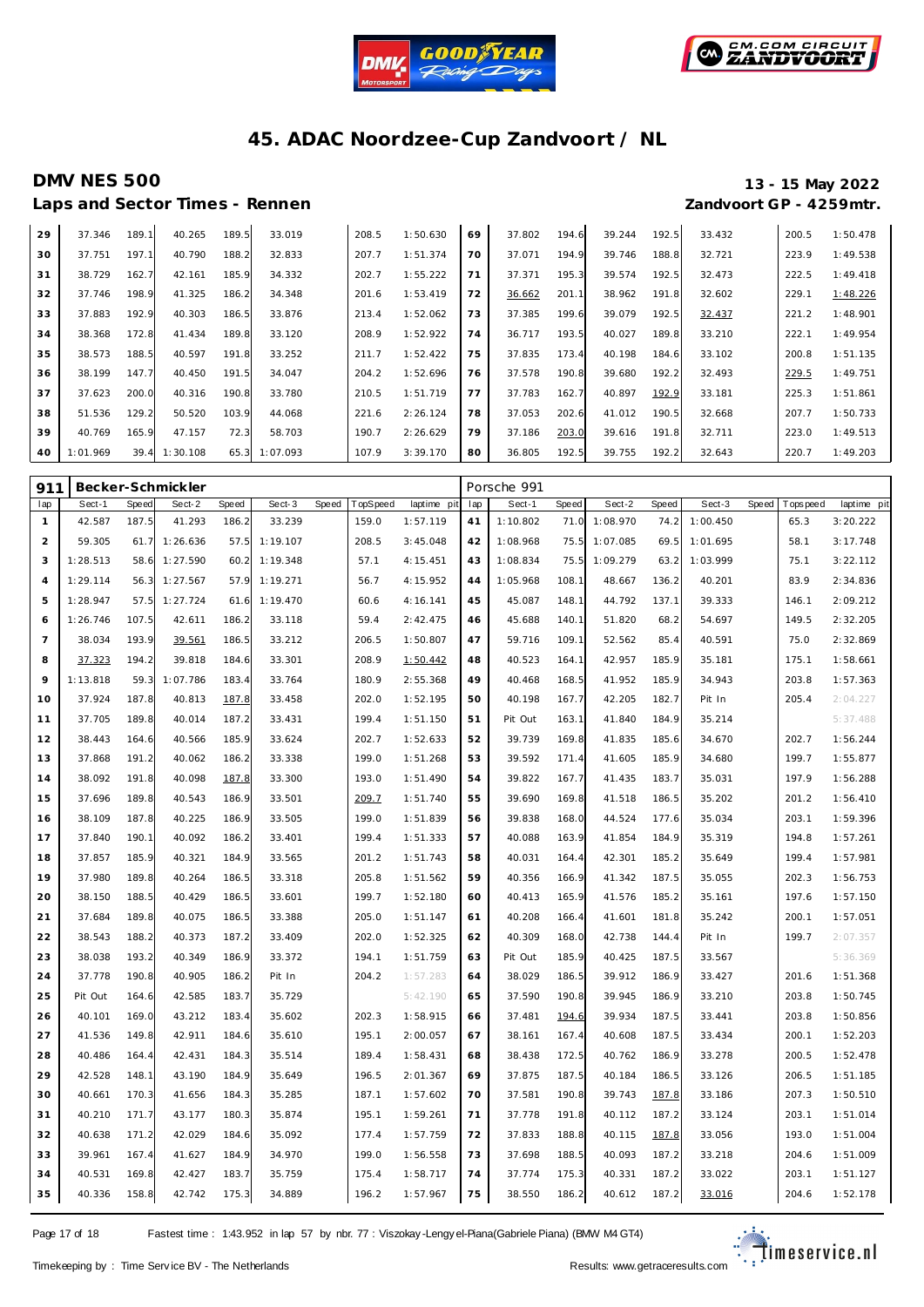# 45. ADAC Noordzee-Cup Zandvoort / NL

## DMV NES 500

**13 - 15 May 2022**

### Laps and Sector Times - Rennen

**Zandvoort GP - 4259mtr.**

| lap | Sect-1 | Speed | Sect-2 | Speed | Sect-3 | Speed | TopSpeed | laptime pit | lap | Sect-1 | Speed | Sect-2 | Speed | Sect-3 | Speed | Topspeed | laptime pit |
|---|---|---|---|---|---|---|---|---|---|---|---|---|---|---|---|---|---|
| 29 | 37.346 | 189.1 | 40.265 | 189.5 | 33.019 | | 208.5 | 1:50.630 | 69 | 37.802 | 194.6 | 39.244 | 192.5 | 33.432 | | 200.5 | 1:50.478 |
| 30 | 37.751 | 197.1 | 40.790 | 188.2 | 32.833 | | 207.7 | 1:51.374 | 70 | 37.071 | 194.9 | 39.746 | 188.8 | 32.721 | | 223.9 | 1:49.538 |
| 31 | 38.729 | 162.7 | 42.161 | 185.9 | 34.332 | | 202.7 | 1:55.222 | 71 | 37.371 | 195.3 | 39.574 | 192.5 | 32.473 | | 222.5 | 1:49.418 |
| 32 | 37.746 | 198.9 | 41.325 | 186.2 | 34.348 | | 201.6 | 1:53.419 | 72 | 36.662 | 201.1 | 38.962 | 191.8 | 32.602 | | 229.1 | 1:48.226 |
| 33 | 37.883 | 192.9 | 40.303 | 186.5 | 33.876 | | 213.4 | 1:52.062 | 73 | 37.385 | 199.6 | 39.079 | 192.5 | 32.437 | | 221.2 | 1:48.901 |
| 34 | 38.368 | 172.8 | 41.434 | 189.8 | 33.120 | | 208.9 | 1:52.922 | 74 | 36.717 | 193.5 | 40.027 | 189.8 | 33.210 | | 222.1 | 1:49.954 |
| 35 | 38.573 | 188.5 | 40.597 | 191.8 | 33.252 | | 211.7 | 1:52.422 | 75 | 37.835 | 173.4 | 40.198 | 184.6 | 33.102 | | 200.8 | 1:51.135 |
| 36 | 38.199 | 147.7 | 40.450 | 191.5 | 34.047 | | 204.2 | 1:52.696 | 76 | 37.578 | 190.8 | 39.680 | 192.2 | 32.493 | | 229.5 | 1:49.751 |
| 37 | 37.623 | 200.0 | 40.316 | 190.8 | 33.780 | | 210.5 | 1:51.719 | 77 | 37.783 | 162.7 | 40.897 | 192.9 | 33.181 | | 225.3 | 1:51.861 |
| 38 | 51.536 | 129.2 | 50.520 | 103.9 | 44.068 | | 221.6 | 2:26.124 | 78 | 37.053 | 202.6 | 41.012 | 190.5 | 32.668 | | 207.7 | 1:50.733 |
| 39 | 40.769 | 165.9 | 47.157 | 72.3 | 58.703 | | 190.7 | 2:26.629 | 79 | 37.186 | 203.0 | 39.616 | 191.8 | 32.711 | | 223.0 | 1:49.513 |
| 40 | 1:01.969 | 39.4 | 1:30.108 | 65.3 | 1:07.093 | | 107.9 | 3:39.170 | 80 | 36.805 | 192.5 | 39.755 | 192.2 | 32.643 | | 220.7 | 1:49.203 |

**911 Becker-Schmickler — Porsche 991**

| lap | Sect-1 | Speed | Sect-2 | Speed | Sect-3 | Speed | TopSpeed | laptime pit | lap | Sect-1 | Speed | Sect-2 | Speed | Sect-3 | Speed | Topspeed | laptime pit |
|---|---|---|---|---|---|---|---|---|---|---|---|---|---|---|---|---|---|
| 1 | 42.587 | 187.5 | 41.293 | 186.2 | 33.239 | | 159.0 | 1:57.119 | 41 | 1:10.802 | 71.0 | 1:08.970 | 74.2 | 1:00.450 | | 65.3 | 3:20.222 |
| 2 | 59.305 | 61.7 | 1:26.636 | 57.5 | 1:19.107 | | 208.5 | 3:45.048 | 42 | 1:08.968 | 75.5 | 1:07.085 | 69.5 | 1:01.695 | | 58.1 | 3:17.748 |
| 3 | 1:28.513 | 58.6 | 1:27.590 | 60.2 | 1:19.348 | | 57.1 | 4:15.451 | 43 | 1:08.834 | 75.5 | 1:09.279 | 63.2 | 1:03.999 | | 75.1 | 3:22.112 |
| 4 | 1:29.114 | 56.3 | 1:27.567 | 57.9 | 1:19.271 | | 56.7 | 4:15.952 | 44 | 1:05.968 | 108.1 | 48.667 | 136.2 | 40.201 | | 83.9 | 2:34.836 |
| 5 | 1:28.947 | 57.5 | 1:27.724 | 61.6 | 1:19.470 | | 60.6 | 4:16.141 | 45 | 45.087 | 148.1 | 44.792 | 137.1 | 39.333 | | 146.1 | 2:09.212 |
| 6 | 1:26.746 | 107.5 | 42.611 | 186.2 | 33.118 | | 59.4 | 2:42.475 | 46 | 45.688 | 140.1 | 51.820 | 68.2 | 54.697 | | 149.5 | 2:32.205 |
| 7 | 38.034 | 193.9 | 39.561 | 186.5 | 33.212 | | 206.5 | 1:50.807 | 47 | 59.716 | 109.1 | 52.562 | 85.4 | 40.591 | | 75.0 | 2:32.869 |
| 8 | 37.323 | 194.2 | 39.818 | 184.6 | 33.301 | | 208.9 | 1:50.442 | 48 | 40.523 | 164.1 | 42.957 | 185.9 | 35.181 | | 175.1 | 1:58.661 |
| 9 | 1:13.818 | 59.3 | 1:07.786 | 183.4 | 33.764 | | 180.9 | 2:55.368 | 49 | 40.468 | 168.5 | 41.952 | 185.9 | 34.943 | | 203.8 | 1:57.363 |
| 10 | 37.924 | 187.8 | 40.813 | 187.8 | 33.458 | | 202.0 | 1:52.195 | 50 | 40.198 | 167.7 | 42.205 | 182.7 | Pit In | | 205.4 | 2:04.227 |
| 11 | 37.705 | 189.8 | 40.014 | 187.2 | 33.431 | | 199.4 | 1:51.150 | 51 | Pit Out | 163.1 | 41.840 | 184.9 | 35.214 | | | 5:37.488 |
| 12 | 38.443 | 164.6 | 40.566 | 185.9 | 33.624 | | 202.7 | 1:52.633 | 52 | 39.739 | 169.8 | 41.835 | 185.6 | 34.670 | | 202.7 | 1:56.244 |
| 13 | 37.868 | 191.2 | 40.062 | 186.2 | 33.338 | | 199.0 | 1:51.268 | 53 | 39.592 | 171.4 | 41.605 | 185.9 | 34.680 | | 199.7 | 1:55.877 |
| 14 | 38.092 | 191.8 | 40.098 | 187.8 | 33.300 | | 193.0 | 1:51.490 | 54 | 39.822 | 167.7 | 41.435 | 183.7 | 35.031 | | 197.9 | 1:56.288 |
| 15 | 37.696 | 189.8 | 40.543 | 186.9 | 33.501 | | 209.7 | 1:51.740 | 55 | 39.690 | 169.8 | 41.518 | 186.5 | 35.202 | | 201.2 | 1:56.410 |
| 16 | 38.109 | 187.8 | 40.225 | 186.9 | 33.505 | | 199.0 | 1:51.839 | 56 | 39.838 | 168.0 | 44.524 | 177.6 | 35.034 | | 203.1 | 1:59.396 |
| 17 | 37.840 | 190.1 | 40.092 | 186.2 | 33.401 | | 199.4 | 1:51.333 | 57 | 40.088 | 163.9 | 41.854 | 184.9 | 35.319 | | 194.8 | 1:57.261 |
| 18 | 37.857 | 185.9 | 40.321 | 184.9 | 33.565 | | 201.2 | 1:51.743 | 58 | 40.031 | 164.4 | 42.301 | 185.2 | 35.649 | | 199.4 | 1:57.981 |
| 19 | 37.980 | 189.8 | 40.264 | 186.5 | 33.318 | | 205.8 | 1:51.562 | 59 | 40.356 | 166.9 | 41.342 | 187.5 | 35.055 | | 202.3 | 1:56.753 |
| 20 | 38.150 | 188.5 | 40.429 | 186.5 | 33.601 | | 199.7 | 1:52.180 | 60 | 40.413 | 165.9 | 41.576 | 185.2 | 35.161 | | 197.6 | 1:57.150 |
| 21 | 37.684 | 189.8 | 40.075 | 186.5 | 33.388 | | 205.0 | 1:51.147 | 61 | 40.208 | 166.4 | 41.601 | 181.8 | 35.242 | | 200.1 | 1:57.051 |
| 22 | 38.543 | 188.2 | 40.373 | 187.2 | 33.409 | | 202.0 | 1:52.325 | 62 | 40.309 | 168.0 | 42.738 | 144.4 | Pit In | | 199.7 | 2:07.357 |
| 23 | 38.038 | 193.2 | 40.349 | 186.9 | 33.372 | | 194.1 | 1:51.759 | 63 | Pit Out | 185.9 | 40.425 | 187.5 | 33.567 | | | 5:36.369 |
| 24 | 37.778 | 190.8 | 40.905 | 186.2 | Pit In | | 204.2 | 1:57.283 | 64 | 38.029 | 186.5 | 39.912 | 186.9 | 33.427 | | 201.6 | 1:51.368 |
| 25 | Pit Out | 164.6 | 42.585 | 183.7 | 35.729 | | | 5:42.190 | 65 | 37.590 | 190.8 | 39.945 | 186.9 | 33.210 | | 203.8 | 1:50.745 |
| 26 | 40.101 | 169.0 | 43.212 | 183.4 | 35.602 | | 202.3 | 1:58.915 | 66 | 37.481 | 194.6 | 39.934 | 187.5 | 33.441 | | 203.8 | 1:50.856 |
| 27 | 41.536 | 149.8 | 42.911 | 184.6 | 35.610 | | 195.1 | 2:00.057 | 67 | 38.161 | 167.4 | 40.608 | 187.5 | 33.434 | | 200.1 | 1:52.203 |
| 28 | 40.486 | 164.4 | 42.431 | 184.3 | 35.514 | | 189.4 | 1:58.431 | 68 | 38.438 | 172.5 | 40.762 | 186.9 | 33.278 | | 200.5 | 1:52.478 |
| 29 | 42.528 | 148.1 | 43.190 | 184.9 | 35.649 | | 196.5 | 2:01.367 | 69 | 37.875 | 187.5 | 40.184 | 186.5 | 33.126 | | 206.5 | 1:51.185 |
| 30 | 40.661 | 170.3 | 41.656 | 184.3 | 35.285 | | 187.1 | 1:57.602 | 70 | 37.581 | 190.8 | 39.743 | 187.8 | 33.186 | | 207.3 | 1:50.510 |
| 31 | 40.210 | 171.7 | 43.177 | 180.3 | 35.874 | | 195.1 | 1:59.261 | 71 | 37.778 | 191.8 | 40.112 | 187.2 | 33.124 | | 203.1 | 1:51.014 |
| 32 | 40.638 | 171.2 | 42.029 | 184.6 | 35.092 | | 177.4 | 1:57.759 | 72 | 37.833 | 188.8 | 40.115 | 187.8 | 33.056 | | 193.0 | 1:51.004 |
| 33 | 39.961 | 167.4 | 41.627 | 184.9 | 34.970 | | 199.0 | 1:56.558 | 73 | 37.698 | 188.5 | 40.093 | 187.2 | 33.218 | | 204.6 | 1:51.009 |
| 34 | 40.531 | 169.8 | 42.427 | 183.7 | 35.759 | | 175.4 | 1:58.717 | 74 | 37.774 | 175.3 | 40.331 | 187.2 | 33.022 | | 203.1 | 1:51.127 |
| 35 | 40.336 | 158.8 | 42.742 | 175.3 | 34.889 | | 196.2 | 1:57.967 | 75 | 38.550 | 186.2 | 40.612 | 187.2 | 33.016 | | 204.6 | 1:52.178 |

Fastest time : 1:43.952 in lap 57 by nbr. 77 : Viszokay-Lengyel-Piana(Gabriele Piana) (BMW M4 GT4)

Timekeeping by : Time Service BV - The Netherlands

Results: www.getraceresults.com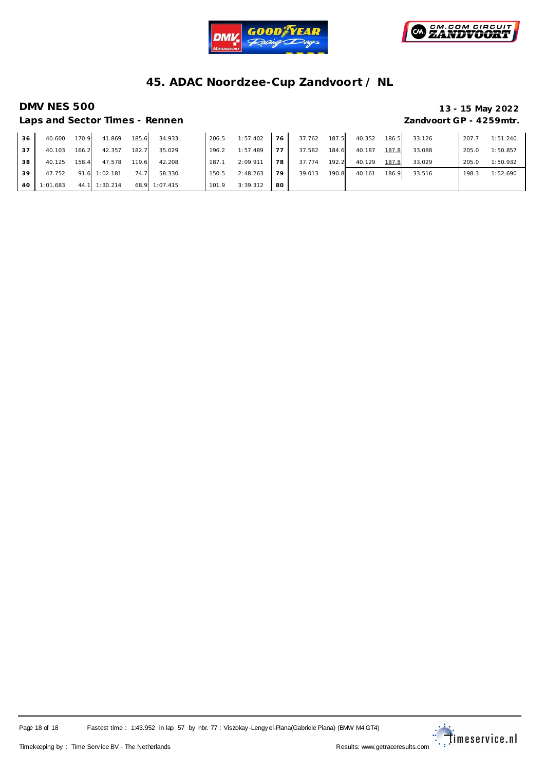# 45. ADAC Noordzee-Cup Zandvoort / NL

## DMV NES 500

**Laps and Sector Times - Rennen**

**13 - 15 May 2022**

**Zandvoort GP - 4259mtr.**

| | | | | | | | | | | | | | | | | |
|---|---|---|---|---|---|---|---|---|---|---|---|---|---|---|---|---|
| 36 | 40.600 | 170.9 | 41.869 | 185.6 | 34.933 | 206.5 | 1:57.402 | 76 | 37.762 | 187.5 | 40.352 | 186.5 | 33.126 | 207.7 | 1:51.240 |
| 37 | 40.103 | 166.2 | 42.357 | 182.7 | 35.029 | 196.2 | 1:57.489 | 77 | 37.582 | 184.6 | 40.187 | 187.8 | 33.088 | 205.0 | 1:50.857 |
| 38 | 40.125 | 158.4 | 47.578 | 119.6 | 42.208 | 187.1 | 2:09.911 | 78 | 37.774 | 192.2 | 40.129 | 187.8 | 33.029 | 205.0 | 1:50.932 |
| 39 | 47.752 | 91.6 | 1:02.181 | 74.7 | 58.330 | 150.5 | 2:48.263 | 79 | 39.013 | 190.8 | 40.161 | 186.9 | 33.516 | 198.3 | 1:52.690 |
| 40 | 1:01.683 | 44.1 | 1:30.214 | 68.9 | 1:07.415 | 101.9 | 3:39.312 | 80 | | | | | | | |

Fastest time : 1:43.952 in lap 57 by nbr. 77 : Viszokay-Lengyel-Piana(Gabriele Piana) (BMW M4 GT4)

Timekeeping by : Time Service BV - The Netherlands

Results: www.getraceresults.com